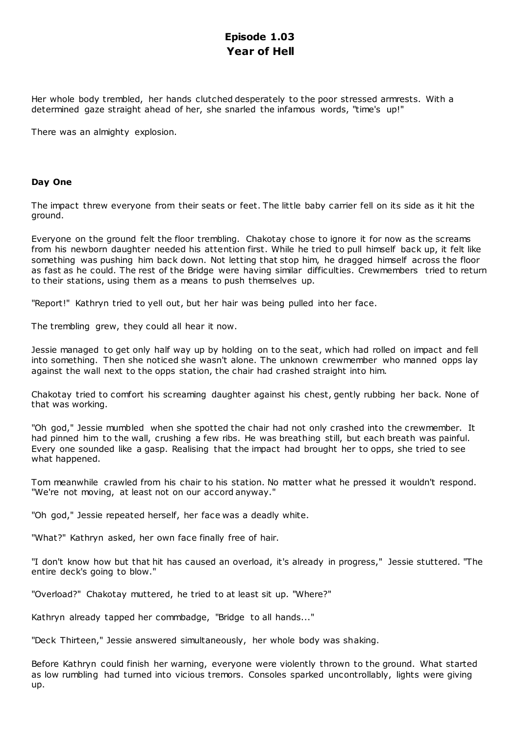# Episode 1.03
# Year of Hell

Her whole body trembled, her hands clutched desperately to the poor stressed armrests. With a determined gaze straight ahead of her, she snarled the infamous words, "time's up!"

There was an almighty explosion.

**Day One**

The impact threw everyone from their seats or feet. The little baby carrier fell on its side as it hit the ground.

Everyone on the ground felt the floor trembling. Chakotay chose to ignore it for now as the screams from his newborn daughter needed his attention first. While he tried to pull himself back up, it felt like something was pushing him back down. Not letting that stop him, he dragged himself across the floor as fast as he could. The rest of the Bridge were having similar difficulties. Crewmembers tried to return to their stations, using them as a means to push themselves up.

"Report!" Kathryn tried to yell out, but her hair was being pulled into her face.

The trembling grew, they could all hear it now.

Jessie managed to get only half way up by holding on to the seat, which had rolled on impact and fell into something. Then she noticed she wasn't alone. The unknown crewmember who manned opps lay against the wall next to the opps station, the chair had crashed straight into him.

Chakotay tried to comfort his screaming daughter against his chest, gently rubbing her back. None of that was working.

"Oh god," Jessie mumbled when she spotted the chair had not only crashed into the crewmember. It had pinned him to the wall, crushing a few ribs. He was breathing still, but each breath was painful. Every one sounded like a gasp. Realising that the impact had brought her to opps, she tried to see what happened.

Tom meanwhile crawled from his chair to his station. No matter what he pressed it wouldn't respond. "We're not moving, at least not on our accord anyway."

"Oh god," Jessie repeated herself, her face was a deadly white.

"What?" Kathryn asked, her own face finally free of hair.

"I don't know how but that hit has caused an overload, it's already in progress," Jessie stuttered. "The entire deck's going to blow."

"Overload?" Chakotay muttered, he tried to at least sit up. "Where?"

Kathryn already tapped her commbadge, "Bridge to all hands..."

"Deck Thirteen," Jessie answered simultaneously, her whole body was shaking.

Before Kathryn could finish her warning, everyone were violently thrown to the ground. What started as low rumbling had turned into vicious tremors. Consoles sparked uncontrollably, lights were giving up.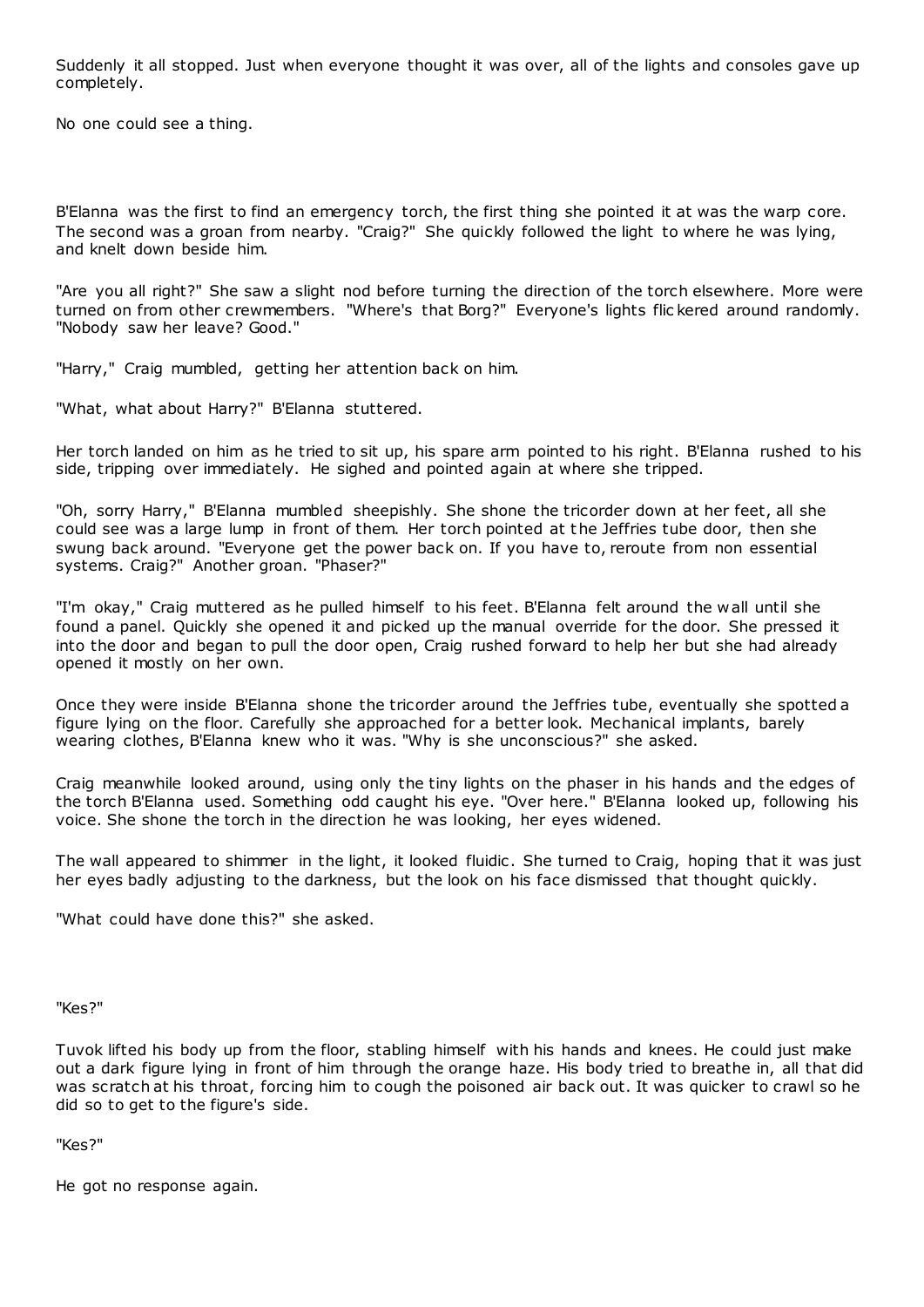Suddenly it all stopped. Just when everyone thought it was over, all of the lights and consoles gave up completely.

No one could see a thing.

B'Elanna was the first to find an emergency torch, the first thing she pointed it at was the warp core. The second was a groan from nearby. "Craig?" She quickly followed the light to where he was lying, and knelt down beside him.

"Are you all right?" She saw a slight nod before turning the direction of the torch elsewhere. More were turned on from other crewmembers. "Where's that Borg?" Everyone's lights flickered around randomly. "Nobody saw her leave? Good."

"Harry," Craig mumbled, getting her attention back on him.

"What, what about Harry?" B'Elanna stuttered.

Her torch landed on him as he tried to sit up, his spare arm pointed to his right. B'Elanna rushed to his side, tripping over immediately. He sighed and pointed again at where she tripped.

"Oh, sorry Harry," B'Elanna mumbled sheepishly. She shone the tricorder down at her feet, all she could see was a large lump in front of them. Her torch pointed at the Jeffries tube door, then she swung back around. "Everyone get the power back on. If you have to, reroute from non essential systems. Craig?" Another groan. "Phaser?"

"I'm okay," Craig muttered as he pulled himself to his feet. B'Elanna felt around the wall until she found a panel. Quickly she opened it and picked up the manual override for the door. She pressed it into the door and began to pull the door open, Craig rushed forward to help her but she had already opened it mostly on her own.

Once they were inside B'Elanna shone the tricorder around the Jeffries tube, eventually she spotted a figure lying on the floor. Carefully she approached for a better look. Mechanical implants, barely wearing clothes, B'Elanna knew who it was. "Why is she unconscious?" she asked.

Craig meanwhile looked around, using only the tiny lights on the phaser in his hands and the edges of the torch B'Elanna used. Something odd caught his eye. "Over here." B'Elanna looked up, following his voice. She shone the torch in the direction he was looking, her eyes widened.

The wall appeared to shimmer in the light, it looked fluidic. She turned to Craig, hoping that it was just her eyes badly adjusting to the darkness, but the look on his face dismissed that thought quickly.

"What could have done this?" she asked.

"Kes?"

Tuvok lifted his body up from the floor, stabling himself with his hands and knees. He could just make out a dark figure lying in front of him through the orange haze. His body tried to breathe in, all that did was scratch at his throat, forcing him to cough the poisoned air back out. It was quicker to crawl so he did so to get to the figure's side.

"Kes?"

He got no response again.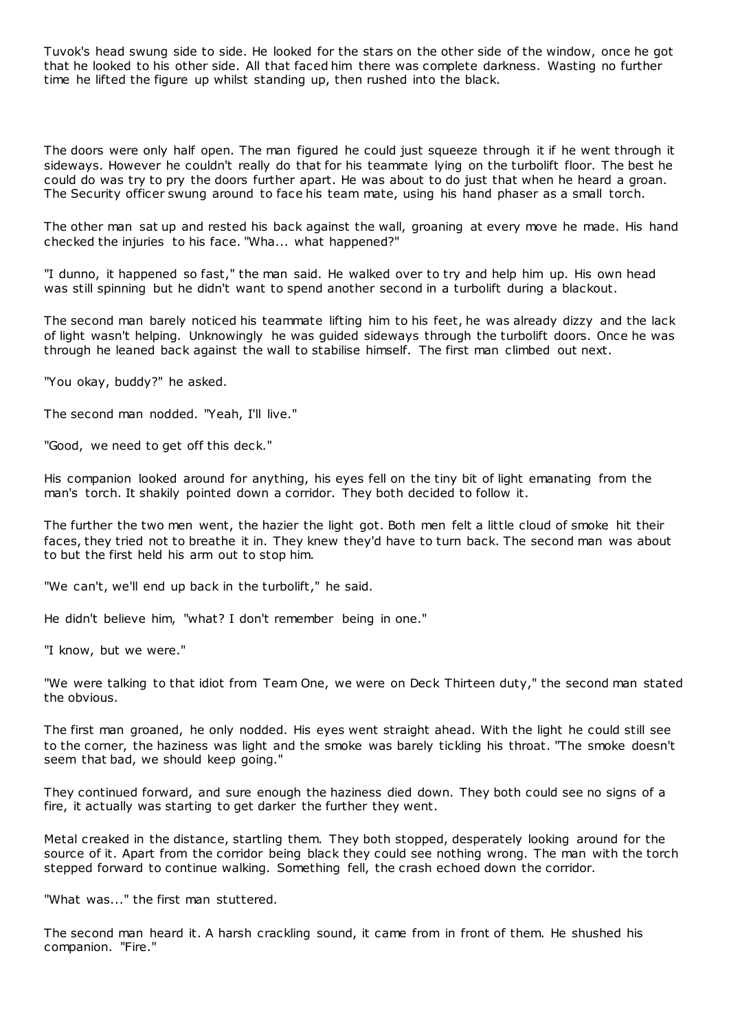Tuvok's head swung side to side. He looked for the stars on the other side of the window, once he got that he looked to his other side. All that faced him there was complete darkness. Wasting no further time he lifted the figure up whilst standing up, then rushed into the black.

The doors were only half open. The man figured he could just squeeze through it if he went through it sideways. However he couldn't really do that for his teammate lying on the turbolift floor. The best he could do was try to pry the doors further apart. He was about to do just that when he heard a groan. The Security officer swung around to face his team mate, using his hand phaser as a small torch.

The other man sat up and rested his back against the wall, groaning at every move he made. His hand checked the injuries to his face. "Wha... what happened?"

"I dunno, it happened so fast," the man said. He walked over to try and help him up. His own head was still spinning but he didn't want to spend another second in a turbolift during a blackout.

The second man barely noticed his teammate lifting him to his feet, he was already dizzy and the lack of light wasn't helping. Unknowingly he was guided sideways through the turbolift doors. Once he was through he leaned back against the wall to stabilise himself. The first man climbed out next.

"You okay, buddy?" he asked.

The second man nodded. "Yeah, I'll live."

"Good, we need to get off this deck."

His companion looked around for anything, his eyes fell on the tiny bit of light emanating from the man's torch. It shakily pointed down a corridor. They both decided to follow it.

The further the two men went, the hazier the light got. Both men felt a little cloud of smoke hit their faces, they tried not to breathe it in. They knew they'd have to turn back. The second man was about to but the first held his arm out to stop him.

"We can't, we'll end up back in the turbolift," he said.

He didn't believe him, "what? I don't remember being in one."

"I know, but we were."

"We were talking to that idiot from Team One, we were on Deck Thirteen duty," the second man stated the obvious.

The first man groaned, he only nodded. His eyes went straight ahead. With the light he could still see to the corner, the haziness was light and the smoke was barely tickling his throat. "The smoke doesn't seem that bad, we should keep going."

They continued forward, and sure enough the haziness died down. They both could see no signs of a fire, it actually was starting to get darker the further they went.

Metal creaked in the distance, startling them. They both stopped, desperately looking around for the source of it. Apart from the corridor being black they could see nothing wrong. The man with the torch stepped forward to continue walking. Something fell, the crash echoed down the corridor.

"What was..." the first man stuttered.

The second man heard it. A harsh crackling sound, it came from in front of them. He shushed his companion. "Fire."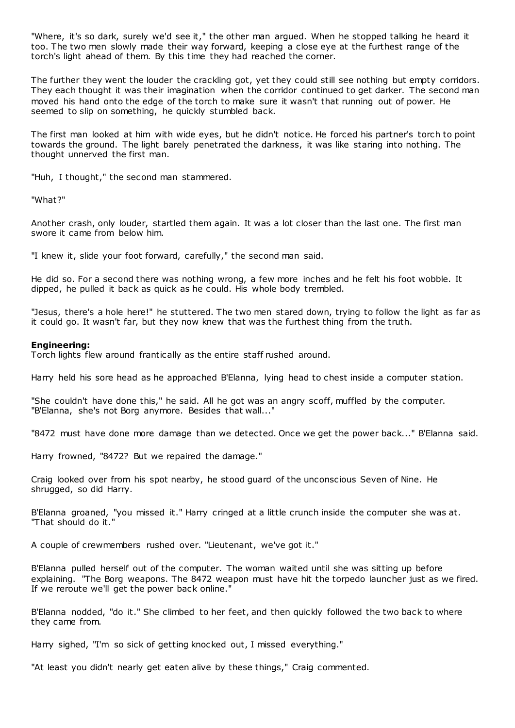"Where, it's so dark, surely we'd see it," the other man argued. When he stopped talking he heard it too. The two men slowly made their way forward, keeping a close eye at the furthest range of the torch's light ahead of them. By this time they had reached the corner.

The further they went the louder the crackling got, yet they could still see nothing but empty corridors. They each thought it was their imagination when the corridor continued to get darker. The second man moved his hand onto the edge of the torch to make sure it wasn't that running out of power. He seemed to slip on something, he quickly stumbled back.

The first man looked at him with wide eyes, but he didn't notice. He forced his partner's torch to point towards the ground. The light barely penetrated the darkness, it was like staring into nothing. The thought unnerved the first man.

"Huh, I thought," the second man stammered.

"What?"

Another crash, only louder, startled them again. It was a lot closer than the last one. The first man swore it came from below him.

"I knew it, slide your foot forward, carefully," the second man said.

He did so. For a second there was nothing wrong, a few more inches and he felt his foot wobble. It dipped, he pulled it back as quick as he could. His whole body trembled.

"Jesus, there's a hole here!" he stuttered. The two men stared down, trying to follow the light as far as it could go. It wasn't far, but they now knew that was the furthest thing from the truth.

**Engineering:**
Torch lights flew around frantically as the entire staff rushed around.

Harry held his sore head as he approached B'Elanna, lying head to chest inside a computer station.

"She couldn't have done this," he said. All he got was an angry scoff, muffled by the computer. "B'Elanna, she's not Borg anymore. Besides that wall..."

"8472 must have done more damage than we detected. Once we get the power back..." B'Elanna said.

Harry frowned, "8472? But we repaired the damage."

Craig looked over from his spot nearby, he stood guard of the unconscious Seven of Nine. He shrugged, so did Harry.

B'Elanna groaned, "you missed it." Harry cringed at a little crunch inside the computer she was at. "That should do it."

A couple of crewmembers rushed over. "Lieutenant, we've got it."

B'Elanna pulled herself out of the computer. The woman waited until she was sitting up before explaining. "The Borg weapons. The 8472 weapon must have hit the torpedo launcher just as we fired. If we reroute we'll get the power back online."

B'Elanna nodded, "do it." She climbed to her feet, and then quickly followed the two back to where they came from.

Harry sighed, "I'm so sick of getting knocked out, I missed everything."

"At least you didn't nearly get eaten alive by these things," Craig commented.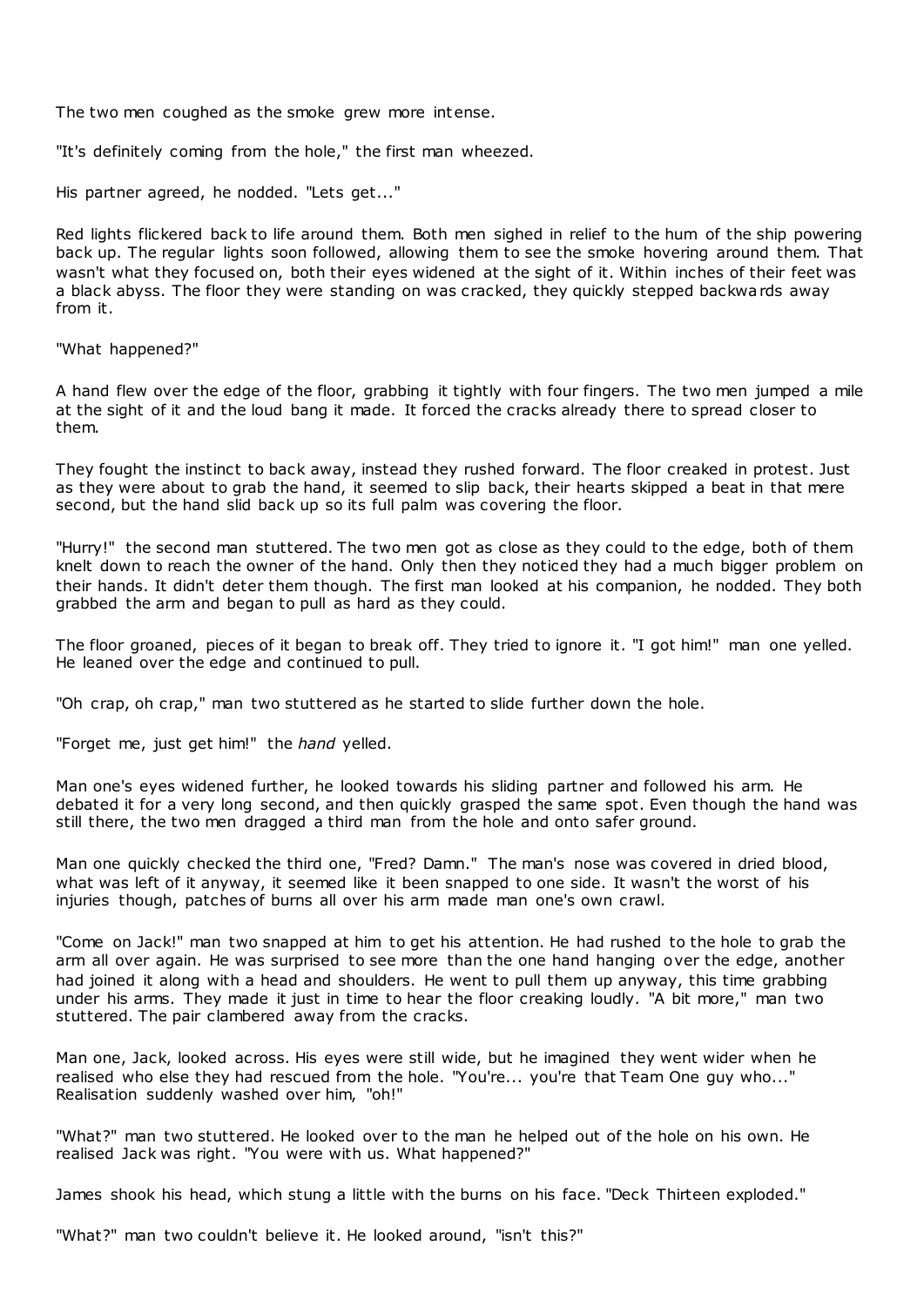The two men coughed as the smoke grew more intense.

"It's definitely coming from the hole," the first man wheezed.

His partner agreed, he nodded. "Lets get..."

Red lights flickered back to life around them. Both men sighed in relief to the hum of the ship powering back up. The regular lights soon followed, allowing them to see the smoke hovering around them. That wasn't what they focused on, both their eyes widened at the sight of it. Within inches of their feet was a black abyss. The floor they were standing on was cracked, they quickly stepped backwards away from it.

"What happened?"

A hand flew over the edge of the floor, grabbing it tightly with four fingers. The two men jumped a mile at the sight of it and the loud bang it made. It forced the cracks already there to spread closer to them.

They fought the instinct to back away, instead they rushed forward. The floor creaked in protest. Just as they were about to grab the hand, it seemed to slip back, their hearts skipped a beat in that mere second, but the hand slid back up so its full palm was covering the floor.

"Hurry!" the second man stuttered. The two men got as close as they could to the edge, both of them knelt down to reach the owner of the hand. Only then they noticed they had a much bigger problem on their hands. It didn't deter them though. The first man looked at his companion, he nodded. They both grabbed the arm and began to pull as hard as they could.

The floor groaned, pieces of it began to break off. They tried to ignore it. "I got him!" man one yelled. He leaned over the edge and continued to pull.

"Oh crap, oh crap," man two stuttered as he started to slide further down the hole.

"Forget me, just get him!" the *hand* yelled.

Man one's eyes widened further, he looked towards his sliding partner and followed his arm. He debated it for a very long second, and then quickly grasped the same spot. Even though the hand was still there, the two men dragged a third man from the hole and onto safer ground.

Man one quickly checked the third one, "Fred? Damn." The man's nose was covered in dried blood, what was left of it anyway, it seemed like it been snapped to one side. It wasn't the worst of his injuries though, patches of burns all over his arm made man one's own crawl.

"Come on Jack!" man two snapped at him to get his attention. He had rushed to the hole to grab the arm all over again. He was surprised to see more than the one hand hanging over the edge, another had joined it along with a head and shoulders. He went to pull them up anyway, this time grabbing under his arms. They made it just in time to hear the floor creaking loudly. "A bit more," man two stuttered. The pair clambered away from the cracks.

Man one, Jack, looked across. His eyes were still wide, but he imagined they went wider when he realised who else they had rescued from the hole. "You're... you're that Team One guy who..." Realisation suddenly washed over him, "oh!"

"What?" man two stuttered. He looked over to the man he helped out of the hole on his own. He realised Jack was right. "You were with us. What happened?"

James shook his head, which stung a little with the burns on his face. "Deck Thirteen exploded."

"What?" man two couldn't believe it. He looked around, "isn't this?"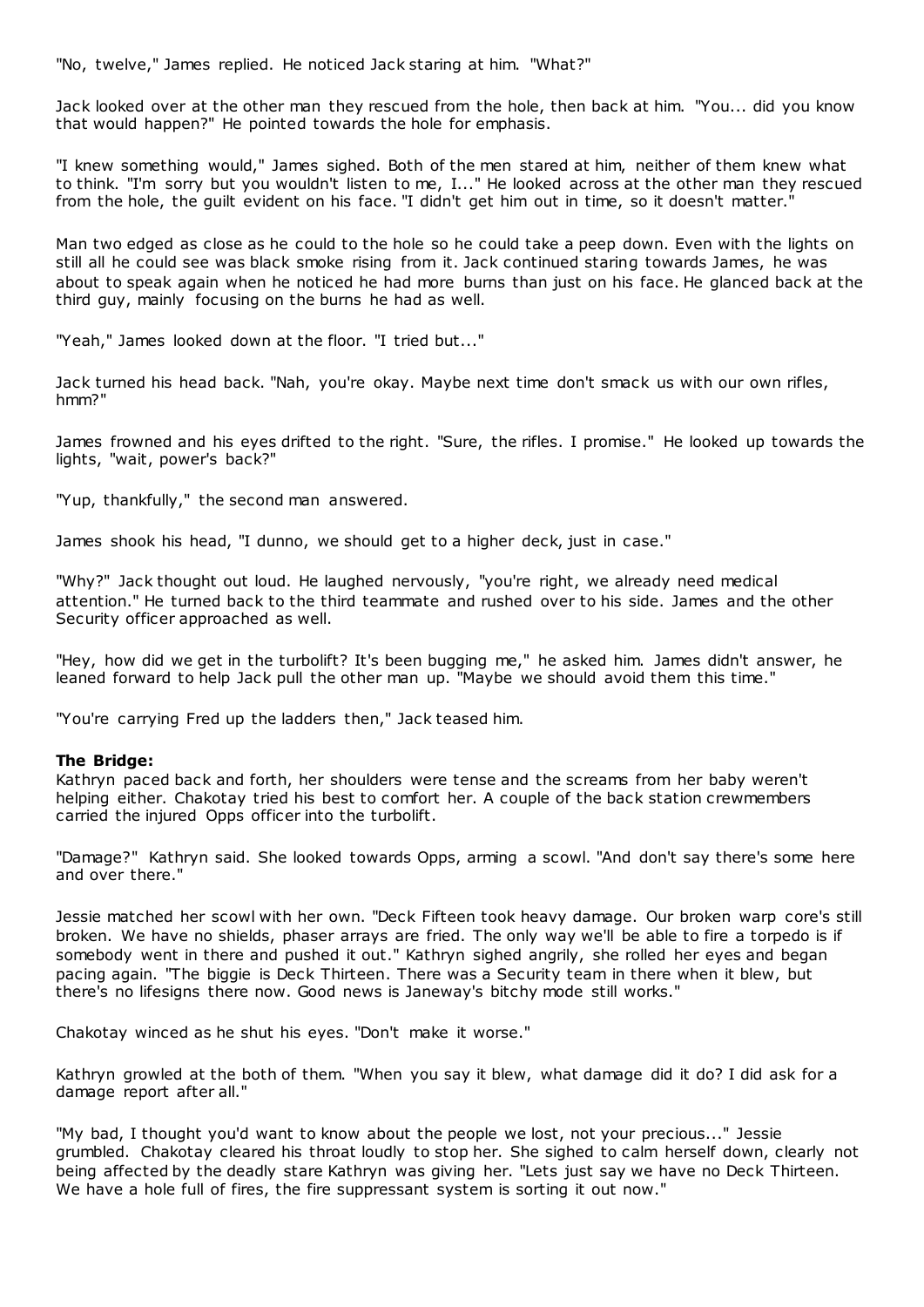"No, twelve," James replied. He noticed Jack staring at him. "What?"

Jack looked over at the other man they rescued from the hole, then back at him. "You... did you know that would happen?" He pointed towards the hole for emphasis.

"I knew something would," James sighed. Both of the men stared at him, neither of them knew what to think. "I'm sorry but you wouldn't listen to me, I..." He looked across at the other man they rescued from the hole, the guilt evident on his face. "I didn't get him out in time, so it doesn't matter."

Man two edged as close as he could to the hole so he could take a peep down. Even with the lights on still all he could see was black smoke rising from it. Jack continued staring towards James, he was about to speak again when he noticed he had more burns than just on his face. He glanced back at the third guy, mainly focusing on the burns he had as well.

"Yeah," James looked down at the floor. "I tried but..."

Jack turned his head back. "Nah, you're okay. Maybe next time don't smack us with our own rifles, hmm?"

James frowned and his eyes drifted to the right. "Sure, the rifles. I promise." He looked up towards the lights, "wait, power's back?"

"Yup, thankfully," the second man answered.

James shook his head, "I dunno, we should get to a higher deck, just in case."

"Why?" Jack thought out loud. He laughed nervously, "you're right, we already need medical attention." He turned back to the third teammate and rushed over to his side. James and the other Security officer approached as well.

"Hey, how did we get in the turbolift? It's been bugging me," he asked him. James didn't answer, he leaned forward to help Jack pull the other man up. "Maybe we should avoid them this time."

"You're carrying Fred up the ladders then," Jack teased him.

**The Bridge:**
Kathryn paced back and forth, her shoulders were tense and the screams from her baby weren't helping either. Chakotay tried his best to comfort her. A couple of the back station crewmembers carried the injured Opps officer into the turbolift.

"Damage?" Kathryn said. She looked towards Opps, arming a scowl. "And don't say there's some here and over there."

Jessie matched her scowl with her own. "Deck Fifteen took heavy damage. Our broken warp core's still broken. We have no shields, phaser arrays are fried. The only way we'll be able to fire a torpedo is if somebody went in there and pushed it out." Kathryn sighed angrily, she rolled her eyes and began pacing again. "The biggie is Deck Thirteen. There was a Security team in there when it blew, but there's no lifesigns there now. Good news is Janeway's bitchy mode still works."

Chakotay winced as he shut his eyes. "Don't make it worse."

Kathryn growled at the both of them. "When you say it blew, what damage did it do? I did ask for a damage report after all."

"My bad, I thought you'd want to know about the people we lost, not your precious..." Jessie grumbled. Chakotay cleared his throat loudly to stop her. She sighed to calm herself down, clearly not being affected by the deadly stare Kathryn was giving her. "Lets just say we have no Deck Thirteen. We have a hole full of fires, the fire suppressant system is sorting it out now."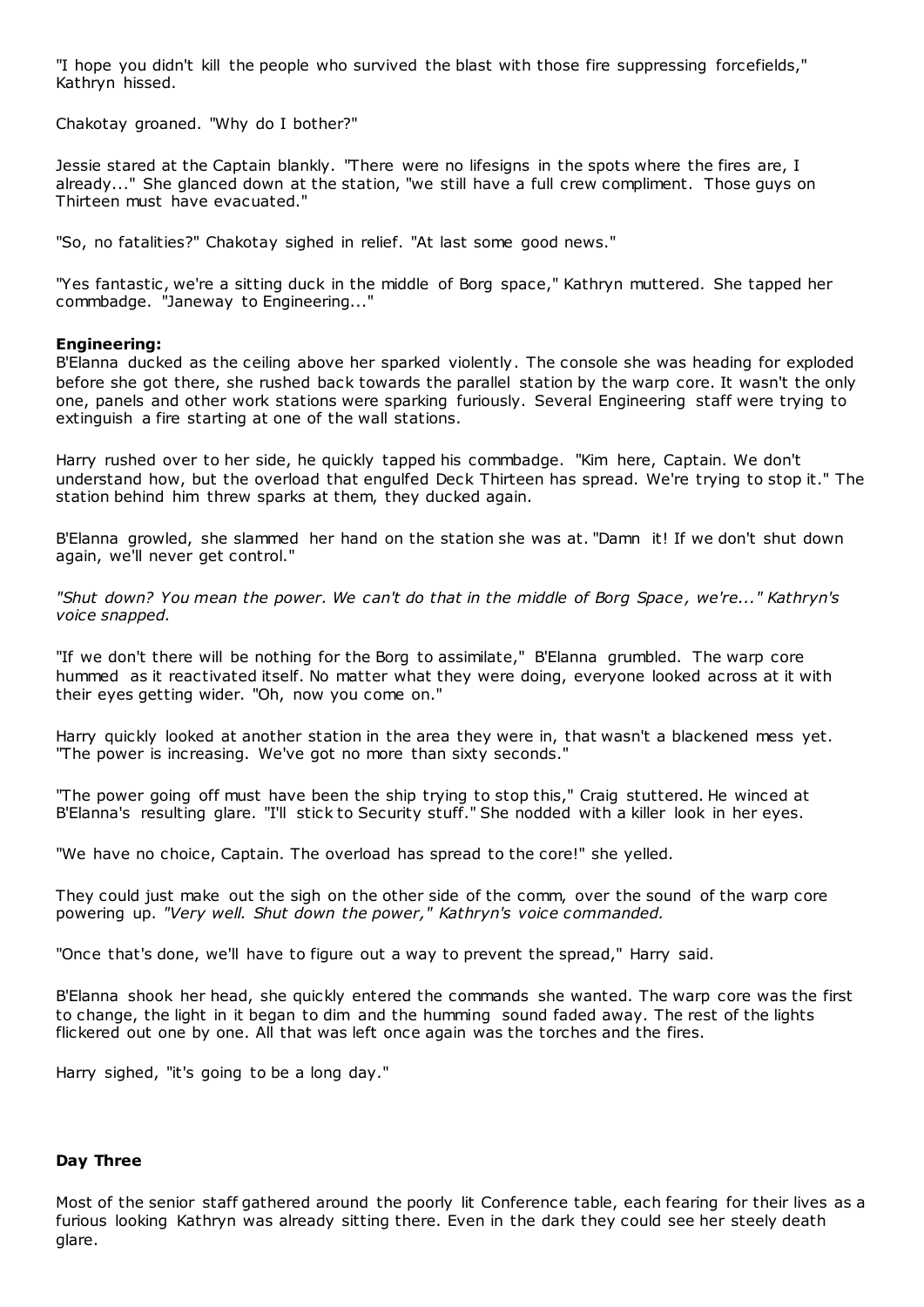"I hope you didn't kill the people who survived the blast with those fire suppressing forcefields," Kathryn hissed.

Chakotay groaned. "Why do I bother?"

Jessie stared at the Captain blankly. "There were no lifesigns in the spots where the fires are, I already..." She glanced down at the station, "we still have a full crew compliment. Those guys on Thirteen must have evacuated."

"So, no fatalities?" Chakotay sighed in relief. "At last some good news."

"Yes fantastic, we're a sitting duck in the middle of Borg space," Kathryn muttered. She tapped her commbadge. "Janeway to Engineering..."

**Engineering:**

B'Elanna ducked as the ceiling above her sparked violently. The console she was heading for exploded before she got there, she rushed back towards the parallel station by the warp core. It wasn't the only one, panels and other work stations were sparking furiously. Several Engineering staff were trying to extinguish a fire starting at one of the wall stations.

Harry rushed over to her side, he quickly tapped his commbadge. "Kim here, Captain. We don't understand how, but the overload that engulfed Deck Thirteen has spread. We're trying to stop it." The station behind him threw sparks at them, they ducked again.

B'Elanna growled, she slammed her hand on the station she was at. "Damn it! If we don't shut down again, we'll never get control."

*"Shut down? You mean the power. We can't do that in the middle of Borg Space, we're..." Kathryn's voice snapped.*

"If we don't there will be nothing for the Borg to assimilate," B'Elanna grumbled. The warp core hummed as it reactivated itself. No matter what they were doing, everyone looked across at it with their eyes getting wider. "Oh, now you come on."

Harry quickly looked at another station in the area they were in, that wasn't a blackened mess yet. "The power is increasing. We've got no more than sixty seconds."

"The power going off must have been the ship trying to stop this," Craig stuttered. He winced at B'Elanna's resulting glare. "I'll stick to Security stuff." She nodded with a killer look in her eyes.

"We have no choice, Captain. The overload has spread to the core!" she yelled.

They could just make out the sigh on the other side of the comm, over the sound of the warp core powering up. *"Very well. Shut down the power," Kathryn's voice commanded.*

"Once that's done, we'll have to figure out a way to prevent the spread," Harry said.

B'Elanna shook her head, she quickly entered the commands she wanted. The warp core was the first to change, the light in it began to dim and the humming sound faded away. The rest of the lights flickered out one by one. All that was left once again was the torches and the fires.

Harry sighed, "it's going to be a long day."

**Day Three**

Most of the senior staff gathered around the poorly lit Conference table, each fearing for their lives as a furious looking Kathryn was already sitting there. Even in the dark they could see her steely death glare.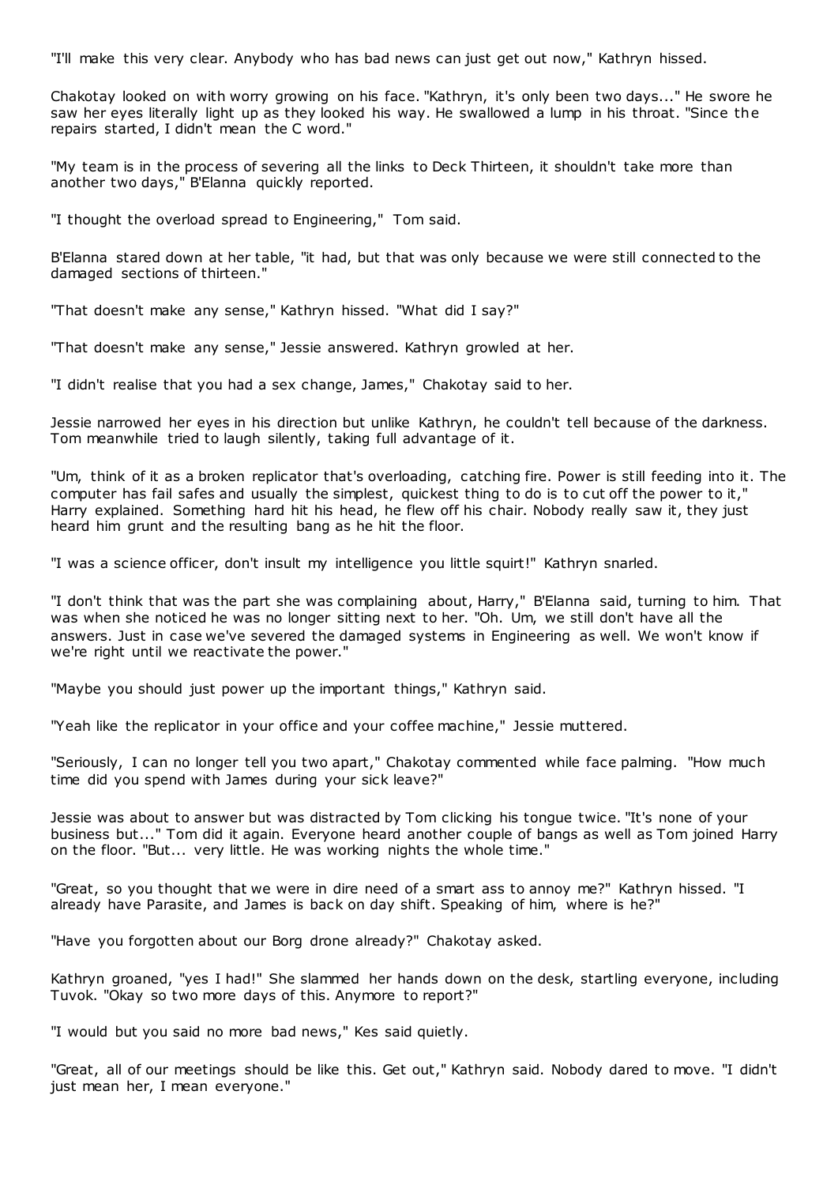"I'll make this very clear. Anybody who has bad news can just get out now," Kathryn hissed.

Chakotay looked on with worry growing on his face. "Kathryn, it's only been two days..." He swore he saw her eyes literally light up as they looked his way. He swallowed a lump in his throat. "Since the repairs started, I didn't mean the C word."

"My team is in the process of severing all the links to Deck Thirteen, it shouldn't take more than another two days," B'Elanna quickly reported.

"I thought the overload spread to Engineering," Tom said.

B'Elanna stared down at her table, "it had, but that was only because we were still connected to the damaged sections of thirteen."

"That doesn't make any sense," Kathryn hissed. "What did I say?"

"That doesn't make any sense," Jessie answered. Kathryn growled at her.

"I didn't realise that you had a sex change, James," Chakotay said to her.

Jessie narrowed her eyes in his direction but unlike Kathryn, he couldn't tell because of the darkness. Tom meanwhile tried to laugh silently, taking full advantage of it.

"Um, think of it as a broken replicator that's overloading, catching fire. Power is still feeding into it. The computer has fail safes and usually the simplest, quickest thing to do is to cut off the power to it," Harry explained. Something hard hit his head, he flew off his chair. Nobody really saw it, they just heard him grunt and the resulting bang as he hit the floor.

"I was a science officer, don't insult my intelligence you little squirt!" Kathryn snarled.

"I don't think that was the part she was complaining about, Harry," B'Elanna said, turning to him. That was when she noticed he was no longer sitting next to her. "Oh. Um, we still don't have all the answers. Just in case we've severed the damaged systems in Engineering as well. We won't know if we're right until we reactivate the power."

"Maybe you should just power up the important things," Kathryn said.

"Yeah like the replicator in your office and your coffee machine," Jessie muttered.

"Seriously, I can no longer tell you two apart," Chakotay commented while face palming. "How much time did you spend with James during your sick leave?"

Jessie was about to answer but was distracted by Tom clicking his tongue twice. "It's none of your business but..." Tom did it again. Everyone heard another couple of bangs as well as Tom joined Harry on the floor. "But... very little. He was working nights the whole time."

"Great, so you thought that we were in dire need of a smart ass to annoy me?" Kathryn hissed. "I already have Parasite, and James is back on day shift. Speaking of him, where is he?"

"Have you forgotten about our Borg drone already?" Chakotay asked.

Kathryn groaned, "yes I had!" She slammed her hands down on the desk, startling everyone, including Tuvok. "Okay so two more days of this. Anymore to report?"

"I would but you said no more bad news," Kes said quietly.

"Great, all of our meetings should be like this. Get out," Kathryn said. Nobody dared to move. "I didn't just mean her, I mean everyone."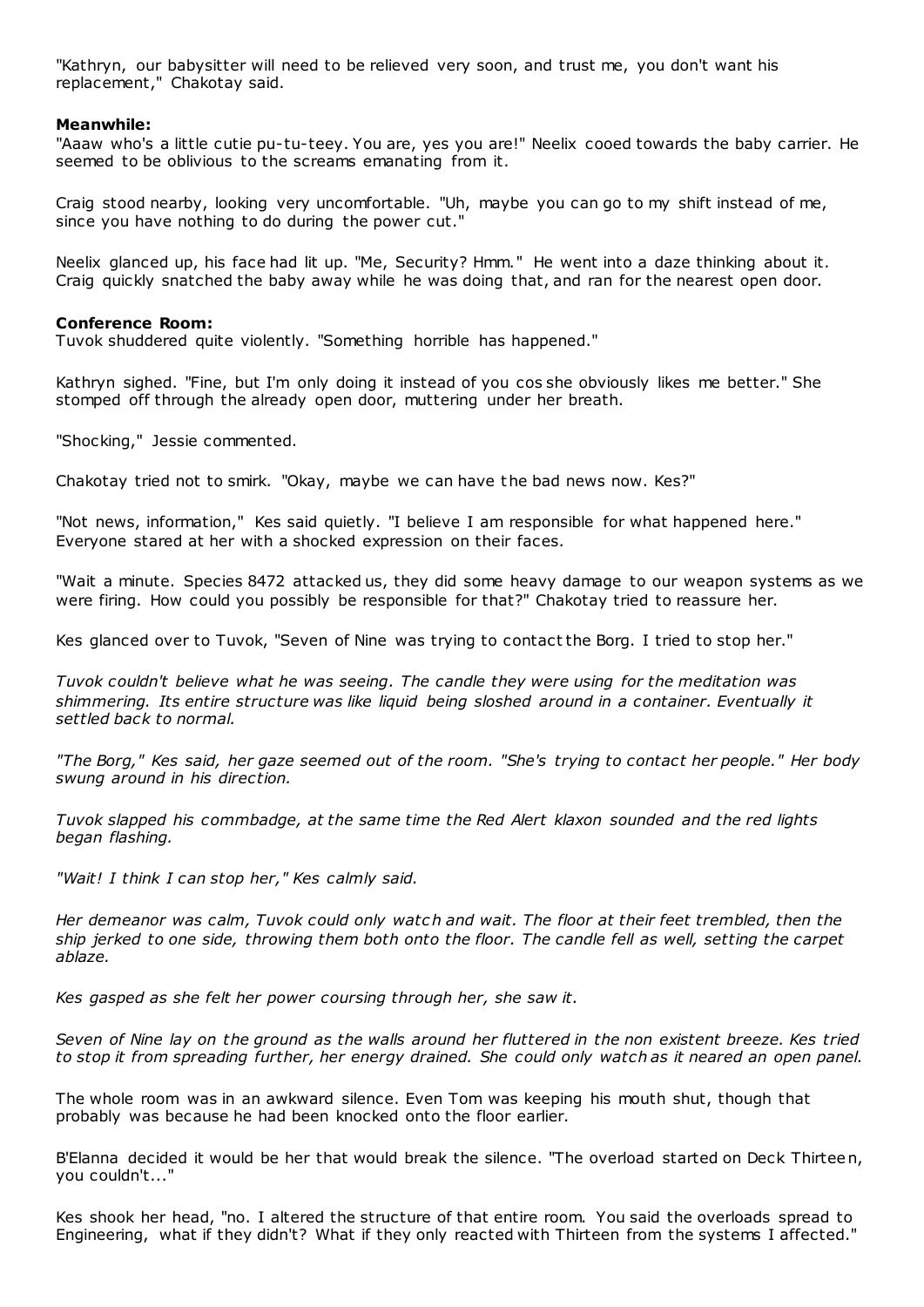"Kathryn, our babysitter will need to be relieved very soon, and trust me, you don't want his replacement," Chakotay said.

**Meanwhile:**

"Aaaw who's a little cutie pu-tu-teey. You are, yes you are!" Neelix cooed towards the baby carrier. He seemed to be oblivious to the screams emanating from it.

Craig stood nearby, looking very uncomfortable. "Uh, maybe you can go to my shift instead of me, since you have nothing to do during the power cut."

Neelix glanced up, his face had lit up. "Me, Security? Hmm." He went into a daze thinking about it. Craig quickly snatched the baby away while he was doing that, and ran for the nearest open door.

**Conference Room:**

Tuvok shuddered quite violently. "Something horrible has happened."

Kathryn sighed. "Fine, but I'm only doing it instead of you cos she obviously likes me better." She stomped off through the already open door, muttering under her breath.

"Shocking," Jessie commented.

Chakotay tried not to smirk. "Okay, maybe we can have the bad news now. Kes?"

"Not news, information," Kes said quietly. "I believe I am responsible for what happened here." Everyone stared at her with a shocked expression on their faces.

"Wait a minute. Species 8472 attacked us, they did some heavy damage to our weapon systems as we were firing. How could you possibly be responsible for that?" Chakotay tried to reassure her.

Kes glanced over to Tuvok, "Seven of Nine was trying to contact the Borg. I tried to stop her."

*Tuvok couldn't believe what he was seeing. The candle they were using for the meditation was shimmering. Its entire structure was like liquid being sloshed around in a container. Eventually it settled back to normal.*

*"The Borg," Kes said, her gaze seemed out of the room. "She's trying to contact her people." Her body swung around in his direction.*

*Tuvok slapped his commbadge, at the same time the Red Alert klaxon sounded and the red lights began flashing.*

*"Wait! I think I can stop her," Kes calmly said.*

*Her demeanor was calm, Tuvok could only watch and wait. The floor at their feet trembled, then the ship jerked to one side, throwing them both onto the floor. The candle fell as well, setting the carpet ablaze.*

*Kes gasped as she felt her power coursing through her, she saw it.*

*Seven of Nine lay on the ground as the walls around her fluttered in the non existent breeze. Kes tried to stop it from spreading further, her energy drained. She could only watch as it neared an open panel.*

The whole room was in an awkward silence. Even Tom was keeping his mouth shut, though that probably was because he had been knocked onto the floor earlier.

B'Elanna decided it would be her that would break the silence. "The overload started on Deck Thirteen, you couldn't..."

Kes shook her head, "no. I altered the structure of that entire room. You said the overloads spread to Engineering, what if they didn't? What if they only reacted with Thirteen from the systems I affected."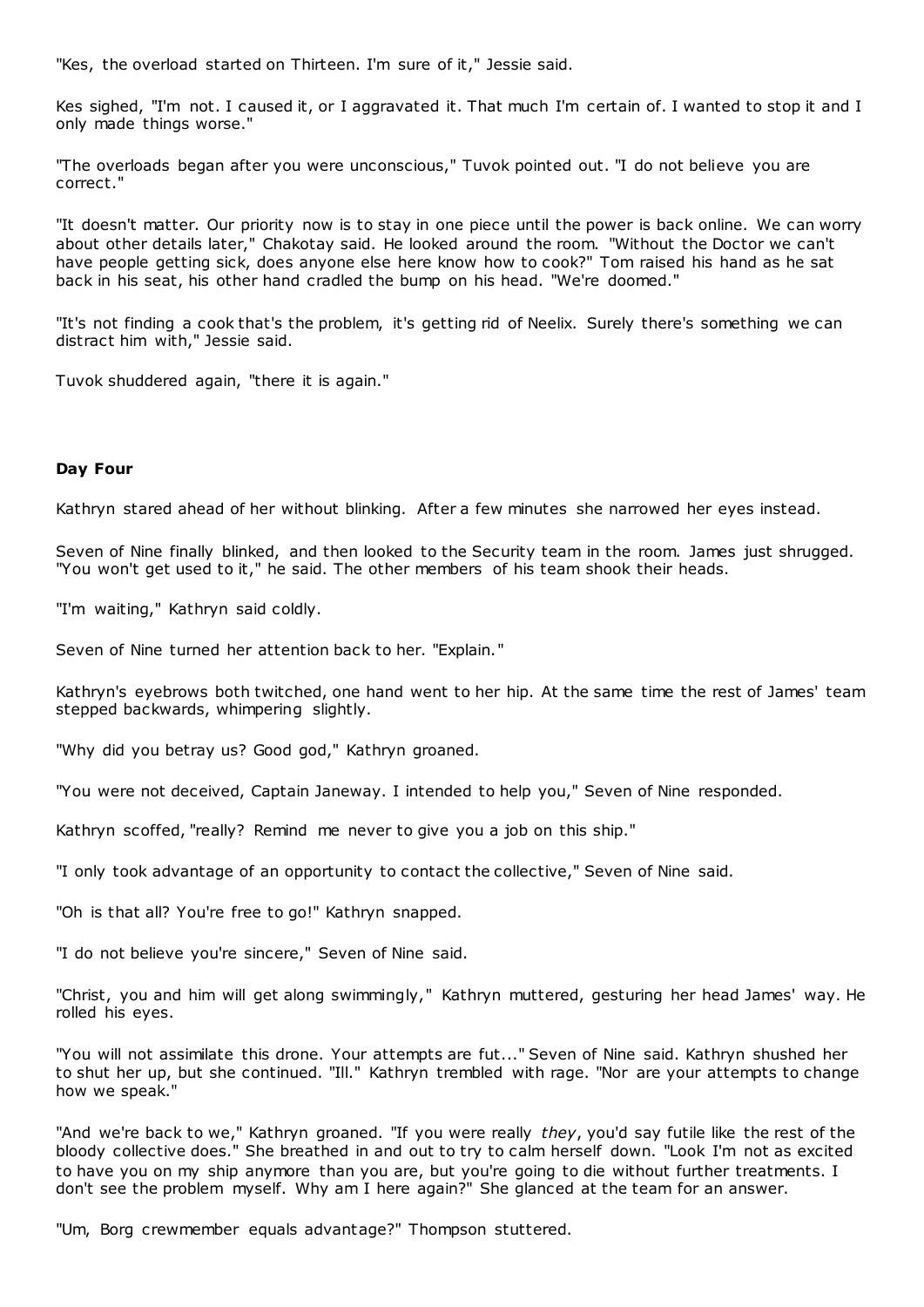"Kes, the overload started on Thirteen. I'm sure of it," Jessie said.

Kes sighed, "I'm not. I caused it, or I aggravated it. That much I'm certain of. I wanted to stop it and I only made things worse."

"The overloads began after you were unconscious," Tuvok pointed out. "I do not believe you are correct."

"It doesn't matter. Our priority now is to stay in one piece until the power is back online. We can worry about other details later," Chakotay said. He looked around the room. "Without the Doctor we can't have people getting sick, does anyone else here know how to cook?" Tom raised his hand as he sat back in his seat, his other hand cradled the bump on his head. "We're doomed."

"It's not finding a cook that's the problem, it's getting rid of Neelix. Surely there's something we can distract him with," Jessie said.

Tuvok shuddered again, "there it is again."

**Day Four**

Kathryn stared ahead of her without blinking. After a few minutes she narrowed her eyes instead.

Seven of Nine finally blinked, and then looked to the Security team in the room. James just shrugged. "You won't get used to it," he said. The other members of his team shook their heads.

"I'm waiting," Kathryn said coldly.

Seven of Nine turned her attention back to her. "Explain."

Kathryn's eyebrows both twitched, one hand went to her hip. At the same time the rest of James' team stepped backwards, whimpering slightly.

"Why did you betray us? Good god," Kathryn groaned.

"You were not deceived, Captain Janeway. I intended to help you," Seven of Nine responded.

Kathryn scoffed, "really? Remind me never to give you a job on this ship."

"I only took advantage of an opportunity to contact the collective," Seven of Nine said.

"Oh is that all? You're free to go!" Kathryn snapped.

"I do not believe you're sincere," Seven of Nine said.

"Christ, you and him will get along swimmingly," Kathryn muttered, gesturing her head James' way. He rolled his eyes.

"You will not assimilate this drone. Your attempts are fut..." Seven of Nine said. Kathryn shushed her to shut her up, but she continued. "Ill." Kathryn trembled with rage. "Nor are your attempts to change how we speak."

"And we're back to we," Kathryn groaned. "If you were really *they*, you'd say futile like the rest of the bloody collective does." She breathed in and out to try to calm herself down. "Look I'm not as excited to have you on my ship anymore than you are, but you're going to die without further treatments. I don't see the problem myself. Why am I here again?" She glanced at the team for an answer.

"Um, Borg crewmember equals advantage?" Thompson stuttered.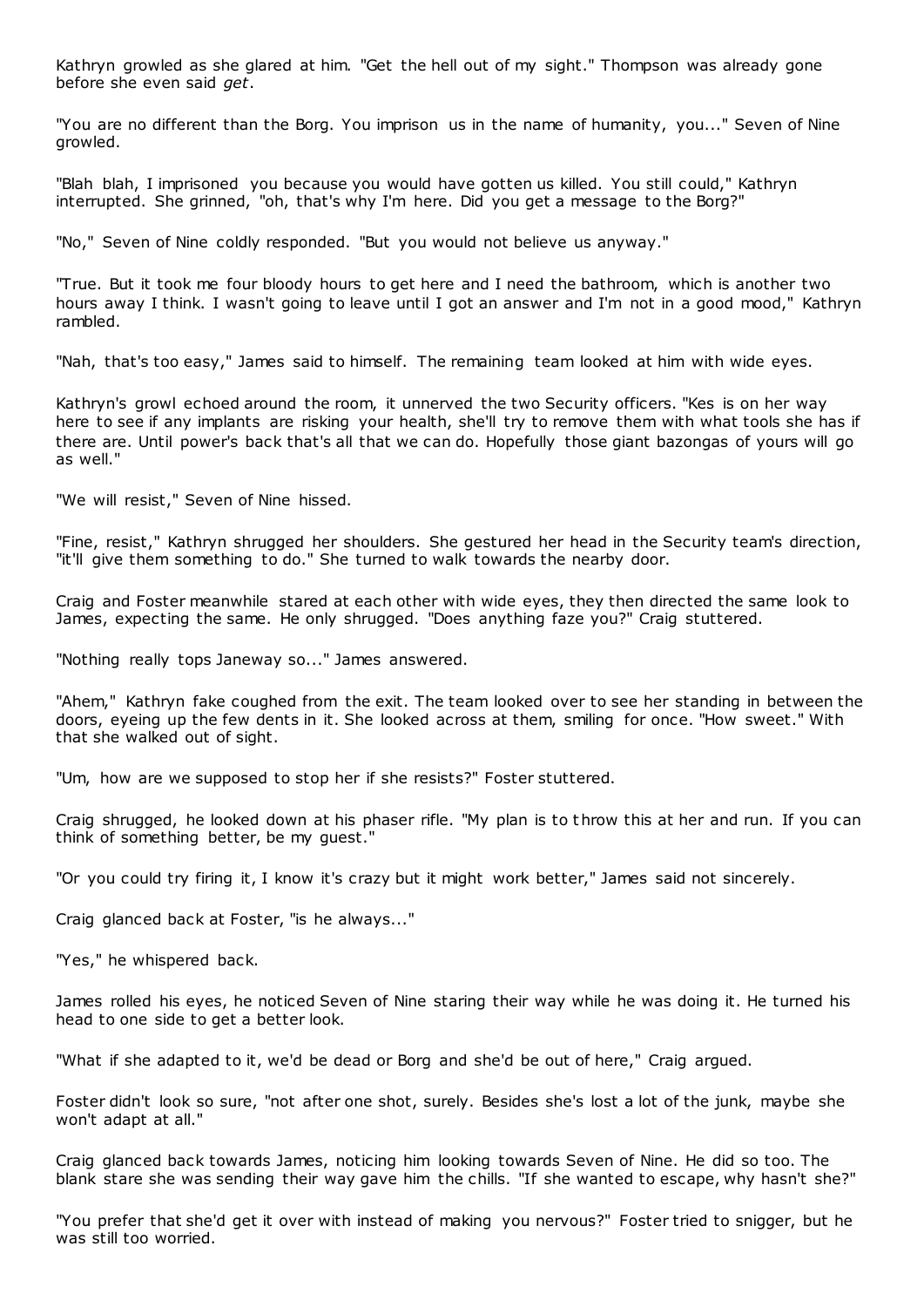Kathryn growled as she glared at him. "Get the hell out of my sight." Thompson was already gone before she even said *get*.

"You are no different than the Borg. You imprison us in the name of humanity, you..." Seven of Nine growled.

"Blah blah, I imprisoned you because you would have gotten us killed. You still could," Kathryn interrupted. She grinned, "oh, that's why I'm here. Did you get a message to the Borg?"

"No," Seven of Nine coldly responded. "But you would not believe us anyway."

"True. But it took me four bloody hours to get here and I need the bathroom, which is another two hours away I think. I wasn't going to leave until I got an answer and I'm not in a good mood," Kathryn rambled.

"Nah, that's too easy," James said to himself. The remaining team looked at him with wide eyes.

Kathryn's growl echoed around the room, it unnerved the two Security officers. "Kes is on her way here to see if any implants are risking your health, she'll try to remove them with what tools she has if there are. Until power's back that's all that we can do. Hopefully those giant bazongas of yours will go as well."

"We will resist," Seven of Nine hissed.

"Fine, resist," Kathryn shrugged her shoulders. She gestured her head in the Security team's direction, "it'll give them something to do." She turned to walk towards the nearby door.

Craig and Foster meanwhile stared at each other with wide eyes, they then directed the same look to James, expecting the same. He only shrugged. "Does anything faze you?" Craig stuttered.

"Nothing really tops Janeway so..." James answered.

"Ahem," Kathryn fake coughed from the exit. The team looked over to see her standing in between the doors, eyeing up the few dents in it. She looked across at them, smiling for once. "How sweet." With that she walked out of sight.

"Um, how are we supposed to stop her if she resists?" Foster stuttered.

Craig shrugged, he looked down at his phaser rifle. "My plan is to throw this at her and run. If you can think of something better, be my guest."

"Or you could try firing it, I know it's crazy but it might work better," James said not sincerely.

Craig glanced back at Foster, "is he always..."

"Yes," he whispered back.

James rolled his eyes, he noticed Seven of Nine staring their way while he was doing it. He turned his head to one side to get a better look.

"What if she adapted to it, we'd be dead or Borg and she'd be out of here," Craig argued.

Foster didn't look so sure, "not after one shot, surely. Besides she's lost a lot of the junk, maybe she won't adapt at all."

Craig glanced back towards James, noticing him looking towards Seven of Nine. He did so too. The blank stare she was sending their way gave him the chills. "If she wanted to escape, why hasn't she?"

"You prefer that she'd get it over with instead of making you nervous?" Foster tried to snigger, but he was still too worried.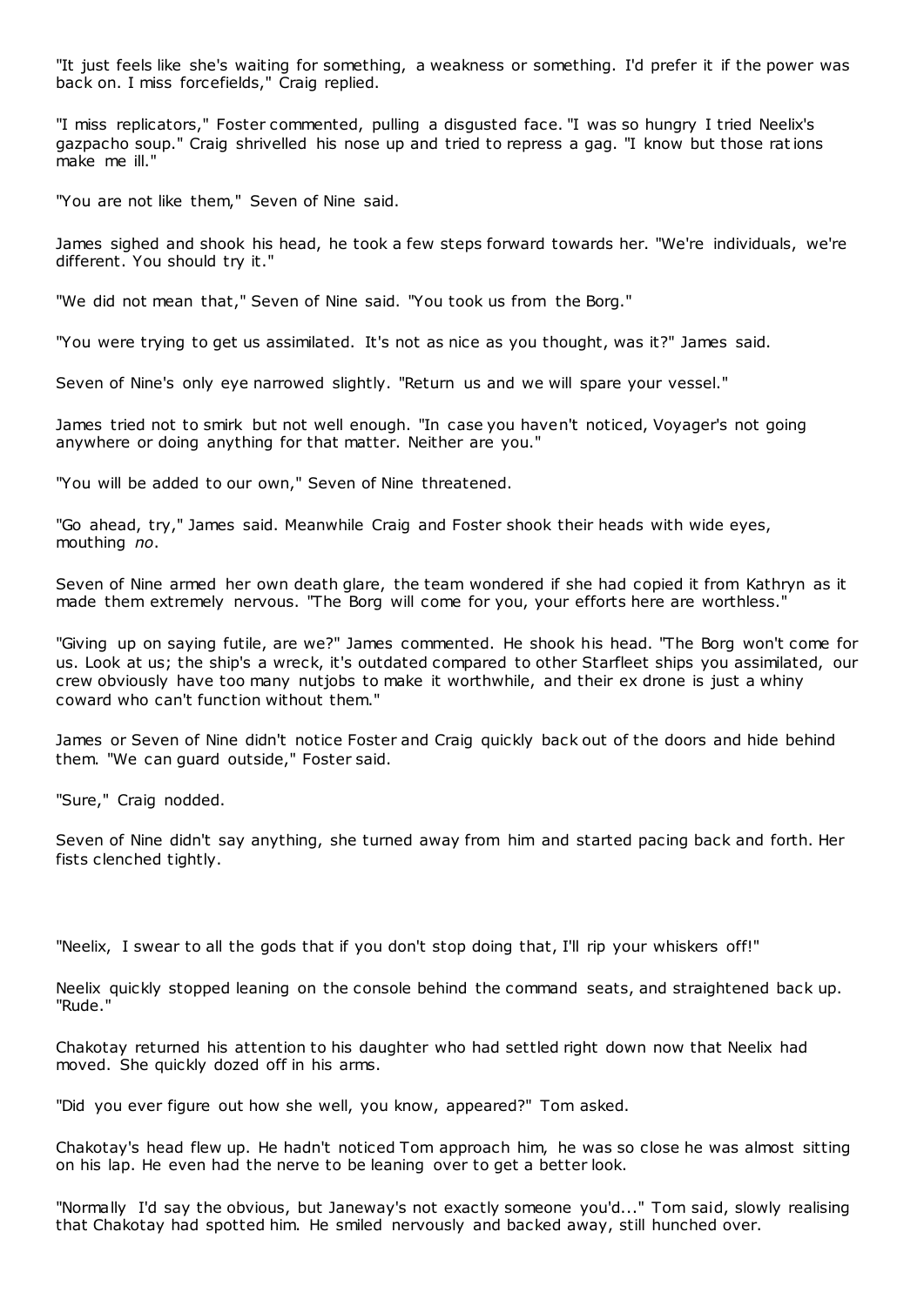"It just feels like she's waiting for something, a weakness or something. I'd prefer it if the power was back on. I miss forcefields," Craig replied.

"I miss replicators," Foster commented, pulling a disgusted face. "I was so hungry I tried Neelix's gazpacho soup." Craig shrivelled his nose up and tried to repress a gag. "I know but those rations make me ill."

"You are not like them," Seven of Nine said.

James sighed and shook his head, he took a few steps forward towards her. "We're individuals, we're different. You should try it."

"We did not mean that," Seven of Nine said. "You took us from the Borg."

"You were trying to get us assimilated. It's not as nice as you thought, was it?" James said.

Seven of Nine's only eye narrowed slightly. "Return us and we will spare your vessel."

James tried not to smirk but not well enough. "In case you haven't noticed, Voyager's not going anywhere or doing anything for that matter. Neither are you."

"You will be added to our own," Seven of Nine threatened.

"Go ahead, try," James said. Meanwhile Craig and Foster shook their heads with wide eyes, mouthing *no*.

Seven of Nine armed her own death glare, the team wondered if she had copied it from Kathryn as it made them extremely nervous. "The Borg will come for you, your efforts here are worthless."

"Giving up on saying futile, are we?" James commented. He shook his head. "The Borg won't come for us. Look at us; the ship's a wreck, it's outdated compared to other Starfleet ships you assimilated, our crew obviously have too many nutjobs to make it worthwhile, and their ex drone is just a whiny coward who can't function without them."

James or Seven of Nine didn't notice Foster and Craig quickly back out of the doors and hide behind them. "We can guard outside," Foster said.

"Sure," Craig nodded.

Seven of Nine didn't say anything, she turned away from him and started pacing back and forth. Her fists clenched tightly.

"Neelix, I swear to all the gods that if you don't stop doing that, I'll rip your whiskers off!"

Neelix quickly stopped leaning on the console behind the command seats, and straightened back up. "Rude."

Chakotay returned his attention to his daughter who had settled right down now that Neelix had moved. She quickly dozed off in his arms.

"Did you ever figure out how she well, you know, appeared?" Tom asked.

Chakotay's head flew up. He hadn't noticed Tom approach him, he was so close he was almost sitting on his lap. He even had the nerve to be leaning over to get a better look.

"Normally I'd say the obvious, but Janeway's not exactly someone you'd..." Tom said, slowly realising that Chakotay had spotted him. He smiled nervously and backed away, still hunched over.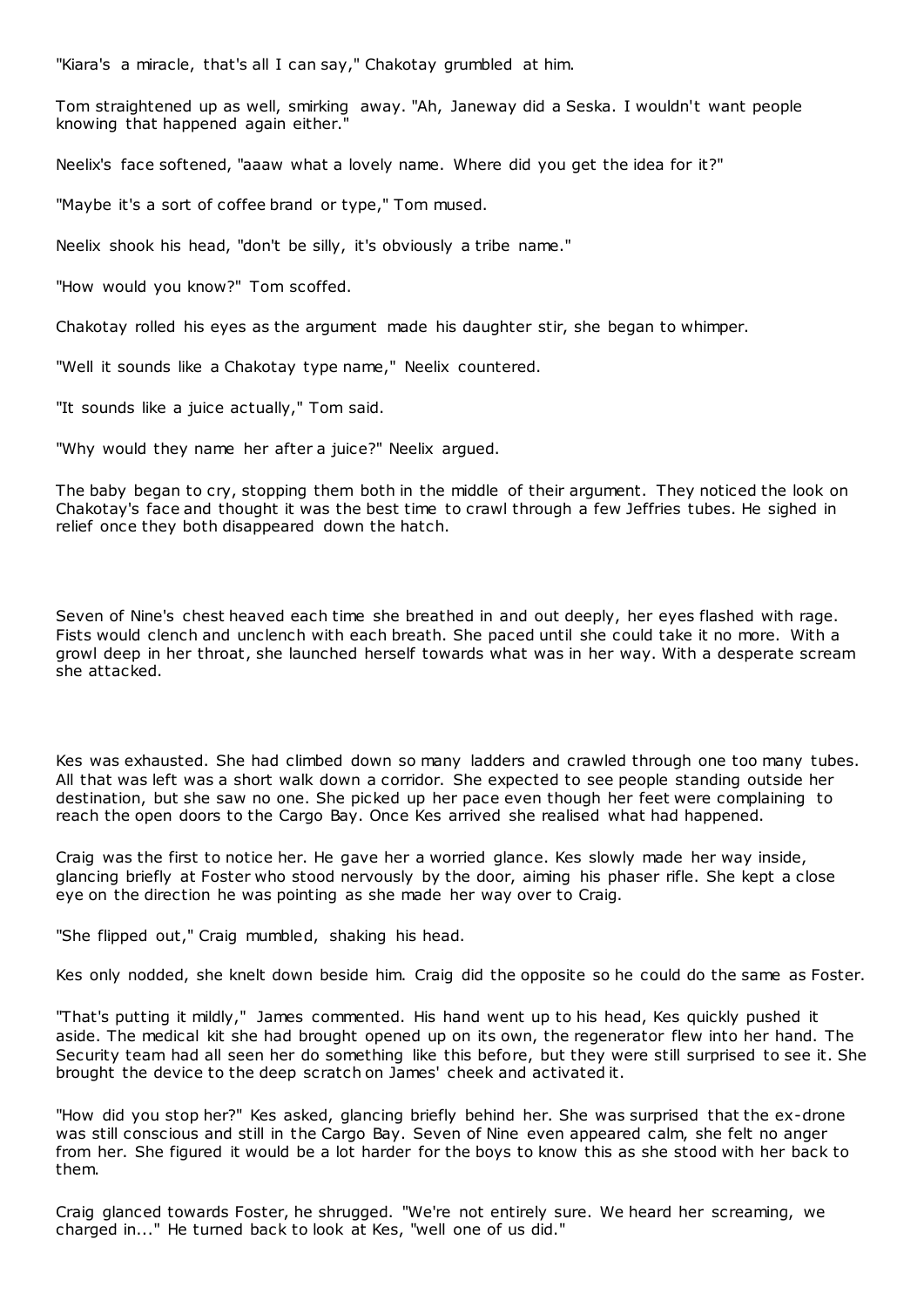"Kiara's a miracle, that's all I can say," Chakotay grumbled at him.

Tom straightened up as well, smirking away. "Ah, Janeway did a Seska. I wouldn't want people knowing that happened again either."

Neelix's face softened, "aaaw what a lovely name. Where did you get the idea for it?"

"Maybe it's a sort of coffee brand or type," Tom mused.

Neelix shook his head, "don't be silly, it's obviously a tribe name."

"How would you know?" Tom scoffed.

Chakotay rolled his eyes as the argument made his daughter stir, she began to whimper.

"Well it sounds like a Chakotay type name," Neelix countered.

"It sounds like a juice actually," Tom said.

"Why would they name her after a juice?" Neelix argued.

The baby began to cry, stopping them both in the middle of their argument. They noticed the look on Chakotay's face and thought it was the best time to crawl through a few Jeffries tubes. He sighed in relief once they both disappeared down the hatch.

Seven of Nine's chest heaved each time she breathed in and out deeply, her eyes flashed with rage. Fists would clench and unclench with each breath. She paced until she could take it no more. With a growl deep in her throat, she launched herself towards what was in her way. With a desperate scream she attacked.

Kes was exhausted. She had climbed down so many ladders and crawled through one too many tubes. All that was left was a short walk down a corridor. She expected to see people standing outside her destination, but she saw no one. She picked up her pace even though her feet were complaining to reach the open doors to the Cargo Bay. Once Kes arrived she realised what had happened.

Craig was the first to notice her. He gave her a worried glance. Kes slowly made her way inside, glancing briefly at Foster who stood nervously by the door, aiming his phaser rifle. She kept a close eye on the direction he was pointing as she made her way over to Craig.

"She flipped out," Craig mumbled, shaking his head.

Kes only nodded, she knelt down beside him. Craig did the opposite so he could do the same as Foster.

"That's putting it mildly," James commented. His hand went up to his head, Kes quickly pushed it aside. The medical kit she had brought opened up on its own, the regenerator flew into her hand. The Security team had all seen her do something like this before, but they were still surprised to see it. She brought the device to the deep scratch on James' cheek and activated it.

"How did you stop her?" Kes asked, glancing briefly behind her. She was surprised that the ex-drone was still conscious and still in the Cargo Bay. Seven of Nine even appeared calm, she felt no anger from her. She figured it would be a lot harder for the boys to know this as she stood with her back to them.

Craig glanced towards Foster, he shrugged. "We're not entirely sure. We heard her screaming, we charged in..." He turned back to look at Kes, "well one of us did."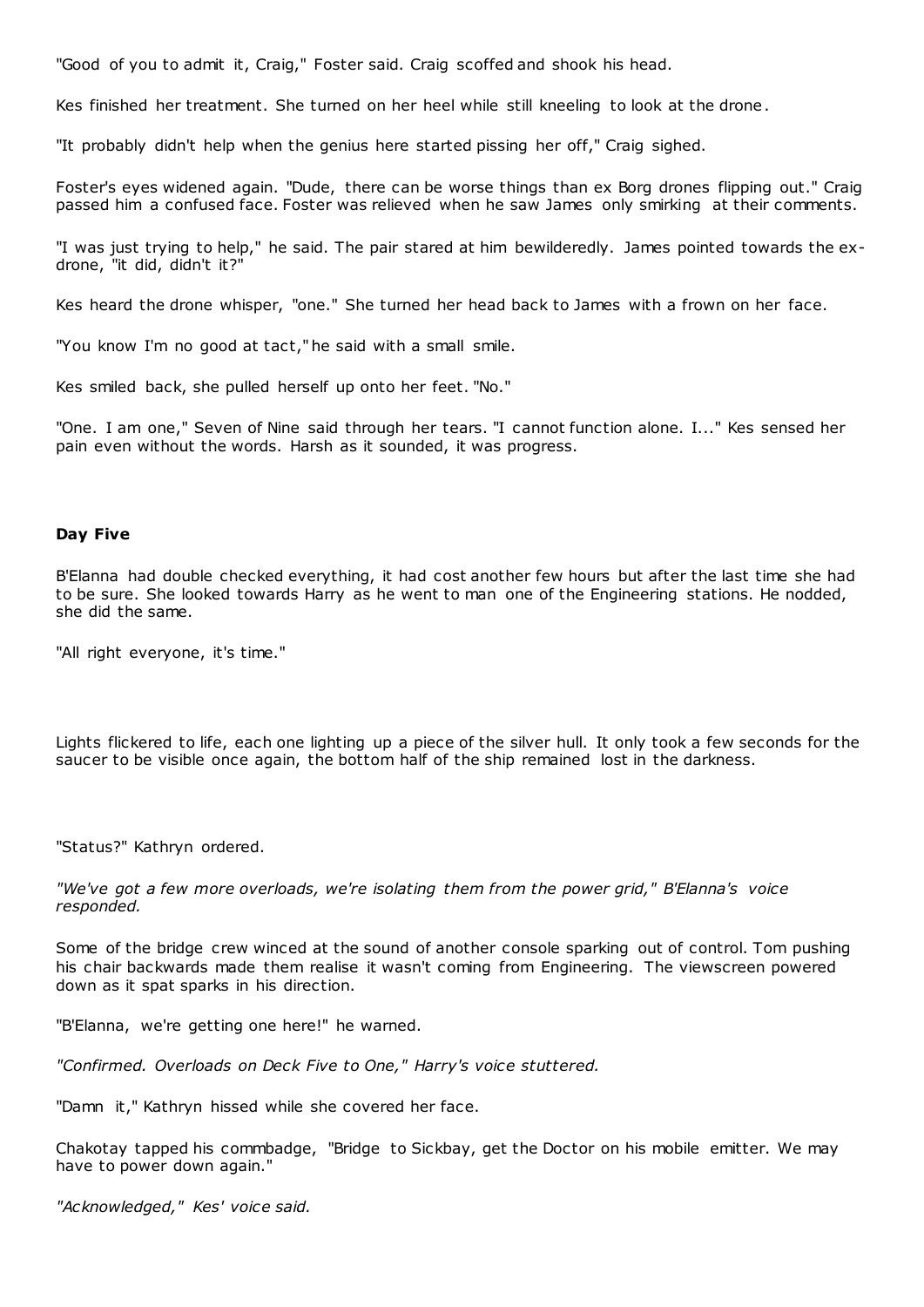"Good of you to admit it, Craig," Foster said. Craig scoffed and shook his head.

Kes finished her treatment. She turned on her heel while still kneeling to look at the drone.

"It probably didn't help when the genius here started pissing her off," Craig sighed.

Foster's eyes widened again. "Dude, there can be worse things than ex Borg drones flipping out." Craig passed him a confused face. Foster was relieved when he saw James only smirking at their comments.

"I was just trying to help," he said. The pair stared at him bewilderedly. James pointed towards the ex-drone, "it did, didn't it?"

Kes heard the drone whisper, "one." She turned her head back to James with a frown on her face.

"You know I'm no good at tact," he said with a small smile.

Kes smiled back, she pulled herself up onto her feet. "No."

"One. I am one," Seven of Nine said through her tears. "I cannot function alone. I..." Kes sensed her pain even without the words. Harsh as it sounded, it was progress.

**Day Five**

B'Elanna had double checked everything, it had cost another few hours but after the last time she had to be sure. She looked towards Harry as he went to man one of the Engineering stations. He nodded, she did the same.

"All right everyone, it's time."

Lights flickered to life, each one lighting up a piece of the silver hull. It only took a few seconds for the saucer to be visible once again, the bottom half of the ship remained lost in the darkness.

"Status?" Kathryn ordered.

*"We've got a few more overloads, we're isolating them from the power grid," B'Elanna's voice responded.*

Some of the bridge crew winced at the sound of another console sparking out of control. Tom pushing his chair backwards made them realise it wasn't coming from Engineering. The viewscreen powered down as it spat sparks in his direction.

"B'Elanna, we're getting one here!" he warned.

*"Confirmed. Overloads on Deck Five to One," Harry's voice stuttered.*

"Damn it," Kathryn hissed while she covered her face.

Chakotay tapped his commbadge, "Bridge to Sickbay, get the Doctor on his mobile emitter. We may have to power down again."

*"Acknowledged," Kes' voice said.*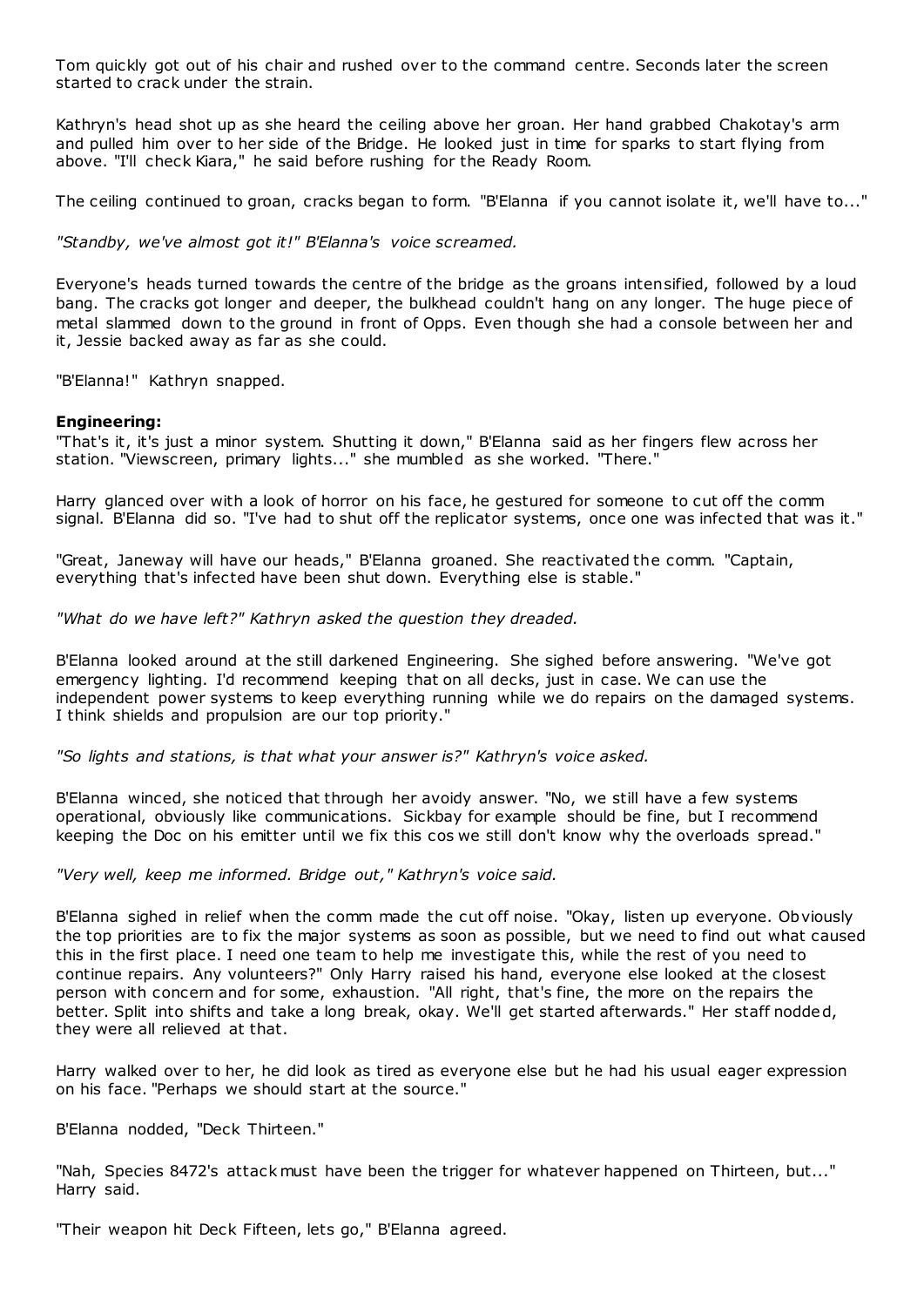Tom quickly got out of his chair and rushed over to the command centre. Seconds later the screen started to crack under the strain.

Kathryn's head shot up as she heard the ceiling above her groan. Her hand grabbed Chakotay's arm and pulled him over to her side of the Bridge. He looked just in time for sparks to start flying from above. "I'll check Kiara," he said before rushing for the Ready Room.

The ceiling continued to groan, cracks began to form. "B'Elanna if you cannot isolate it, we'll have to..."

*"Standby, we've almost got it!" B'Elanna's voice screamed.*

Everyone's heads turned towards the centre of the bridge as the groans intensified, followed by a loud bang. The cracks got longer and deeper, the bulkhead couldn't hang on any longer. The huge piece of metal slammed down to the ground in front of Opps. Even though she had a console between her and it, Jessie backed away as far as she could.

"B'Elanna!" Kathryn snapped.

**Engineering:**

"That's it, it's just a minor system. Shutting it down," B'Elanna said as her fingers flew across her station. "Viewscreen, primary lights..." she mumbled as she worked. "There."

Harry glanced over with a look of horror on his face, he gestured for someone to cut off the comm signal. B'Elanna did so. "I've had to shut off the replicator systems, once one was infected that was it."

"Great, Janeway will have our heads," B'Elanna groaned. She reactivated the comm. "Captain, everything that's infected have been shut down. Everything else is stable."

*"What do we have left?" Kathryn asked the question they dreaded.*

B'Elanna looked around at the still darkened Engineering. She sighed before answering. "We've got emergency lighting. I'd recommend keeping that on all decks, just in case. We can use the independent power systems to keep everything running while we do repairs on the damaged systems. I think shields and propulsion are our top priority."

*"So lights and stations, is that what your answer is?" Kathryn's voice asked.*

B'Elanna winced, she noticed that through her avoidy answer. "No, we still have a few systems operational, obviously like communications. Sickbay for example should be fine, but I recommend keeping the Doc on his emitter until we fix this cos we still don't know why the overloads spread."

*"Very well, keep me informed. Bridge out," Kathryn's voice said.*

B'Elanna sighed in relief when the comm made the cut off noise. "Okay, listen up everyone. Obviously the top priorities are to fix the major systems as soon as possible, but we need to find out what caused this in the first place. I need one team to help me investigate this, while the rest of you need to continue repairs. Any volunteers?" Only Harry raised his hand, everyone else looked at the closest person with concern and for some, exhaustion. "All right, that's fine, the more on the repairs the better. Split into shifts and take a long break, okay. We'll get started afterwards." Her staff nodded, they were all relieved at that.

Harry walked over to her, he did look as tired as everyone else but he had his usual eager expression on his face. "Perhaps we should start at the source."

B'Elanna nodded, "Deck Thirteen."

"Nah, Species 8472's attack must have been the trigger for whatever happened on Thirteen, but..." Harry said.

"Their weapon hit Deck Fifteen, lets go," B'Elanna agreed.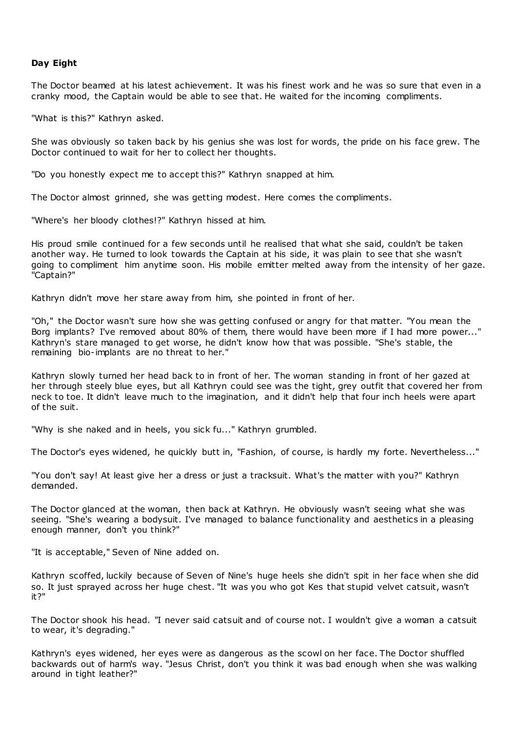**Day Eight**

The Doctor beamed at his latest achievement. It was his finest work and he was so sure that even in a cranky mood, the Captain would be able to see that. He waited for the incoming compliments.

"What is this?" Kathryn asked.

She was obviously so taken back by his genius she was lost for words, the pride on his face grew. The Doctor continued to wait for her to collect her thoughts.

"Do you honestly expect me to accept this?" Kathryn snapped at him.

The Doctor almost grinned, she was getting modest. Here comes the compliments.

"Where's her bloody clothes!?" Kathryn hissed at him.

His proud smile continued for a few seconds until he realised that what she said, couldn't be taken another way. He turned to look towards the Captain at his side, it was plain to see that she wasn't going to compliment him anytime soon. His mobile emitter melted away from the intensity of her gaze. "Captain?"

Kathryn didn't move her stare away from him, she pointed in front of her.

"Oh," the Doctor wasn't sure how she was getting confused or angry for that matter. "You mean the Borg implants? I've removed about 80% of them, there would have been more if I had more power..." Kathryn's stare managed to get worse, he didn't know how that was possible. "She's stable, the remaining bio-implants are no threat to her."

Kathryn slowly turned her head back to in front of her. The woman standing in front of her gazed at her through steely blue eyes, but all Kathryn could see was the tight, grey outfit that covered her from neck to toe. It didn't leave much to the imagination, and it didn't help that four inch heels were apart of the suit.

"Why is she naked and in heels, you sick fu..." Kathryn grumbled.

The Doctor's eyes widened, he quickly butt in, "Fashion, of course, is hardly my forte. Nevertheless..."

"You don't say! At least give her a dress or just a tracksuit. What's the matter with you?" Kathryn demanded.

The Doctor glanced at the woman, then back at Kathryn. He obviously wasn't seeing what she was seeing. "She's wearing a bodysuit. I've managed to balance functionality and aesthetics in a pleasing enough manner, don't you think?"

"It is acceptable," Seven of Nine added on.

Kathryn scoffed, luckily because of Seven of Nine's huge heels she didn't spit in her face when she did so. It just sprayed across her huge chest. "It was you who got Kes that stupid velvet catsuit, wasn't it?"

The Doctor shook his head. "I never said catsuit and of course not. I wouldn't give a woman a catsuit to wear, it's degrading."

Kathryn's eyes widened, her eyes were as dangerous as the scowl on her face. The Doctor shuffled backwards out of harm's way. "Jesus Christ, don't you think it was bad enough when she was walking around in tight leather?"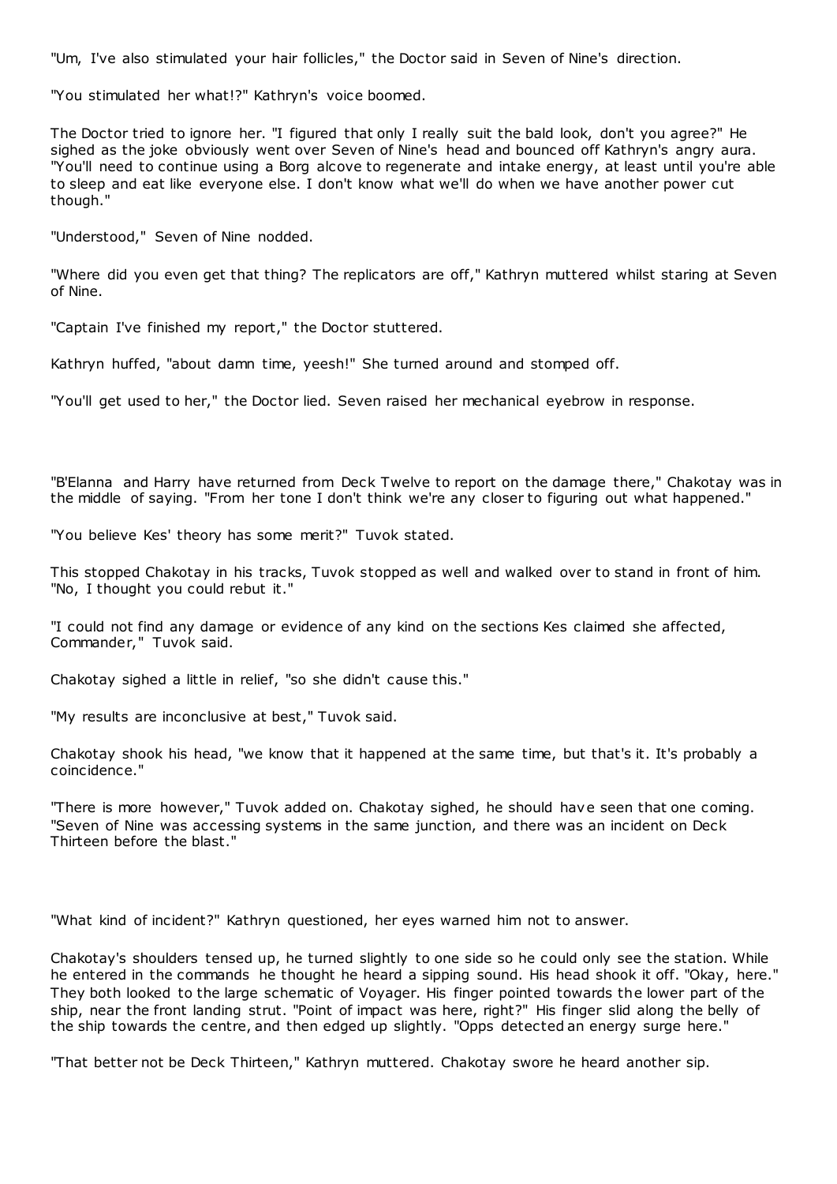"Um, I've also stimulated your hair follicles," the Doctor said in Seven of Nine's direction.

"You stimulated her what!?" Kathryn's voice boomed.

The Doctor tried to ignore her. "I figured that only I really suit the bald look, don't you agree?" He sighed as the joke obviously went over Seven of Nine's head and bounced off Kathryn's angry aura. "You'll need to continue using a Borg alcove to regenerate and intake energy, at least until you're able to sleep and eat like everyone else. I don't know what we'll do when we have another power cut though."

"Understood," Seven of Nine nodded.

"Where did you even get that thing? The replicators are off," Kathryn muttered whilst staring at Seven of Nine.

"Captain I've finished my report," the Doctor stuttered.

Kathryn huffed, "about damn time, yeesh!" She turned around and stomped off.

"You'll get used to her," the Doctor lied. Seven raised her mechanical eyebrow in response.

"B'Elanna and Harry have returned from Deck Twelve to report on the damage there," Chakotay was in the middle of saying. "From her tone I don't think we're any closer to figuring out what happened."

"You believe Kes' theory has some merit?" Tuvok stated.

This stopped Chakotay in his tracks, Tuvok stopped as well and walked over to stand in front of him. "No, I thought you could rebut it."

"I could not find any damage or evidence of any kind on the sections Kes claimed she affected, Commander," Tuvok said.

Chakotay sighed a little in relief, "so she didn't cause this."

"My results are inconclusive at best," Tuvok said.

Chakotay shook his head, "we know that it happened at the same time, but that's it. It's probably a coincidence."

"There is more however," Tuvok added on. Chakotay sighed, he should have seen that one coming. "Seven of Nine was accessing systems in the same junction, and there was an incident on Deck Thirteen before the blast."

"What kind of incident?" Kathryn questioned, her eyes warned him not to answer.

Chakotay's shoulders tensed up, he turned slightly to one side so he could only see the station. While he entered in the commands he thought he heard a sipping sound. His head shook it off. "Okay, here." They both looked to the large schematic of Voyager. His finger pointed towards the lower part of the ship, near the front landing strut. "Point of impact was here, right?" His finger slid along the belly of the ship towards the centre, and then edged up slightly. "Opps detected an energy surge here."

"That better not be Deck Thirteen," Kathryn muttered. Chakotay swore he heard another sip.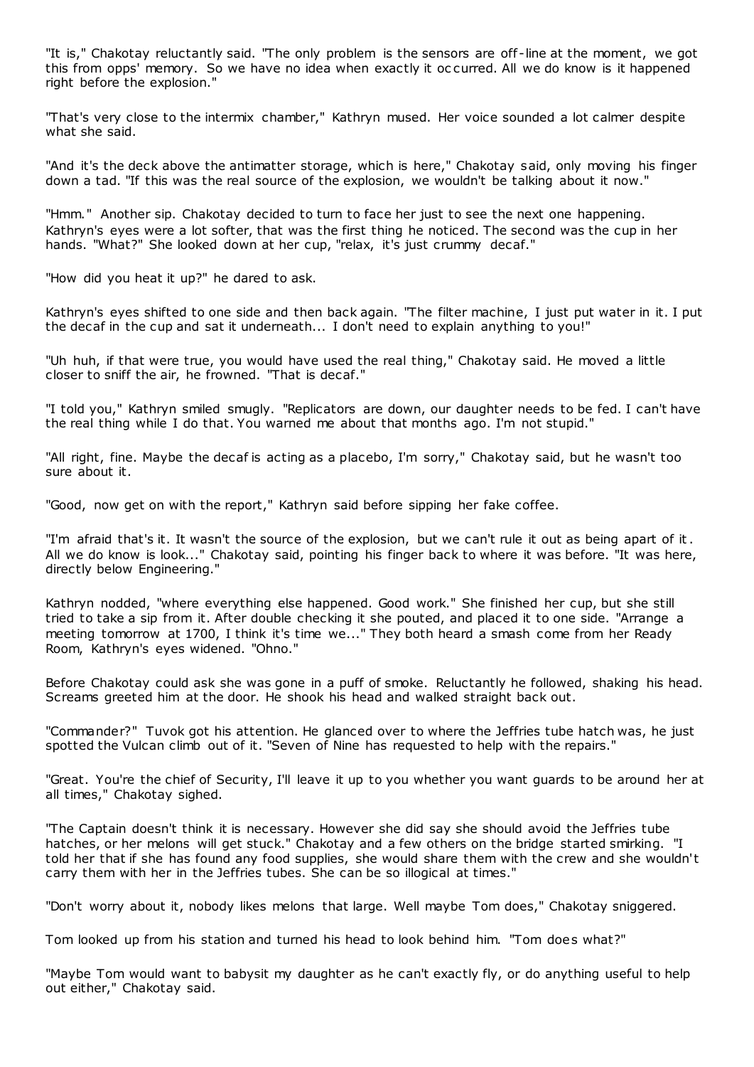"It is," Chakotay reluctantly said. "The only problem is the sensors are off-line at the moment, we got this from opps' memory. So we have no idea when exactly it occurred. All we do know is it happened right before the explosion."

"That's very close to the intermix chamber," Kathryn mused. Her voice sounded a lot calmer despite what she said.

"And it's the deck above the antimatter storage, which is here," Chakotay said, only moving his finger down a tad. "If this was the real source of the explosion, we wouldn't be talking about it now."

"Hmm." Another sip. Chakotay decided to turn to face her just to see the next one happening. Kathryn's eyes were a lot softer, that was the first thing he noticed. The second was the cup in her hands. "What?" She looked down at her cup, "relax, it's just crummy decaf."

"How did you heat it up?" he dared to ask.

Kathryn's eyes shifted to one side and then back again. "The filter machine, I just put water in it. I put the decaf in the cup and sat it underneath... I don't need to explain anything to you!"

"Uh huh, if that were true, you would have used the real thing," Chakotay said. He moved a little closer to sniff the air, he frowned. "That is decaf."

"I told you," Kathryn smiled smugly. "Replicators are down, our daughter needs to be fed. I can't have the real thing while I do that. You warned me about that months ago. I'm not stupid."

"All right, fine. Maybe the decaf is acting as a placebo, I'm sorry," Chakotay said, but he wasn't too sure about it.

"Good, now get on with the report," Kathryn said before sipping her fake coffee.

"I'm afraid that's it. It wasn't the source of the explosion, but we can't rule it out as being apart of it. All we do know is look..." Chakotay said, pointing his finger back to where it was before. "It was here, directly below Engineering."

Kathryn nodded, "where everything else happened. Good work." She finished her cup, but she still tried to take a sip from it. After double checking it she pouted, and placed it to one side. "Arrange a meeting tomorrow at 1700, I think it's time we..." They both heard a smash come from her Ready Room, Kathryn's eyes widened. "Ohno."

Before Chakotay could ask she was gone in a puff of smoke. Reluctantly he followed, shaking his head. Screams greeted him at the door. He shook his head and walked straight back out.

"Commander?" Tuvok got his attention. He glanced over to where the Jeffries tube hatch was, he just spotted the Vulcan climb out of it. "Seven of Nine has requested to help with the repairs."

"Great. You're the chief of Security, I'll leave it up to you whether you want guards to be around her at all times," Chakotay sighed.

"The Captain doesn't think it is necessary. However she did say she should avoid the Jeffries tube hatches, or her melons will get stuck." Chakotay and a few others on the bridge started smirking. "I told her that if she has found any food supplies, she would share them with the crew and she wouldn't carry them with her in the Jeffries tubes. She can be so illogical at times."

"Don't worry about it, nobody likes melons that large. Well maybe Tom does," Chakotay sniggered.

Tom looked up from his station and turned his head to look behind him. "Tom does what?"

"Maybe Tom would want to babysit my daughter as he can't exactly fly, or do anything useful to help out either," Chakotay said.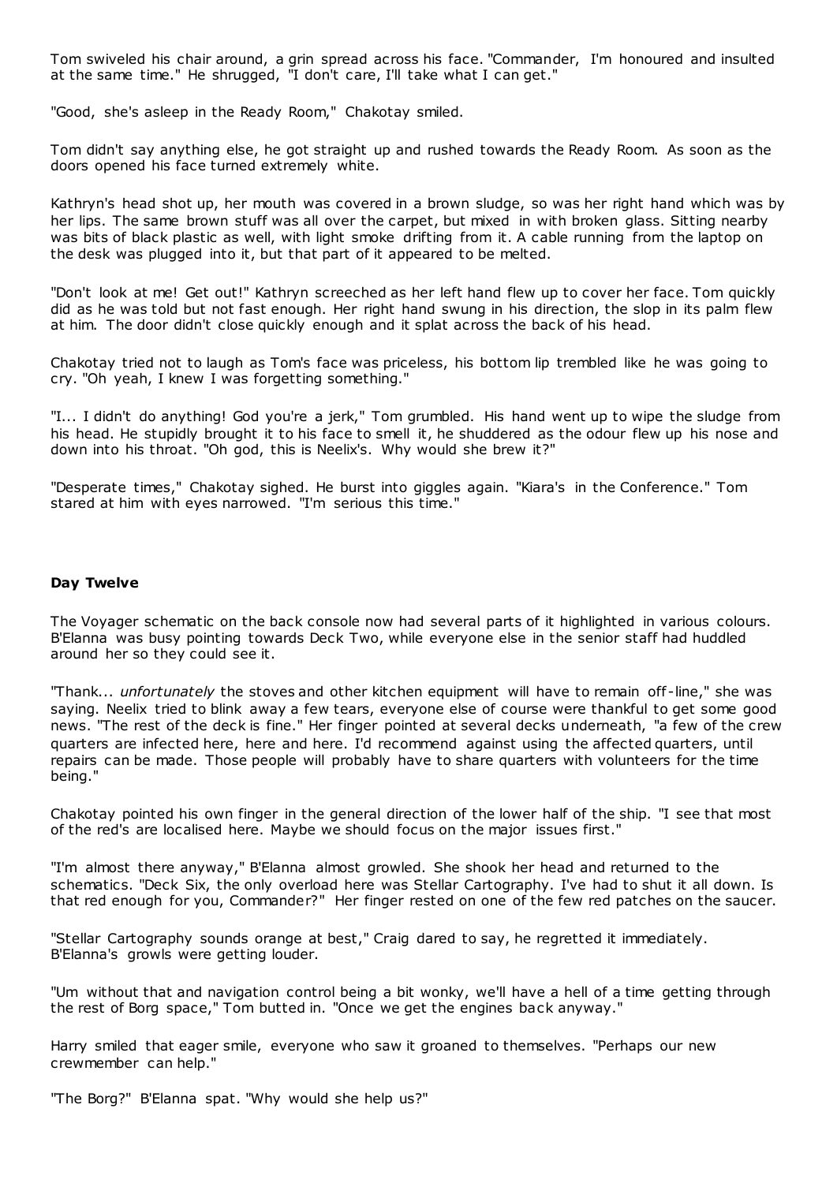Tom swiveled his chair around, a grin spread across his face. "Commander, I'm honoured and insulted at the same time." He shrugged, "I don't care, I'll take what I can get."

"Good, she's asleep in the Ready Room," Chakotay smiled.

Tom didn't say anything else, he got straight up and rushed towards the Ready Room. As soon as the doors opened his face turned extremely white.

Kathryn's head shot up, her mouth was covered in a brown sludge, so was her right hand which was by her lips. The same brown stuff was all over the carpet, but mixed in with broken glass. Sitting nearby was bits of black plastic as well, with light smoke drifting from it. A cable running from the laptop on the desk was plugged into it, but that part of it appeared to be melted.

"Don't look at me! Get out!" Kathryn screeched as her left hand flew up to cover her face. Tom quickly did as he was told but not fast enough. Her right hand swung in his direction, the slop in its palm flew at him. The door didn't close quickly enough and it splat across the back of his head.

Chakotay tried not to laugh as Tom's face was priceless, his bottom lip trembled like he was going to cry. "Oh yeah, I knew I was forgetting something."

"I... I didn't do anything! God you're a jerk," Tom grumbled. His hand went up to wipe the sludge from his head. He stupidly brought it to his face to smell it, he shuddered as the odour flew up his nose and down into his throat. "Oh god, this is Neelix's. Why would she brew it?"

"Desperate times," Chakotay sighed. He burst into giggles again. "Kiara's in the Conference." Tom stared at him with eyes narrowed. "I'm serious this time."

**Day Twelve**

The Voyager schematic on the back console now had several parts of it highlighted in various colours. B'Elanna was busy pointing towards Deck Two, while everyone else in the senior staff had huddled around her so they could see it.

"Thank... *unfortunately* the stoves and other kitchen equipment will have to remain off-line," she was saying. Neelix tried to blink away a few tears, everyone else of course were thankful to get some good news. "The rest of the deck is fine." Her finger pointed at several decks underneath, "a few of the crew quarters are infected here, here and here. I'd recommend against using the affected quarters, until repairs can be made. Those people will probably have to share quarters with volunteers for the time being."

Chakotay pointed his own finger in the general direction of the lower half of the ship. "I see that most of the red's are localised here. Maybe we should focus on the major issues first."

"I'm almost there anyway," B'Elanna almost growled. She shook her head and returned to the schematics. "Deck Six, the only overload here was Stellar Cartography. I've had to shut it all down. Is that red enough for you, Commander?" Her finger rested on one of the few red patches on the saucer.

"Stellar Cartography sounds orange at best," Craig dared to say, he regretted it immediately. B'Elanna's growls were getting louder.

"Um without that and navigation control being a bit wonky, we'll have a hell of a time getting through the rest of Borg space," Tom butted in. "Once we get the engines back anyway."

Harry smiled that eager smile, everyone who saw it groaned to themselves. "Perhaps our new crewmember can help."

"The Borg?" B'Elanna spat. "Why would she help us?"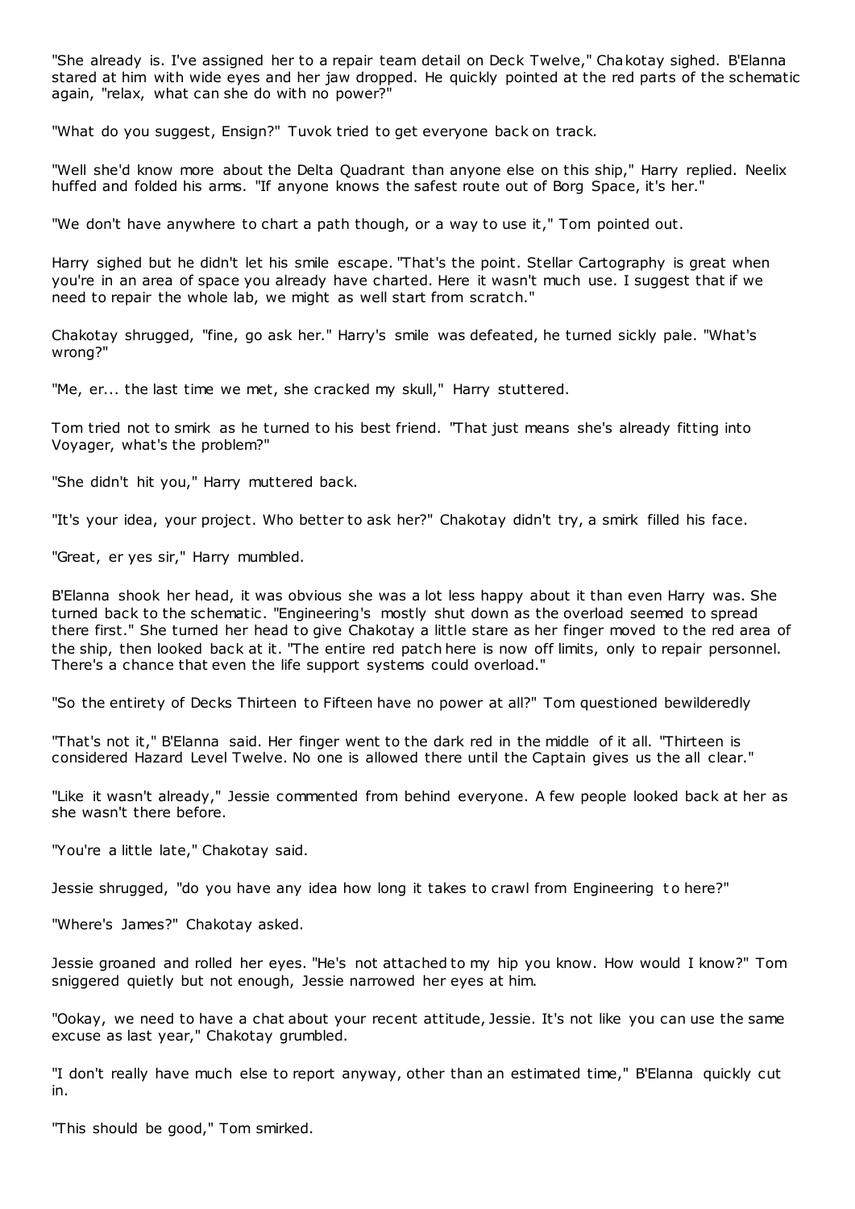"She already is. I've assigned her to a repair team detail on Deck Twelve," Chakotay sighed. B'Elanna stared at him with wide eyes and her jaw dropped. He quickly pointed at the red parts of the schematic again, "relax, what can she do with no power?"

"What do you suggest, Ensign?" Tuvok tried to get everyone back on track.

"Well she'd know more about the Delta Quadrant than anyone else on this ship," Harry replied. Neelix huffed and folded his arms. "If anyone knows the safest route out of Borg Space, it's her."

"We don't have anywhere to chart a path though, or a way to use it," Tom pointed out.

Harry sighed but he didn't let his smile escape. "That's the point. Stellar Cartography is great when you're in an area of space you already have charted. Here it wasn't much use. I suggest that if we need to repair the whole lab, we might as well start from scratch."

Chakotay shrugged, "fine, go ask her." Harry's smile was defeated, he turned sickly pale. "What's wrong?"

"Me, er... the last time we met, she cracked my skull," Harry stuttered.

Tom tried not to smirk as he turned to his best friend. "That just means she's already fitting into Voyager, what's the problem?"

"She didn't hit you," Harry muttered back.

"It's your idea, your project. Who better to ask her?" Chakotay didn't try, a smirk filled his face.

"Great, er yes sir," Harry mumbled.

B'Elanna shook her head, it was obvious she was a lot less happy about it than even Harry was. She turned back to the schematic. "Engineering's mostly shut down as the overload seemed to spread there first." She turned her head to give Chakotay a little stare as her finger moved to the red area of the ship, then looked back at it. "The entire red patch here is now off limits, only to repair personnel. There's a chance that even the life support systems could overload."

"So the entirety of Decks Thirteen to Fifteen have no power at all?" Tom questioned bewilderedly

"That's not it," B'Elanna said. Her finger went to the dark red in the middle of it all. "Thirteen is considered Hazard Level Twelve. No one is allowed there until the Captain gives us the all clear."

"Like it wasn't already," Jessie commented from behind everyone. A few people looked back at her as she wasn't there before.

"You're a little late," Chakotay said.

Jessie shrugged, "do you have any idea how long it takes to crawl from Engineering to here?"

"Where's James?" Chakotay asked.

Jessie groaned and rolled her eyes. "He's not attached to my hip you know. How would I know?" Tom sniggered quietly but not enough, Jessie narrowed her eyes at him.

"Ookay, we need to have a chat about your recent attitude, Jessie. It's not like you can use the same excuse as last year," Chakotay grumbled.

"I don't really have much else to report anyway, other than an estimated time," B'Elanna quickly cut in.

"This should be good," Tom smirked.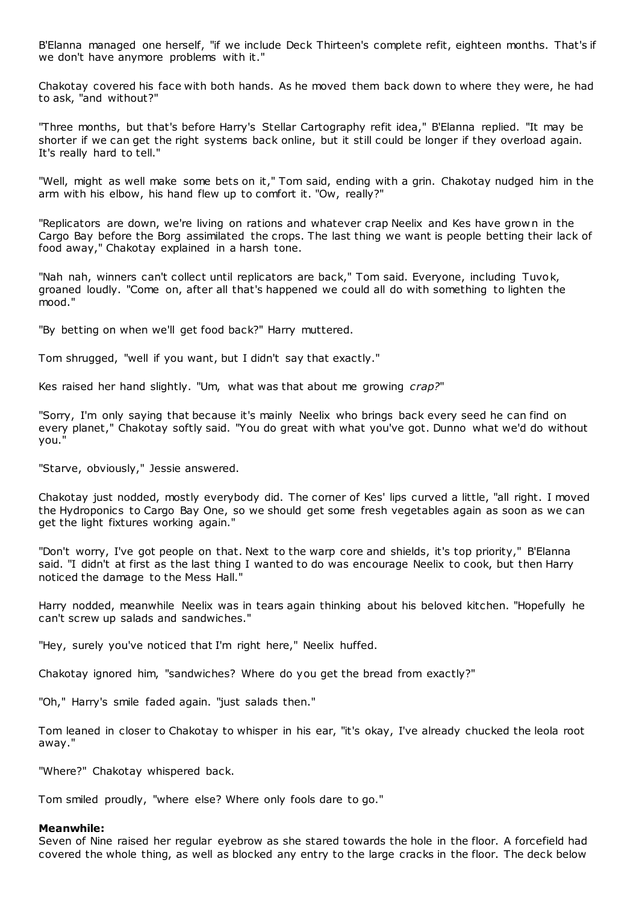B'Elanna managed one herself, "if we include Deck Thirteen's complete refit, eighteen months. That's if we don't have anymore problems with it."

Chakotay covered his face with both hands. As he moved them back down to where they were, he had to ask, "and without?"

"Three months, but that's before Harry's Stellar Cartography refit idea," B'Elanna replied. "It may be shorter if we can get the right systems back online, but it still could be longer if they overload again. It's really hard to tell."

"Well, might as well make some bets on it," Tom said, ending with a grin. Chakotay nudged him in the arm with his elbow, his hand flew up to comfort it. "Ow, really?"

"Replicators are down, we're living on rations and whatever crap Neelix and Kes have grown in the Cargo Bay before the Borg assimilated the crops. The last thing we want is people betting their lack of food away," Chakotay explained in a harsh tone.

"Nah nah, winners can't collect until replicators are back," Tom said. Everyone, including Tuvok, groaned loudly. "Come on, after all that's happened we could all do with something to lighten the mood."

"By betting on when we'll get food back?" Harry muttered.

Tom shrugged, "well if you want, but I didn't say that exactly."

Kes raised her hand slightly. "Um, what was that about me growing *crap?*"

"Sorry, I'm only saying that because it's mainly Neelix who brings back every seed he can find on every planet," Chakotay softly said. "You do great with what you've got. Dunno what we'd do without you."

"Starve, obviously," Jessie answered.

Chakotay just nodded, mostly everybody did. The corner of Kes' lips curved a little, "all right. I moved the Hydroponics to Cargo Bay One, so we should get some fresh vegetables again as soon as we can get the light fixtures working again."

"Don't worry, I've got people on that. Next to the warp core and shields, it's top priority," B'Elanna said. "I didn't at first as the last thing I wanted to do was encourage Neelix to cook, but then Harry noticed the damage to the Mess Hall."

Harry nodded, meanwhile Neelix was in tears again thinking about his beloved kitchen. "Hopefully he can't screw up salads and sandwiches."

"Hey, surely you've noticed that I'm right here," Neelix huffed.

Chakotay ignored him, "sandwiches? Where do you get the bread from exactly?"

"Oh," Harry's smile faded again. "just salads then."

Tom leaned in closer to Chakotay to whisper in his ear, "it's okay, I've already chucked the leola root away."

"Where?" Chakotay whispered back.

Tom smiled proudly, "where else? Where only fools dare to go."

**Meanwhile:**

Seven of Nine raised her regular eyebrow as she stared towards the hole in the floor. A forcefield had covered the whole thing, as well as blocked any entry to the large cracks in the floor. The deck below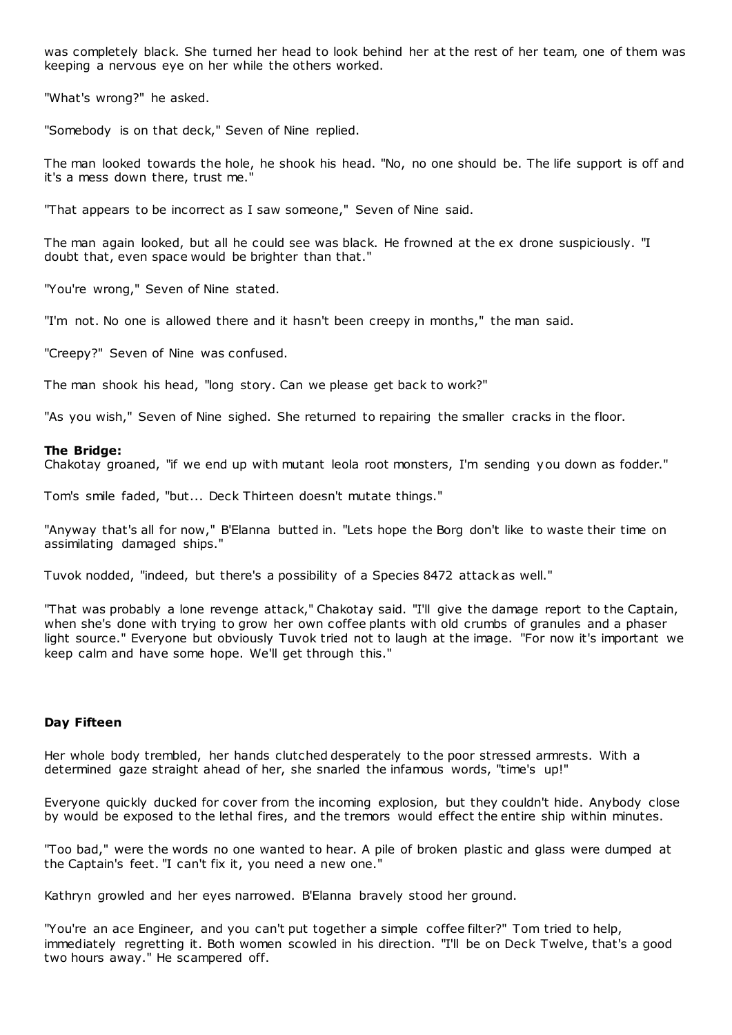was completely black. She turned her head to look behind her at the rest of her team, one of them was keeping a nervous eye on her while the others worked.

"What's wrong?" he asked.

"Somebody is on that deck," Seven of Nine replied.

The man looked towards the hole, he shook his head. "No, no one should be. The life support is off and it's a mess down there, trust me."

"That appears to be incorrect as I saw someone," Seven of Nine said.

The man again looked, but all he could see was black. He frowned at the ex drone suspiciously. "I doubt that, even space would be brighter than that."

"You're wrong," Seven of Nine stated.

"I'm not. No one is allowed there and it hasn't been creepy in months," the man said.

"Creepy?" Seven of Nine was confused.

The man shook his head, "long story. Can we please get back to work?"

"As you wish," Seven of Nine sighed. She returned to repairing the smaller cracks in the floor.

**The Bridge:**
Chakotay groaned, "if we end up with mutant leola root monsters, I'm sending you down as fodder."

Tom's smile faded, "but... Deck Thirteen doesn't mutate things."

"Anyway that's all for now," B'Elanna butted in. "Lets hope the Borg don't like to waste their time on assimilating damaged ships."

Tuvok nodded, "indeed, but there's a possibility of a Species 8472 attack as well."

"That was probably a lone revenge attack," Chakotay said. "I'll give the damage report to the Captain, when she's done with trying to grow her own coffee plants with old crumbs of granules and a phaser light source." Everyone but obviously Tuvok tried not to laugh at the image. "For now it's important we keep calm and have some hope. We'll get through this."

**Day Fifteen**

Her whole body trembled, her hands clutched desperately to the poor stressed armrests. With a determined gaze straight ahead of her, she snarled the infamous words, "time's up!"

Everyone quickly ducked for cover from the incoming explosion, but they couldn't hide. Anybody close by would be exposed to the lethal fires, and the tremors would effect the entire ship within minutes.

"Too bad," were the words no one wanted to hear. A pile of broken plastic and glass were dumped at the Captain's feet. "I can't fix it, you need a new one."

Kathryn growled and her eyes narrowed. B'Elanna bravely stood her ground.

"You're an ace Engineer, and you can't put together a simple coffee filter?" Tom tried to help, immediately regretting it. Both women scowled in his direction. "I'll be on Deck Twelve, that's a good two hours away." He scampered off.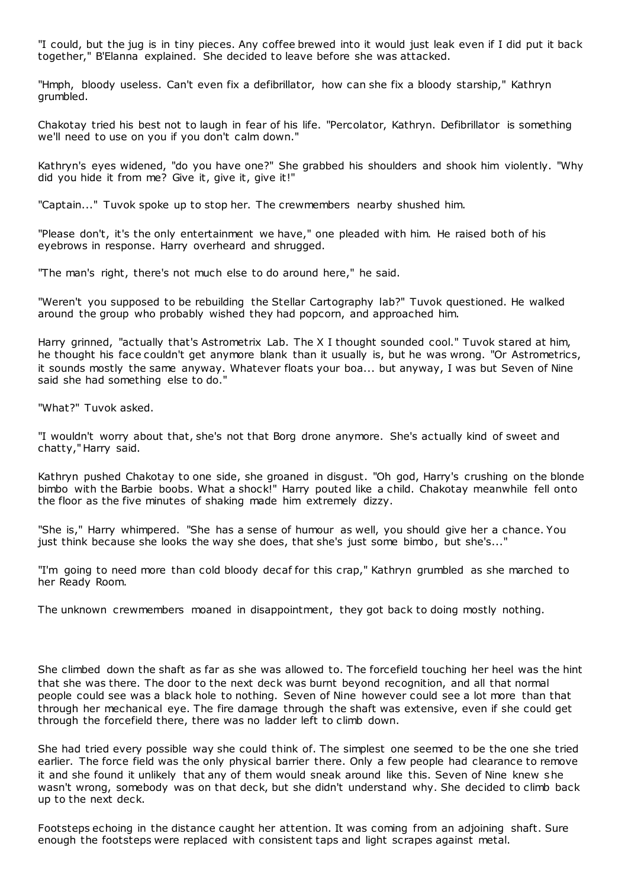"I could, but the jug is in tiny pieces. Any coffee brewed into it would just leak even if I did put it back together," B'Elanna explained. She decided to leave before she was attacked.

"Hmph, bloody useless. Can't even fix a defibrillator, how can she fix a bloody starship," Kathryn grumbled.

Chakotay tried his best not to laugh in fear of his life. "Percolator, Kathryn. Defibrillator is something we'll need to use on you if you don't calm down."

Kathryn's eyes widened, "do you have one?" She grabbed his shoulders and shook him violently. "Why did you hide it from me? Give it, give it, give it!"

"Captain..." Tuvok spoke up to stop her. The crewmembers nearby shushed him.

"Please don't, it's the only entertainment we have," one pleaded with him. He raised both of his eyebrows in response. Harry overheard and shrugged.

"The man's right, there's not much else to do around here," he said.

"Weren't you supposed to be rebuilding the Stellar Cartography lab?" Tuvok questioned. He walked around the group who probably wished they had popcorn, and approached him.

Harry grinned, "actually that's Astrometrix Lab. The X I thought sounded cool." Tuvok stared at him, he thought his face couldn't get anymore blank than it usually is, but he was wrong. "Or Astrometrics, it sounds mostly the same anyway. Whatever floats your boa... but anyway, I was but Seven of Nine said she had something else to do."

"What?" Tuvok asked.

"I wouldn't worry about that, she's not that Borg drone anymore. She's actually kind of sweet and chatty," Harry said.

Kathryn pushed Chakotay to one side, she groaned in disgust. "Oh god, Harry's crushing on the blonde bimbo with the Barbie boobs. What a shock!" Harry pouted like a child. Chakotay meanwhile fell onto the floor as the five minutes of shaking made him extremely dizzy.

"She is," Harry whimpered. "She has a sense of humour as well, you should give her a chance. You just think because she looks the way she does, that she's just some bimbo, but she's..."

"I'm going to need more than cold bloody decaf for this crap," Kathryn grumbled as she marched to her Ready Room.

The unknown crewmembers moaned in disappointment, they got back to doing mostly nothing.

She climbed down the shaft as far as she was allowed to. The forcefield touching her heel was the hint that she was there. The door to the next deck was burnt beyond recognition, and all that normal people could see was a black hole to nothing. Seven of Nine however could see a lot more than that through her mechanical eye. The fire damage through the shaft was extensive, even if she could get through the forcefield there, there was no ladder left to climb down.

She had tried every possible way she could think of. The simplest one seemed to be the one she tried earlier. The force field was the only physical barrier there. Only a few people had clearance to remove it and she found it unlikely that any of them would sneak around like this. Seven of Nine knew she wasn't wrong, somebody was on that deck, but she didn't understand why. She decided to climb back up to the next deck.

Footsteps echoing in the distance caught her attention. It was coming from an adjoining shaft. Sure enough the footsteps were replaced with consistent taps and light scrapes against metal.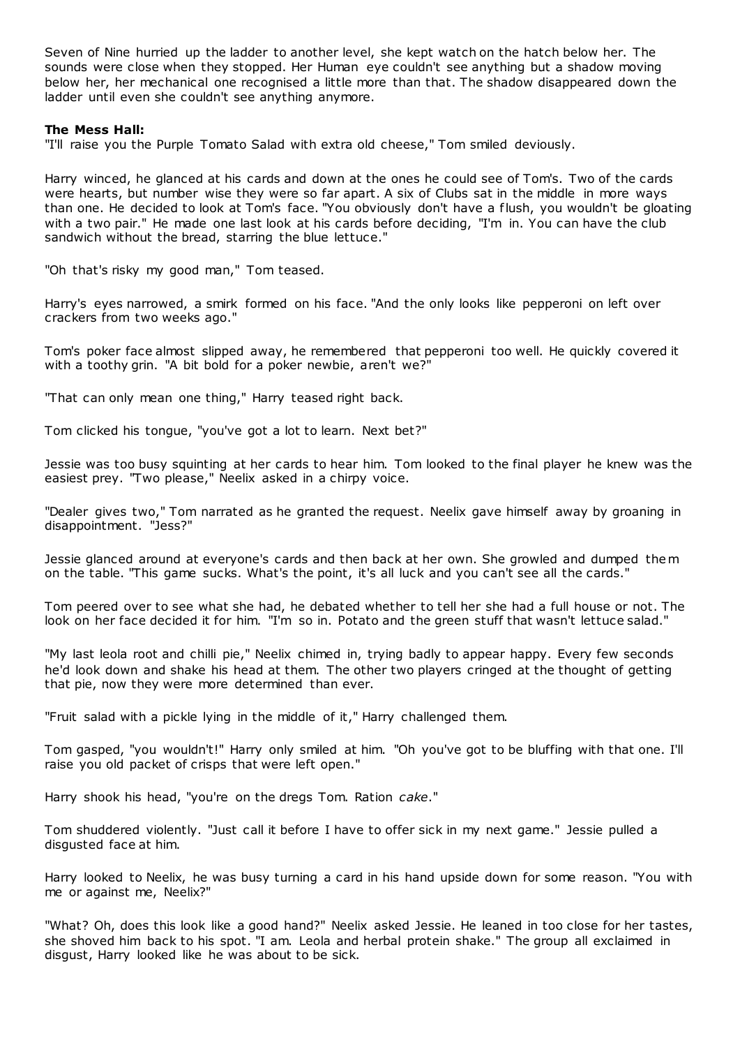Seven of Nine hurried up the ladder to another level, she kept watch on the hatch below her. The sounds were close when they stopped. Her Human eye couldn't see anything but a shadow moving below her, her mechanical one recognised a little more than that. The shadow disappeared down the ladder until even she couldn't see anything anymore.

**The Mess Hall:**

"I'll raise you the Purple Tomato Salad with extra old cheese," Tom smiled deviously.

Harry winced, he glanced at his cards and down at the ones he could see of Tom's. Two of the cards were hearts, but number wise they were so far apart. A six of Clubs sat in the middle in more ways than one. He decided to look at Tom's face. "You obviously don't have a flush, you wouldn't be gloating with a two pair." He made one last look at his cards before deciding, "I'm in. You can have the club sandwich without the bread, starring the blue lettuce."

"Oh that's risky my good man," Tom teased.

Harry's eyes narrowed, a smirk formed on his face. "And the only looks like pepperoni on left over crackers from two weeks ago."

Tom's poker face almost slipped away, he remembered that pepperoni too well. He quickly covered it with a toothy grin. "A bit bold for a poker newbie, aren't we?"

"That can only mean one thing," Harry teased right back.

Tom clicked his tongue, "you've got a lot to learn. Next bet?"

Jessie was too busy squinting at her cards to hear him. Tom looked to the final player he knew was the easiest prey. "Two please," Neelix asked in a chirpy voice.

"Dealer gives two," Tom narrated as he granted the request. Neelix gave himself away by groaning in disappointment. "Jess?"

Jessie glanced around at everyone's cards and then back at her own. She growled and dumped them on the table. "This game sucks. What's the point, it's all luck and you can't see all the cards."

Tom peered over to see what she had, he debated whether to tell her she had a full house or not. The look on her face decided it for him. "I'm so in. Potato and the green stuff that wasn't lettuce salad."

"My last leola root and chilli pie," Neelix chimed in, trying badly to appear happy. Every few seconds he'd look down and shake his head at them. The other two players cringed at the thought of getting that pie, now they were more determined than ever.

"Fruit salad with a pickle lying in the middle of it," Harry challenged them.

Tom gasped, "you wouldn't!" Harry only smiled at him. "Oh you've got to be bluffing with that one. I'll raise you old packet of crisps that were left open."

Harry shook his head, "you're on the dregs Tom. Ration *cake*."

Tom shuddered violently. "Just call it before I have to offer sick in my next game." Jessie pulled a disgusted face at him.

Harry looked to Neelix, he was busy turning a card in his hand upside down for some reason. "You with me or against me, Neelix?"

"What? Oh, does this look like a good hand?" Neelix asked Jessie. He leaned in too close for her tastes, she shoved him back to his spot. "I am. Leola and herbal protein shake." The group all exclaimed in disgust, Harry looked like he was about to be sick.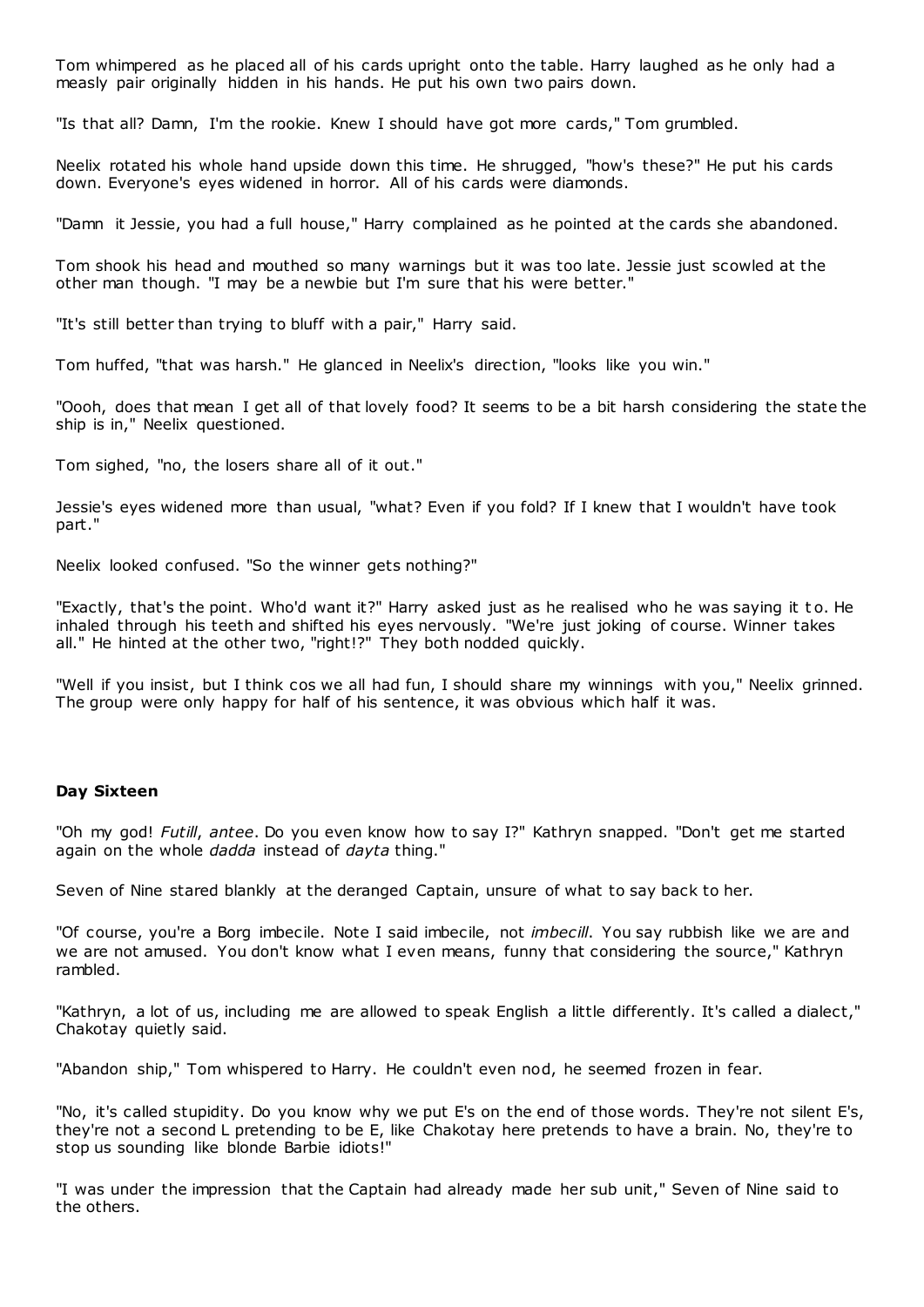Tom whimpered as he placed all of his cards upright onto the table. Harry laughed as he only had a measly pair originally hidden in his hands. He put his own two pairs down.

"Is that all? Damn, I'm the rookie. Knew I should have got more cards," Tom grumbled.

Neelix rotated his whole hand upside down this time. He shrugged, "how's these?" He put his cards down. Everyone's eyes widened in horror. All of his cards were diamonds.

"Damn it Jessie, you had a full house," Harry complained as he pointed at the cards she abandoned.

Tom shook his head and mouthed so many warnings but it was too late. Jessie just scowled at the other man though. "I may be a newbie but I'm sure that his were better."

"It's still better than trying to bluff with a pair," Harry said.

Tom huffed, "that was harsh." He glanced in Neelix's direction, "looks like you win."

"Oooh, does that mean I get all of that lovely food? It seems to be a bit harsh considering the state the ship is in," Neelix questioned.

Tom sighed, "no, the losers share all of it out."

Jessie's eyes widened more than usual, "what? Even if you fold? If I knew that I wouldn't have took part."

Neelix looked confused. "So the winner gets nothing?"

"Exactly, that's the point. Who'd want it?" Harry asked just as he realised who he was saying it to. He inhaled through his teeth and shifted his eyes nervously. "We're just joking of course. Winner takes all." He hinted at the other two, "right!?" They both nodded quickly.

"Well if you insist, but I think cos we all had fun, I should share my winnings with you," Neelix grinned. The group were only happy for half of his sentence, it was obvious which half it was.

**Day Sixteen**

"Oh my god! *Futill*, *antee*. Do you even know how to say I?" Kathryn snapped. "Don't get me started again on the whole *dadda* instead of *dayta* thing."

Seven of Nine stared blankly at the deranged Captain, unsure of what to say back to her.

"Of course, you're a Borg imbecile. Note I said imbecile, not *imbecill*. You say rubbish like we are and we are not amused. You don't know what I even means, funny that considering the source," Kathryn rambled.

"Kathryn, a lot of us, including me are allowed to speak English a little differently. It's called a dialect," Chakotay quietly said.

"Abandon ship," Tom whispered to Harry. He couldn't even nod, he seemed frozen in fear.

"No, it's called stupidity. Do you know why we put E's on the end of those words. They're not silent E's, they're not a second L pretending to be E, like Chakotay here pretends to have a brain. No, they're to stop us sounding like blonde Barbie idiots!"

"I was under the impression that the Captain had already made her sub unit," Seven of Nine said to the others.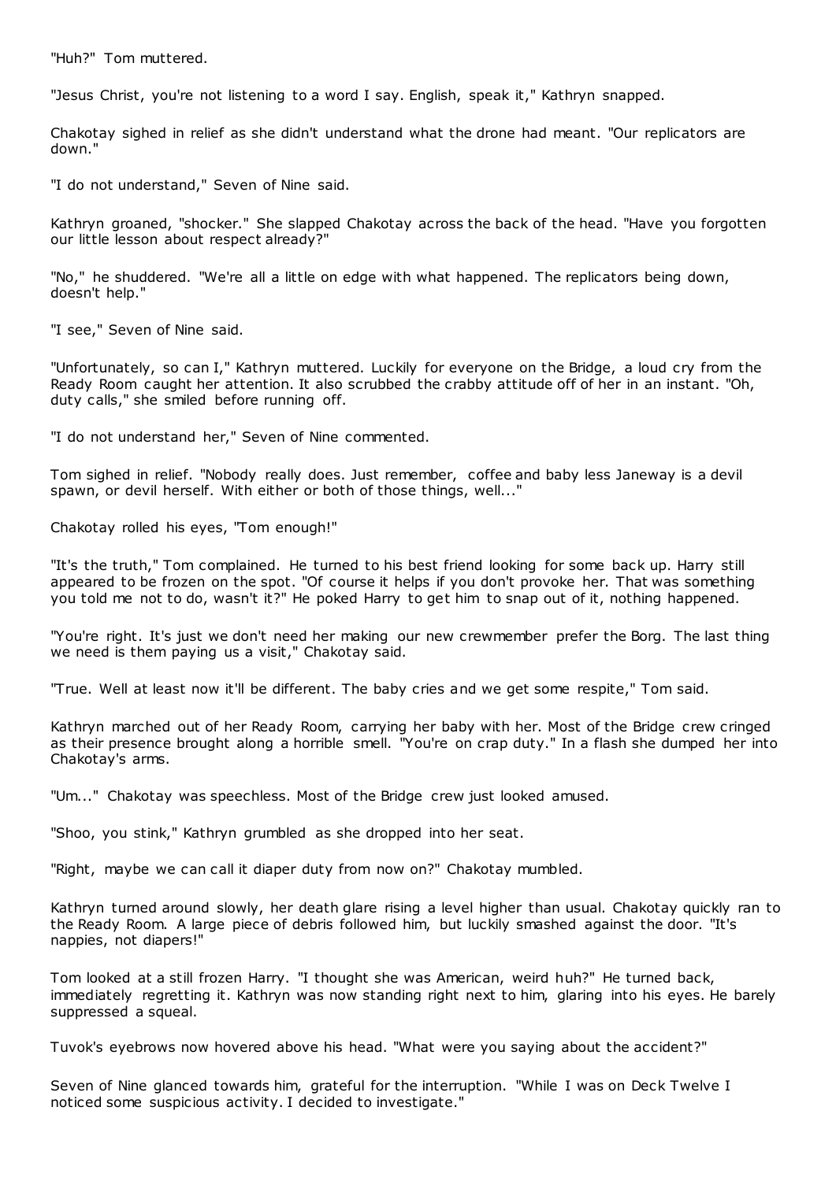"Huh?" Tom muttered.

"Jesus Christ, you're not listening to a word I say. English, speak it," Kathryn snapped.

Chakotay sighed in relief as she didn't understand what the drone had meant. "Our replicators are down."

"I do not understand," Seven of Nine said.

Kathryn groaned, "shocker." She slapped Chakotay across the back of the head. "Have you forgotten our little lesson about respect already?"

"No," he shuddered. "We're all a little on edge with what happened. The replicators being down, doesn't help."

"I see," Seven of Nine said.

"Unfortunately, so can I," Kathryn muttered. Luckily for everyone on the Bridge, a loud cry from the Ready Room caught her attention. It also scrubbed the crabby attitude off of her in an instant. "Oh, duty calls," she smiled before running off.

"I do not understand her," Seven of Nine commented.

Tom sighed in relief. "Nobody really does. Just remember, coffee and baby less Janeway is a devil spawn, or devil herself. With either or both of those things, well..."

Chakotay rolled his eyes, "Tom enough!"

"It's the truth," Tom complained. He turned to his best friend looking for some back up. Harry still appeared to be frozen on the spot. "Of course it helps if you don't provoke her. That was something you told me not to do, wasn't it?" He poked Harry to get him to snap out of it, nothing happened.

"You're right. It's just we don't need her making our new crewmember prefer the Borg. The last thing we need is them paying us a visit," Chakotay said.

"True. Well at least now it'll be different. The baby cries and we get some respite," Tom said.

Kathryn marched out of her Ready Room, carrying her baby with her. Most of the Bridge crew cringed as their presence brought along a horrible smell. "You're on crap duty." In a flash she dumped her into Chakotay's arms.

"Um..." Chakotay was speechless. Most of the Bridge crew just looked amused.

"Shoo, you stink," Kathryn grumbled as she dropped into her seat.

"Right, maybe we can call it diaper duty from now on?" Chakotay mumbled.

Kathryn turned around slowly, her death glare rising a level higher than usual. Chakotay quickly ran to the Ready Room. A large piece of debris followed him, but luckily smashed against the door. "It's nappies, not diapers!"

Tom looked at a still frozen Harry. "I thought she was American, weird huh?" He turned back, immediately regretting it. Kathryn was now standing right next to him, glaring into his eyes. He barely suppressed a squeal.

Tuvok's eyebrows now hovered above his head. "What were you saying about the accident?"

Seven of Nine glanced towards him, grateful for the interruption. "While I was on Deck Twelve I noticed some suspicious activity. I decided to investigate."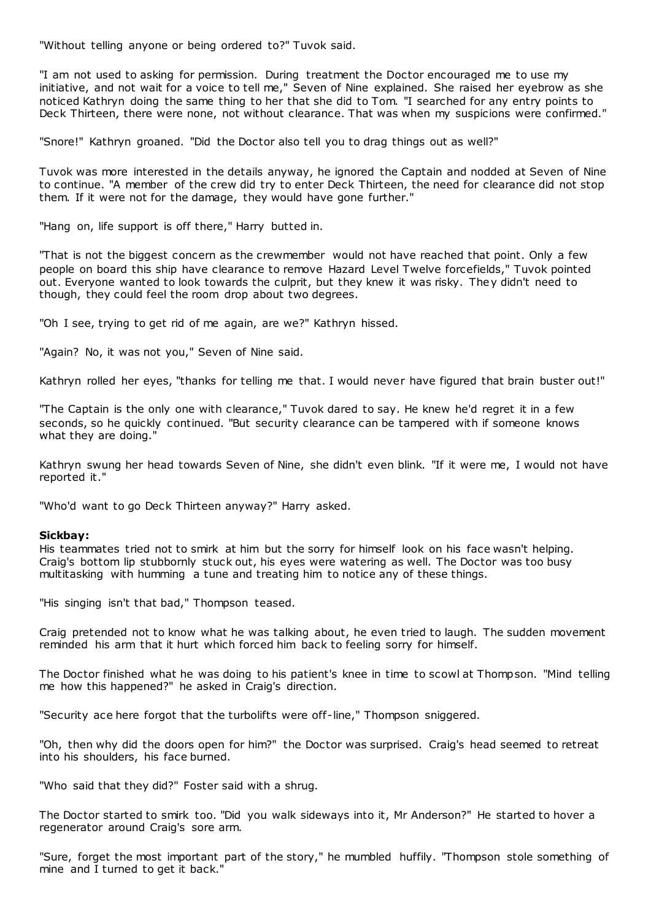"Without telling anyone or being ordered to?" Tuvok said.

"I am not used to asking for permission. During treatment the Doctor encouraged me to use my initiative, and not wait for a voice to tell me," Seven of Nine explained. She raised her eyebrow as she noticed Kathryn doing the same thing to her that she did to Tom. "I searched for any entry points to Deck Thirteen, there were none, not without clearance. That was when my suspicions were confirmed."

"Snore!" Kathryn groaned. "Did the Doctor also tell you to drag things out as well?"

Tuvok was more interested in the details anyway, he ignored the Captain and nodded at Seven of Nine to continue. "A member of the crew did try to enter Deck Thirteen, the need for clearance did not stop them. If it were not for the damage, they would have gone further."

"Hang on, life support is off there," Harry butted in.

"That is not the biggest concern as the crewmember would not have reached that point. Only a few people on board this ship have clearance to remove Hazard Level Twelve forcefields," Tuvok pointed out. Everyone wanted to look towards the culprit, but they knew it was risky. They didn't need to though, they could feel the room drop about two degrees.

"Oh I see, trying to get rid of me again, are we?" Kathryn hissed.

"Again? No, it was not you," Seven of Nine said.

Kathryn rolled her eyes, "thanks for telling me that. I would never have figured that brain buster out!"

"The Captain is the only one with clearance," Tuvok dared to say. He knew he'd regret it in a few seconds, so he quickly continued. "But security clearance can be tampered with if someone knows what they are doing."

Kathryn swung her head towards Seven of Nine, she didn't even blink. "If it were me, I would not have reported it."

"Who'd want to go Deck Thirteen anyway?" Harry asked.

**Sickbay:**
His teammates tried not to smirk at him but the sorry for himself look on his face wasn't helping. Craig's bottom lip stubbornly stuck out, his eyes were watering as well. The Doctor was too busy multitasking with humming a tune and treating him to notice any of these things.

"His singing isn't that bad," Thompson teased.

Craig pretended not to know what he was talking about, he even tried to laugh. The sudden movement reminded his arm that it hurt which forced him back to feeling sorry for himself.

The Doctor finished what he was doing to his patient's knee in time to scowl at Thompson. "Mind telling me how this happened?" he asked in Craig's direction.

"Security ace here forgot that the turbolifts were off-line," Thompson sniggered.

"Oh, then why did the doors open for him?" the Doctor was surprised. Craig's head seemed to retreat into his shoulders, his face burned.

"Who said that they did?" Foster said with a shrug.

The Doctor started to smirk too. "Did you walk sideways into it, Mr Anderson?" He started to hover a regenerator around Craig's sore arm.

"Sure, forget the most important part of the story," he mumbled huffily. "Thompson stole something of mine and I turned to get it back."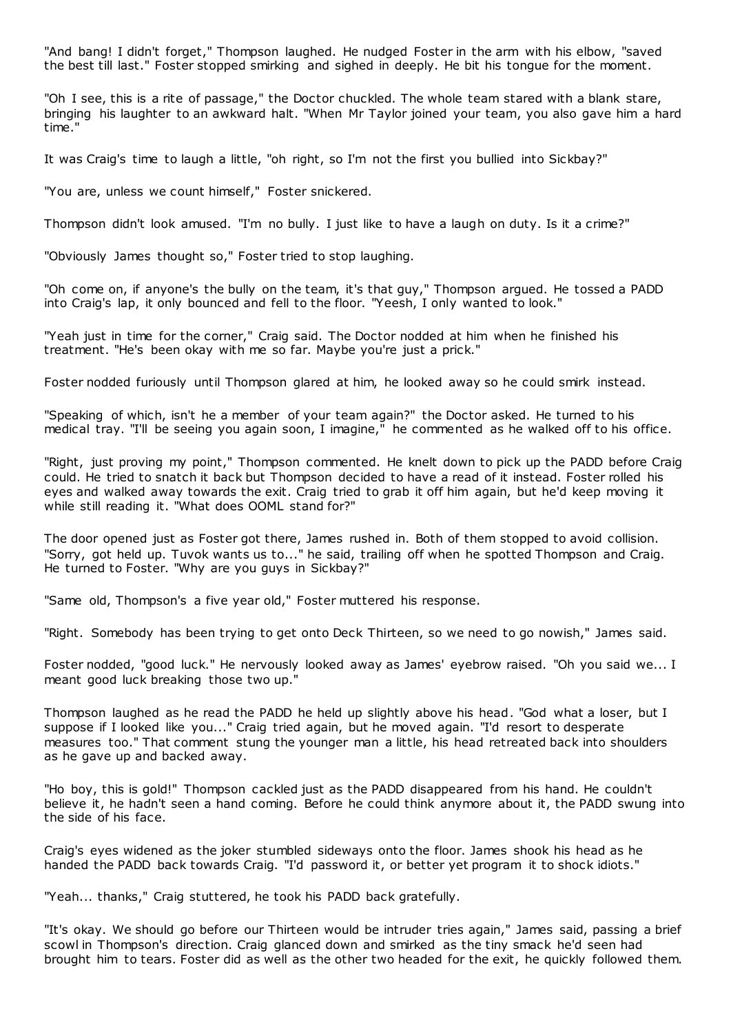"And bang! I didn't forget," Thompson laughed. He nudged Foster in the arm with his elbow, "saved the best till last." Foster stopped smirking and sighed in deeply. He bit his tongue for the moment.

"Oh I see, this is a rite of passage," the Doctor chuckled. The whole team stared with a blank stare, bringing his laughter to an awkward halt. "When Mr Taylor joined your team, you also gave him a hard time."

It was Craig's time to laugh a little, "oh right, so I'm not the first you bullied into Sickbay?"

"You are, unless we count himself," Foster snickered.

Thompson didn't look amused. "I'm no bully. I just like to have a laugh on duty. Is it a crime?"

"Obviously James thought so," Foster tried to stop laughing.

"Oh come on, if anyone's the bully on the team, it's that guy," Thompson argued. He tossed a PADD into Craig's lap, it only bounced and fell to the floor. "Yeesh, I only wanted to look."

"Yeah just in time for the corner," Craig said. The Doctor nodded at him when he finished his treatment. "He's been okay with me so far. Maybe you're just a prick."

Foster nodded furiously until Thompson glared at him, he looked away so he could smirk instead.

"Speaking of which, isn't he a member of your team again?" the Doctor asked. He turned to his medical tray. "I'll be seeing you again soon, I imagine," he commented as he walked off to his office.

"Right, just proving my point," Thompson commented. He knelt down to pick up the PADD before Craig could. He tried to snatch it back but Thompson decided to have a read of it instead. Foster rolled his eyes and walked away towards the exit. Craig tried to grab it off him again, but he'd keep moving it while still reading it. "What does OOML stand for?"

The door opened just as Foster got there, James rushed in. Both of them stopped to avoid collision. "Sorry, got held up. Tuvok wants us to..." he said, trailing off when he spotted Thompson and Craig. He turned to Foster. "Why are you guys in Sickbay?"

"Same old, Thompson's a five year old," Foster muttered his response.

"Right. Somebody has been trying to get onto Deck Thirteen, so we need to go nowish," James said.

Foster nodded, "good luck." He nervously looked away as James' eyebrow raised. "Oh you said we... I meant good luck breaking those two up."

Thompson laughed as he read the PADD he held up slightly above his head. "God what a loser, but I suppose if I looked like you..." Craig tried again, but he moved again. "I'd resort to desperate measures too." That comment stung the younger man a little, his head retreated back into shoulders as he gave up and backed away.

"Ho boy, this is gold!" Thompson cackled just as the PADD disappeared from his hand. He couldn't believe it, he hadn't seen a hand coming. Before he could think anymore about it, the PADD swung into the side of his face.

Craig's eyes widened as the joker stumbled sideways onto the floor. James shook his head as he handed the PADD back towards Craig. "I'd password it, or better yet program it to shock idiots."

"Yeah... thanks," Craig stuttered, he took his PADD back gratefully.

"It's okay. We should go before our Thirteen would be intruder tries again," James said, passing a brief scowl in Thompson's direction. Craig glanced down and smirked as the tiny smack he'd seen had brought him to tears. Foster did as well as the other two headed for the exit, he quickly followed them.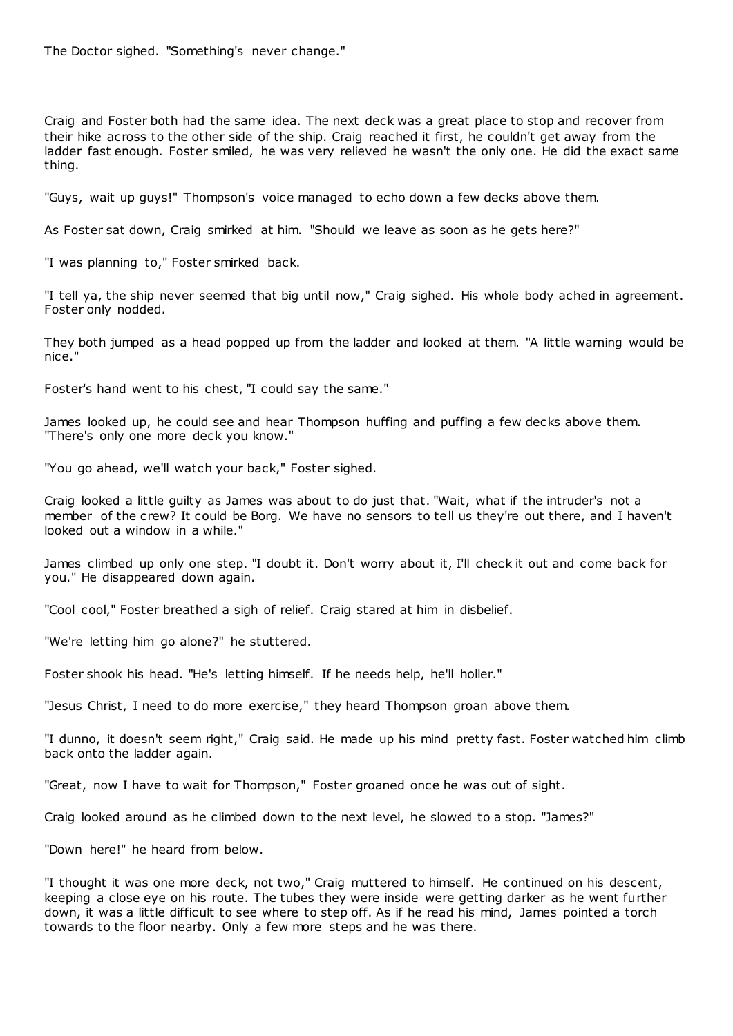The Doctor sighed. "Something's never change."

Craig and Foster both had the same idea. The next deck was a great place to stop and recover from their hike across to the other side of the ship. Craig reached it first, he couldn't get away from the ladder fast enough. Foster smiled, he was very relieved he wasn't the only one. He did the exact same thing.

"Guys, wait up guys!" Thompson's voice managed to echo down a few decks above them.

As Foster sat down, Craig smirked at him. "Should we leave as soon as he gets here?"

"I was planning to," Foster smirked back.

"I tell ya, the ship never seemed that big until now," Craig sighed. His whole body ached in agreement. Foster only nodded.

They both jumped as a head popped up from the ladder and looked at them. "A little warning would be nice."

Foster's hand went to his chest, "I could say the same."

James looked up, he could see and hear Thompson huffing and puffing a few decks above them. "There's only one more deck you know."

"You go ahead, we'll watch your back," Foster sighed.

Craig looked a little guilty as James was about to do just that. "Wait, what if the intruder's not a member of the crew? It could be Borg. We have no sensors to tell us they're out there, and I haven't looked out a window in a while."

James climbed up only one step. "I doubt it. Don't worry about it, I'll check it out and come back for you." He disappeared down again.

"Cool cool," Foster breathed a sigh of relief. Craig stared at him in disbelief.

"We're letting him go alone?" he stuttered.

Foster shook his head. "He's letting himself. If he needs help, he'll holler."

"Jesus Christ, I need to do more exercise," they heard Thompson groan above them.

"I dunno, it doesn't seem right," Craig said. He made up his mind pretty fast. Foster watched him climb back onto the ladder again.

"Great, now I have to wait for Thompson," Foster groaned once he was out of sight.

Craig looked around as he climbed down to the next level, he slowed to a stop. "James?"

"Down here!" he heard from below.

"I thought it was one more deck, not two," Craig muttered to himself. He continued on his descent, keeping a close eye on his route. The tubes they were inside were getting darker as he went further down, it was a little difficult to see where to step off. As if he read his mind, James pointed a torch towards to the floor nearby. Only a few more steps and he was there.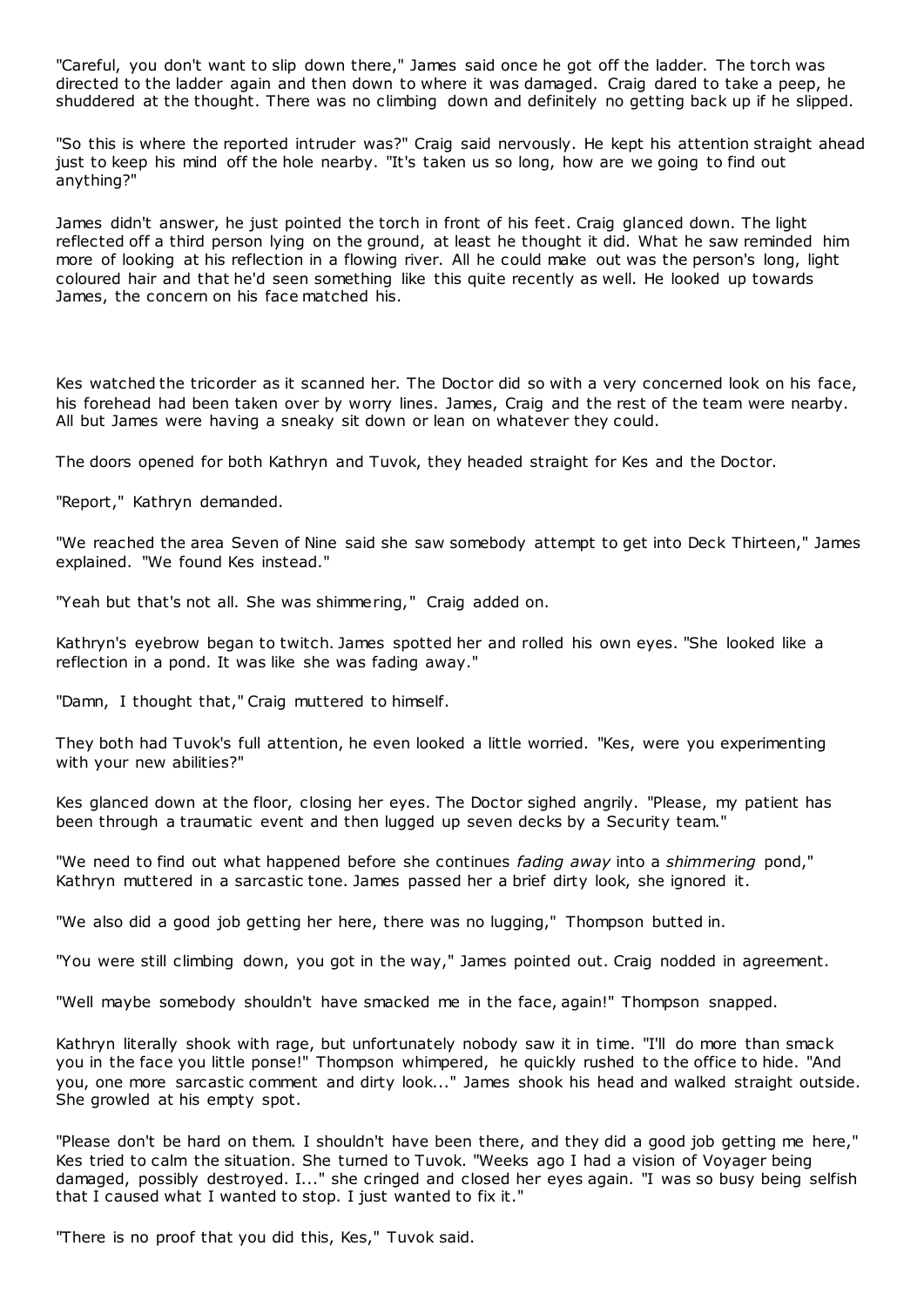"Careful, you don't want to slip down there," James said once he got off the ladder. The torch was directed to the ladder again and then down to where it was damaged. Craig dared to take a peep, he shuddered at the thought. There was no climbing down and definitely no getting back up if he slipped.

"So this is where the reported intruder was?" Craig said nervously. He kept his attention straight ahead just to keep his mind off the hole nearby. "It's taken us so long, how are we going to find out anything?"

James didn't answer, he just pointed the torch in front of his feet. Craig glanced down. The light reflected off a third person lying on the ground, at least he thought it did. What he saw reminded him more of looking at his reflection in a flowing river. All he could make out was the person's long, light coloured hair and that he'd seen something like this quite recently as well. He looked up towards James, the concern on his face matched his.

Kes watched the tricorder as it scanned her. The Doctor did so with a very concerned look on his face, his forehead had been taken over by worry lines. James, Craig and the rest of the team were nearby. All but James were having a sneaky sit down or lean on whatever they could.

The doors opened for both Kathryn and Tuvok, they headed straight for Kes and the Doctor.

"Report," Kathryn demanded.

"We reached the area Seven of Nine said she saw somebody attempt to get into Deck Thirteen," James explained. "We found Kes instead."

"Yeah but that's not all. She was shimmering," Craig added on.

Kathryn's eyebrow began to twitch. James spotted her and rolled his own eyes. "She looked like a reflection in a pond. It was like she was fading away."

"Damn, I thought that," Craig muttered to himself.

They both had Tuvok's full attention, he even looked a little worried. "Kes, were you experimenting with your new abilities?"

Kes glanced down at the floor, closing her eyes. The Doctor sighed angrily. "Please, my patient has been through a traumatic event and then lugged up seven decks by a Security team."

"We need to find out what happened before she continues *fading away* into a *shimmering* pond," Kathryn muttered in a sarcastic tone. James passed her a brief dirty look, she ignored it.

"We also did a good job getting her here, there was no lugging," Thompson butted in.

"You were still climbing down, you got in the way," James pointed out. Craig nodded in agreement.

"Well maybe somebody shouldn't have smacked me in the face, again!" Thompson snapped.

Kathryn literally shook with rage, but unfortunately nobody saw it in time. "I'll do more than smack you in the face you little ponse!" Thompson whimpered, he quickly rushed to the office to hide. "And you, one more sarcastic comment and dirty look..." James shook his head and walked straight outside. She growled at his empty spot.

"Please don't be hard on them. I shouldn't have been there, and they did a good job getting me here," Kes tried to calm the situation. She turned to Tuvok. "Weeks ago I had a vision of Voyager being damaged, possibly destroyed. I..." she cringed and closed her eyes again. "I was so busy being selfish that I caused what I wanted to stop. I just wanted to fix it."

"There is no proof that you did this, Kes," Tuvok said.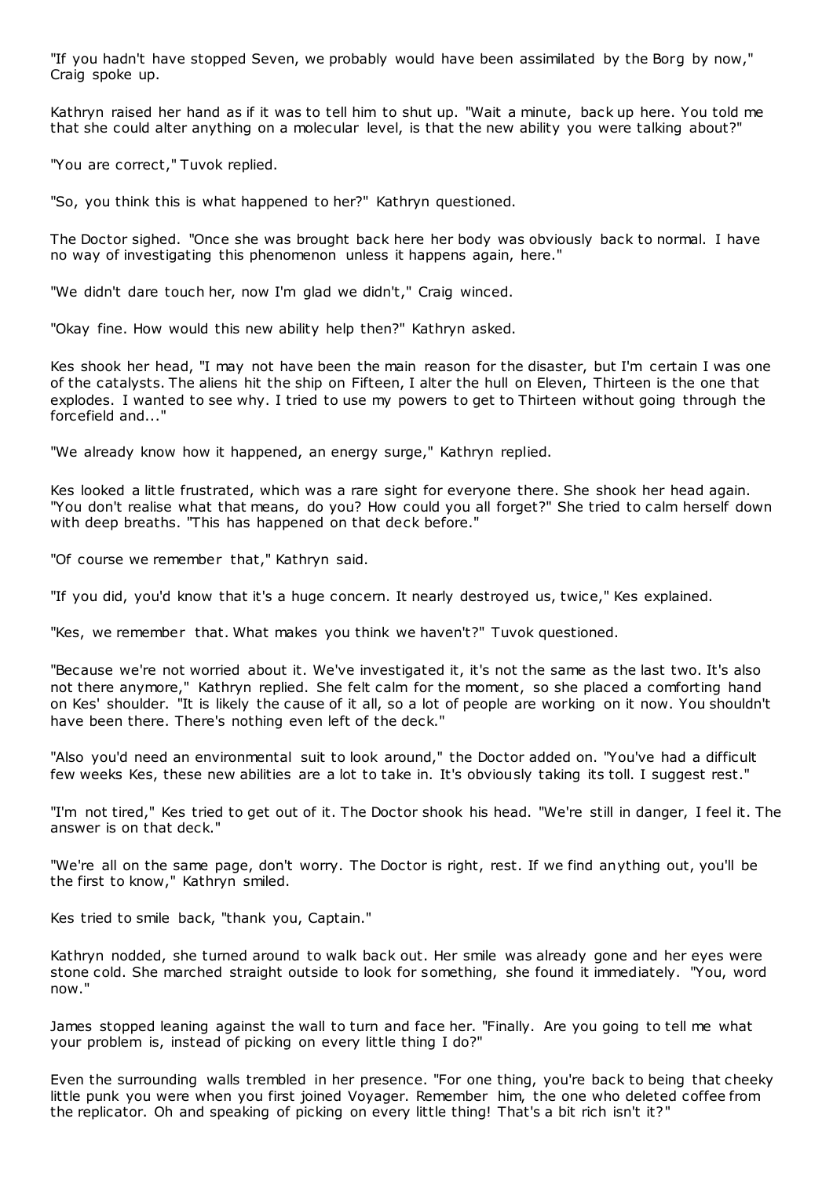"If you hadn't have stopped Seven, we probably would have been assimilated by the Borg by now," Craig spoke up.

Kathryn raised her hand as if it was to tell him to shut up. "Wait a minute, back up here. You told me that she could alter anything on a molecular level, is that the new ability you were talking about?"

"You are correct," Tuvok replied.

"So, you think this is what happened to her?" Kathryn questioned.

The Doctor sighed. "Once she was brought back here her body was obviously back to normal. I have no way of investigating this phenomenon unless it happens again, here."

"We didn't dare touch her, now I'm glad we didn't," Craig winced.

"Okay fine. How would this new ability help then?" Kathryn asked.

Kes shook her head, "I may not have been the main reason for the disaster, but I'm certain I was one of the catalysts. The aliens hit the ship on Fifteen, I alter the hull on Eleven, Thirteen is the one that explodes. I wanted to see why. I tried to use my powers to get to Thirteen without going through the forcefield and..."

"We already know how it happened, an energy surge," Kathryn replied.

Kes looked a little frustrated, which was a rare sight for everyone there. She shook her head again. "You don't realise what that means, do you? How could you all forget?" She tried to calm herself down with deep breaths. "This has happened on that deck before."

"Of course we remember that," Kathryn said.

"If you did, you'd know that it's a huge concern. It nearly destroyed us, twice," Kes explained.

"Kes, we remember that. What makes you think we haven't?" Tuvok questioned.

"Because we're not worried about it. We've investigated it, it's not the same as the last two. It's also not there anymore," Kathryn replied. She felt calm for the moment, so she placed a comforting hand on Kes' shoulder. "It is likely the cause of it all, so a lot of people are working on it now. You shouldn't have been there. There's nothing even left of the deck."

"Also you'd need an environmental suit to look around," the Doctor added on. "You've had a difficult few weeks Kes, these new abilities are a lot to take in. It's obviously taking its toll. I suggest rest."

"I'm not tired," Kes tried to get out of it. The Doctor shook his head. "We're still in danger, I feel it. The answer is on that deck."

"We're all on the same page, don't worry. The Doctor is right, rest. If we find anything out, you'll be the first to know," Kathryn smiled.

Kes tried to smile back, "thank you, Captain."

Kathryn nodded, she turned around to walk back out. Her smile was already gone and her eyes were stone cold. She marched straight outside to look for something, she found it immediately. "You, word now."

James stopped leaning against the wall to turn and face her. "Finally. Are you going to tell me what your problem is, instead of picking on every little thing I do?"

Even the surrounding walls trembled in her presence. "For one thing, you're back to being that cheeky little punk you were when you first joined Voyager. Remember him, the one who deleted coffee from the replicator. Oh and speaking of picking on every little thing! That's a bit rich isn't it?"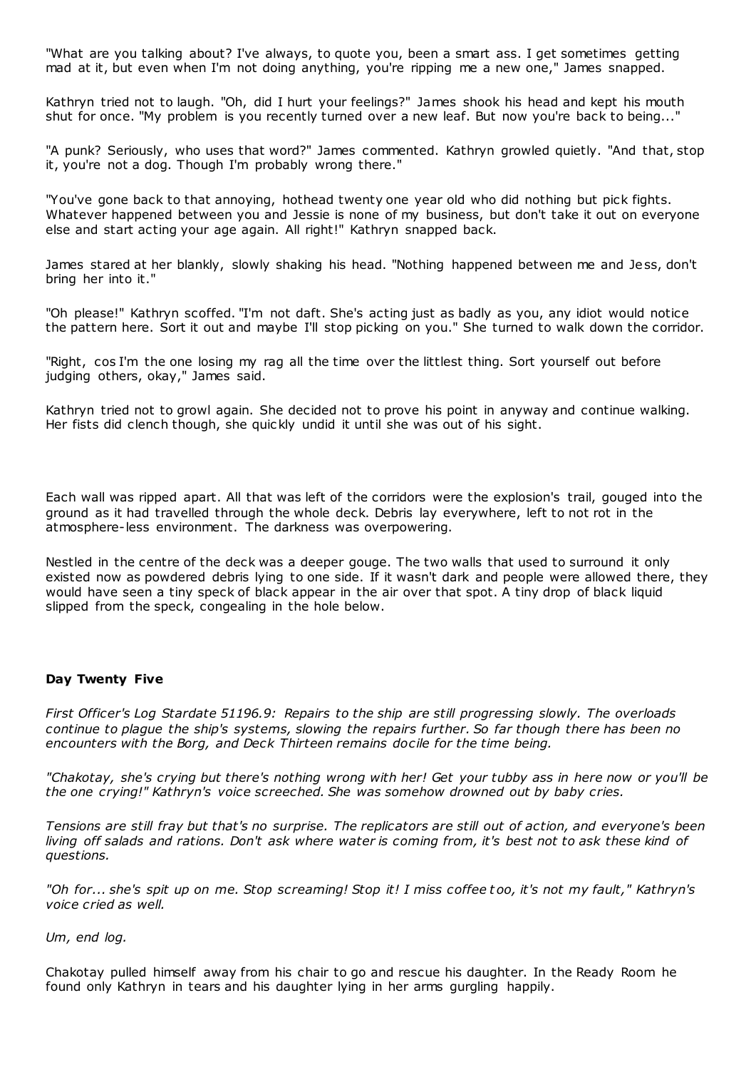"What are you talking about? I've always, to quote you, been a smart ass. I get sometimes getting mad at it, but even when I'm not doing anything, you're ripping me a new one," James snapped.

Kathryn tried not to laugh. "Oh, did I hurt your feelings?" James shook his head and kept his mouth shut for once. "My problem is you recently turned over a new leaf. But now you're back to being..."

"A punk? Seriously, who uses that word?" James commented. Kathryn growled quietly. "And that, stop it, you're not a dog. Though I'm probably wrong there."

"You've gone back to that annoying, hothead twenty one year old who did nothing but pick fights. Whatever happened between you and Jessie is none of my business, but don't take it out on everyone else and start acting your age again. All right!" Kathryn snapped back.

James stared at her blankly, slowly shaking his head. "Nothing happened between me and Jess, don't bring her into it."

"Oh please!" Kathryn scoffed. "I'm not daft. She's acting just as badly as you, any idiot would notice the pattern here. Sort it out and maybe I'll stop picking on you." She turned to walk down the corridor.

"Right, cos I'm the one losing my rag all the time over the littlest thing. Sort yourself out before judging others, okay," James said.

Kathryn tried not to growl again. She decided not to prove his point in anyway and continue walking. Her fists did clench though, she quickly undid it until she was out of his sight.

Each wall was ripped apart. All that was left of the corridors were the explosion's trail, gouged into the ground as it had travelled through the whole deck. Debris lay everywhere, left to not rot in the atmosphere-less environment. The darkness was overpowering.

Nestled in the centre of the deck was a deeper gouge. The two walls that used to surround it only existed now as powdered debris lying to one side. If it wasn't dark and people were allowed there, they would have seen a tiny speck of black appear in the air over that spot. A tiny drop of black liquid slipped from the speck, congealing in the hole below.

**Day Twenty Five**

*First Officer's Log Stardate 51196.9: Repairs to the ship are still progressing slowly. The overloads continue to plague the ship's systems, slowing the repairs further. So far though there has been no encounters with the Borg, and Deck Thirteen remains docile for the time being.*

*"Chakotay, she's crying but there's nothing wrong with her! Get your tubby ass in here now or you'll be the one crying!" Kathryn's voice screeched. She was somehow drowned out by baby cries.*

*Tensions are still fray but that's no surprise. The replicators are still out of action, and everyone's been living off salads and rations. Don't ask where water is coming from, it's best not to ask these kind of questions.*

*"Oh for... she's spit up on me. Stop screaming! Stop it! I miss coffee too, it's not my fault," Kathryn's voice cried as well.*

*Um, end log.*

Chakotay pulled himself away from his chair to go and rescue his daughter. In the Ready Room he found only Kathryn in tears and his daughter lying in her arms gurgling happily.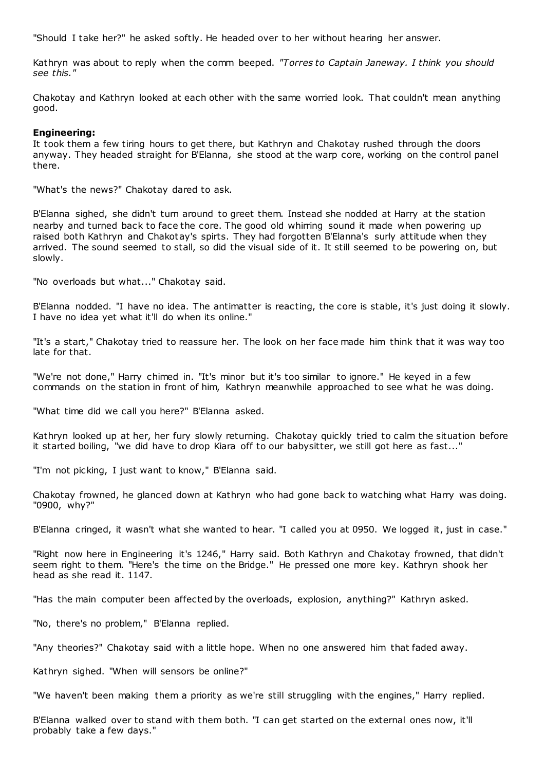"Should I take her?" he asked softly. He headed over to her without hearing her answer.

Kathryn was about to reply when the comm beeped. *"Torres to Captain Janeway. I think you should see this."*

Chakotay and Kathryn looked at each other with the same worried look. That couldn't mean anything good.

**Engineering:**
It took them a few tiring hours to get there, but Kathryn and Chakotay rushed through the doors anyway. They headed straight for B'Elanna, she stood at the warp core, working on the control panel there.

"What's the news?" Chakotay dared to ask.

B'Elanna sighed, she didn't turn around to greet them. Instead she nodded at Harry at the station nearby and turned back to face the core. The good old whirring sound it made when powering up raised both Kathryn and Chakotay's spirts. They had forgotten B'Elanna's surly attitude when they arrived. The sound seemed to stall, so did the visual side of it. It still seemed to be powering on, but slowly.

"No overloads but what..." Chakotay said.

B'Elanna nodded. "I have no idea. The antimatter is reacting, the core is stable, it's just doing it slowly. I have no idea yet what it'll do when its online."

"It's a start," Chakotay tried to reassure her. The look on her face made him think that it was way too late for that.

"We're not done," Harry chimed in. "It's minor but it's too similar to ignore." He keyed in a few commands on the station in front of him, Kathryn meanwhile approached to see what he was doing.

"What time did we call you here?" B'Elanna asked.

Kathryn looked up at her, her fury slowly returning. Chakotay quickly tried to calm the situation before it started boiling, "we did have to drop Kiara off to our babysitter, we still got here as fast..."

"I'm not picking, I just want to know," B'Elanna said.

Chakotay frowned, he glanced down at Kathryn who had gone back to watching what Harry was doing. "0900, why?"

B'Elanna cringed, it wasn't what she wanted to hear. "I called you at 0950. We logged it, just in case."

"Right now here in Engineering it's 1246," Harry said. Both Kathryn and Chakotay frowned, that didn't seem right to them. "Here's the time on the Bridge." He pressed one more key. Kathryn shook her head as she read it. 1147.

"Has the main computer been affected by the overloads, explosion, anything?" Kathryn asked.

"No, there's no problem," B'Elanna replied.

"Any theories?" Chakotay said with a little hope. When no one answered him that faded away.

Kathryn sighed. "When will sensors be online?"

"We haven't been making them a priority as we're still struggling with the engines," Harry replied.

B'Elanna walked over to stand with them both. "I can get started on the external ones now, it'll probably take a few days."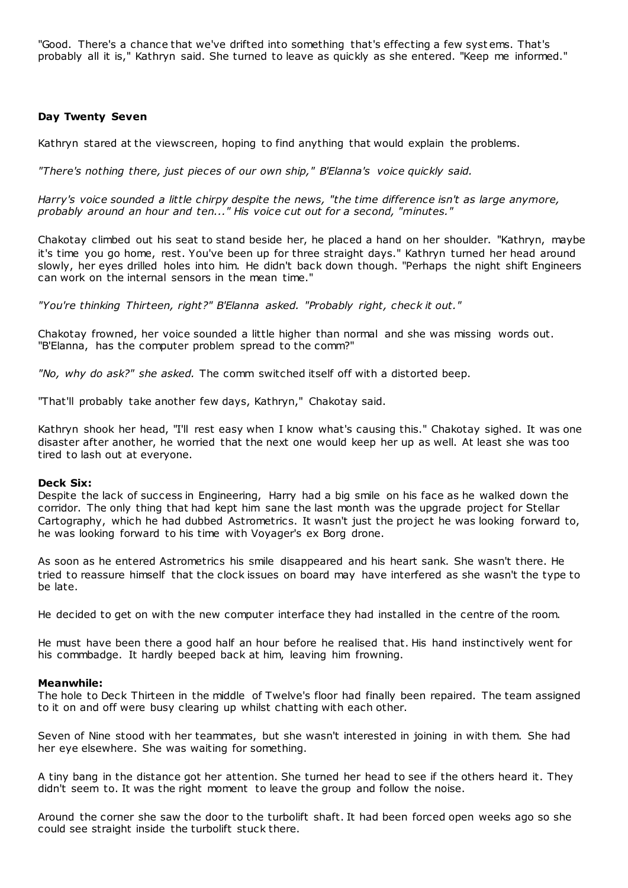"Good. There's a chance that we've drifted into something that's effecting a few systems. That's probably all it is," Kathryn said. She turned to leave as quickly as she entered. "Keep me informed."

**Day Twenty Seven**

Kathryn stared at the viewscreen, hoping to find anything that would explain the problems.

*"There's nothing there, just pieces of our own ship," B'Elanna's voice quickly said.*

*Harry's voice sounded a little chirpy despite the news, "the time difference isn't as large anymore, probably around an hour and ten..." His voice cut out for a second, "minutes."*

Chakotay climbed out his seat to stand beside her, he placed a hand on her shoulder. "Kathryn, maybe it's time you go home, rest. You've been up for three straight days." Kathryn turned her head around slowly, her eyes drilled holes into him. He didn't back down though. "Perhaps the night shift Engineers can work on the internal sensors in the mean time."

*"You're thinking Thirteen, right?" B'Elanna asked. "Probably right, check it out."*

Chakotay frowned, her voice sounded a little higher than normal and she was missing words out. "B'Elanna, has the computer problem spread to the comm?"

*"No, why do ask?" she asked.* The comm switched itself off with a distorted beep.

"That'll probably take another few days, Kathryn," Chakotay said.

Kathryn shook her head, "I'll rest easy when I know what's causing this." Chakotay sighed. It was one disaster after another, he worried that the next one would keep her up as well. At least she was too tired to lash out at everyone.

**Deck Six:**
Despite the lack of success in Engineering, Harry had a big smile on his face as he walked down the corridor. The only thing that had kept him sane the last month was the upgrade project for Stellar Cartography, which he had dubbed Astrometrics. It wasn't just the project he was looking forward to, he was looking forward to his time with Voyager's ex Borg drone.

As soon as he entered Astrometrics his smile disappeared and his heart sank. She wasn't there. He tried to reassure himself that the clock issues on board may have interfered as she wasn't the type to be late.

He decided to get on with the new computer interface they had installed in the centre of the room.

He must have been there a good half an hour before he realised that. His hand instinctively went for his commbadge. It hardly beeped back at him, leaving him frowning.

**Meanwhile:**
The hole to Deck Thirteen in the middle of Twelve's floor had finally been repaired. The team assigned to it on and off were busy clearing up whilst chatting with each other.

Seven of Nine stood with her teammates, but she wasn't interested in joining in with them. She had her eye elsewhere. She was waiting for something.

A tiny bang in the distance got her attention. She turned her head to see if the others heard it. They didn't seem to. It was the right moment to leave the group and follow the noise.

Around the corner she saw the door to the turbolift shaft. It had been forced open weeks ago so she could see straight inside the turbolift stuck there.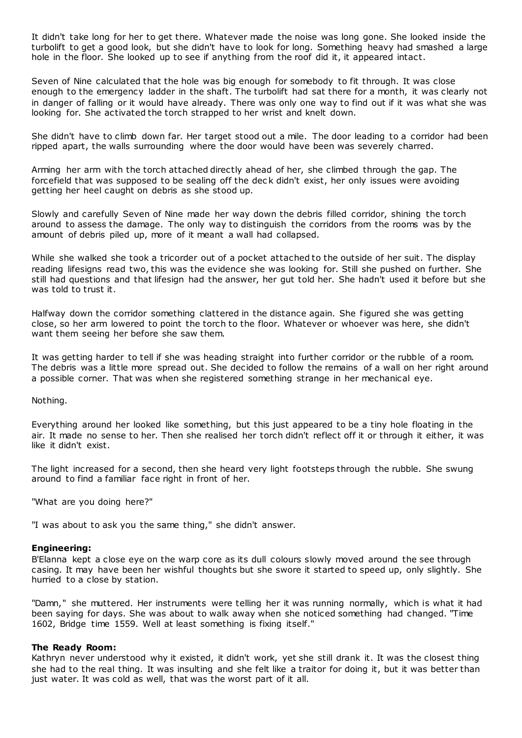It didn't take long for her to get there. Whatever made the noise was long gone. She looked inside the turbolift to get a good look, but she didn't have to look for long. Something heavy had smashed a large hole in the floor. She looked up to see if anything from the roof did it, it appeared intact.

Seven of Nine calculated that the hole was big enough for somebody to fit through. It was close enough to the emergency ladder in the shaft. The turbolift had sat there for a month, it was clearly not in danger of falling or it would have already. There was only one way to find out if it was what she was looking for. She activated the torch strapped to her wrist and knelt down.

She didn't have to climb down far. Her target stood out a mile. The door leading to a corridor had been ripped apart, the walls surrounding where the door would have been was severely charred.

Arming her arm with the torch attached directly ahead of her, she climbed through the gap. The forcefield that was supposed to be sealing off the deck didn't exist, her only issues were avoiding getting her heel caught on debris as she stood up.

Slowly and carefully Seven of Nine made her way down the debris filled corridor, shining the torch around to assess the damage. The only way to distinguish the corridors from the rooms was by the amount of debris piled up, more of it meant a wall had collapsed.

While she walked she took a tricorder out of a pocket attached to the outside of her suit. The display reading lifesigns read two, this was the evidence she was looking for. Still she pushed on further. She still had questions and that lifesign had the answer, her gut told her. She hadn't used it before but she was told to trust it.

Halfway down the corridor something clattered in the distance again. She figured she was getting close, so her arm lowered to point the torch to the floor. Whatever or whoever was here, she didn't want them seeing her before she saw them.

It was getting harder to tell if she was heading straight into further corridor or the rubble of a room. The debris was a little more spread out. She decided to follow the remains of a wall on her right around a possible corner. That was when she registered something strange in her mechanical eye.

Nothing.

Everything around her looked like something, but this just appeared to be a tiny hole floating in the air. It made no sense to her. Then she realised her torch didn't reflect off it or through it either, it was like it didn't exist.

The light increased for a second, then she heard very light footsteps through the rubble. She swung around to find a familiar face right in front of her.

"What are you doing here?"

"I was about to ask you the same thing," she didn't answer.

**Engineering:**
B'Elanna kept a close eye on the warp core as its dull colours slowly moved around the see through casing. It may have been her wishful thoughts but she swore it started to speed up, only slightly. She hurried to a close by station.

"Damn," she muttered. Her instruments were telling her it was running normally, which is what it had been saying for days. She was about to walk away when she noticed something had changed. "Time 1602, Bridge time 1559. Well at least something is fixing itself."

**The Ready Room:**
Kathryn never understood why it existed, it didn't work, yet she still drank it. It was the closest thing she had to the real thing. It was insulting and she felt like a traitor for doing it, but it was better than just water. It was cold as well, that was the worst part of it all.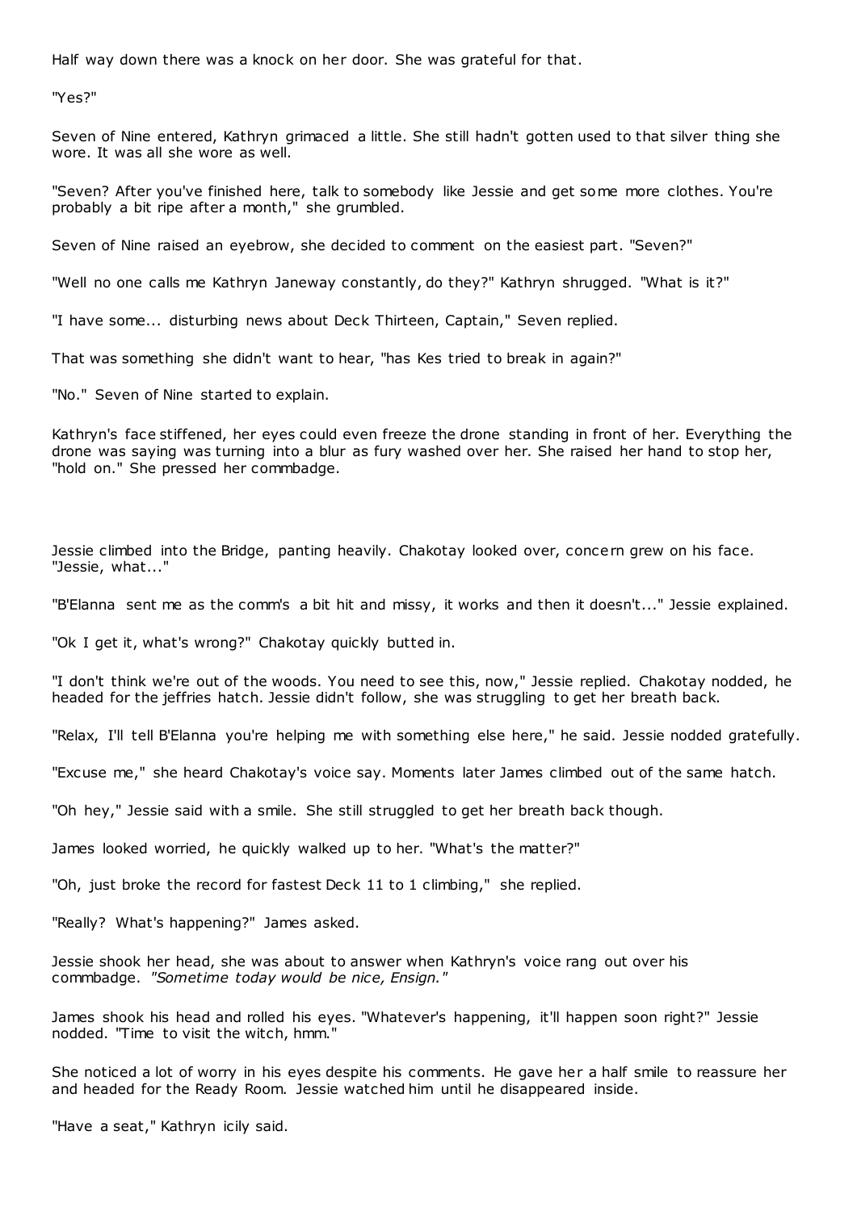Half way down there was a knock on her door. She was grateful for that.

"Yes?"

Seven of Nine entered, Kathryn grimaced a little. She still hadn't gotten used to that silver thing she wore. It was all she wore as well.

"Seven? After you've finished here, talk to somebody like Jessie and get some more clothes. You're probably a bit ripe after a month," she grumbled.

Seven of Nine raised an eyebrow, she decided to comment on the easiest part. "Seven?"

"Well no one calls me Kathryn Janeway constantly, do they?" Kathryn shrugged. "What is it?"

"I have some... disturbing news about Deck Thirteen, Captain," Seven replied.

That was something she didn't want to hear, "has Kes tried to break in again?"

"No." Seven of Nine started to explain.

Kathryn's face stiffened, her eyes could even freeze the drone standing in front of her. Everything the drone was saying was turning into a blur as fury washed over her. She raised her hand to stop her, "hold on." She pressed her commbadge.

Jessie climbed into the Bridge, panting heavily. Chakotay looked over, concern grew on his face. "Jessie, what..."

"B'Elanna sent me as the comm's a bit hit and missy, it works and then it doesn't..." Jessie explained.

"Ok I get it, what's wrong?" Chakotay quickly butted in.

"I don't think we're out of the woods. You need to see this, now," Jessie replied. Chakotay nodded, he headed for the jeffries hatch. Jessie didn't follow, she was struggling to get her breath back.

"Relax, I'll tell B'Elanna you're helping me with something else here," he said. Jessie nodded gratefully.

"Excuse me," she heard Chakotay's voice say. Moments later James climbed out of the same hatch.

"Oh hey," Jessie said with a smile. She still struggled to get her breath back though.

James looked worried, he quickly walked up to her. "What's the matter?"

"Oh, just broke the record for fastest Deck 11 to 1 climbing," she replied.

"Really? What's happening?" James asked.

Jessie shook her head, she was about to answer when Kathryn's voice rang out over his commbadge. *"Sometime today would be nice, Ensign."*

James shook his head and rolled his eyes. "Whatever's happening, it'll happen soon right?" Jessie nodded. "Time to visit the witch, hmm."

She noticed a lot of worry in his eyes despite his comments. He gave her a half smile to reassure her and headed for the Ready Room. Jessie watched him until he disappeared inside.

"Have a seat," Kathryn icily said.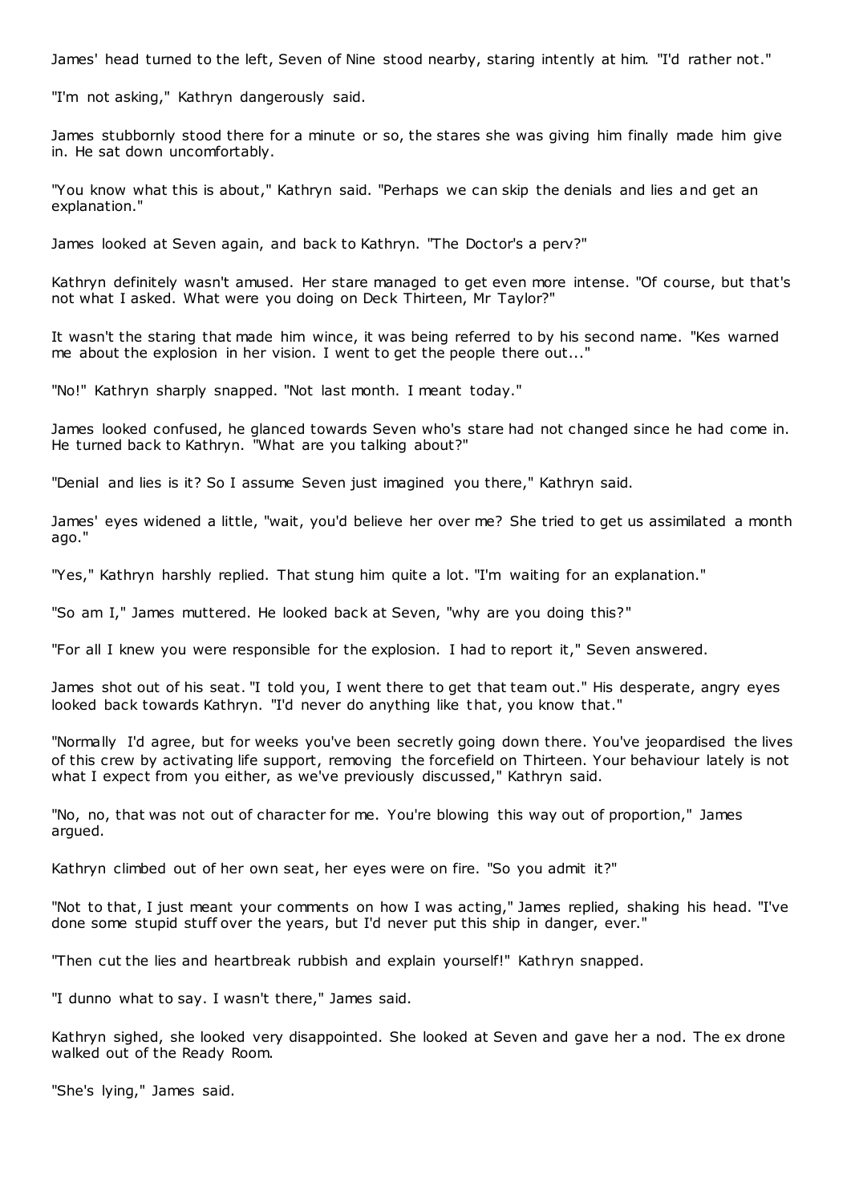James' head turned to the left, Seven of Nine stood nearby, staring intently at him. "I'd rather not."

"I'm not asking," Kathryn dangerously said.

James stubbornly stood there for a minute or so, the stares she was giving him finally made him give in. He sat down uncomfortably.

"You know what this is about," Kathryn said. "Perhaps we can skip the denials and lies and get an explanation."

James looked at Seven again, and back to Kathryn. "The Doctor's a perv?"

Kathryn definitely wasn't amused. Her stare managed to get even more intense. "Of course, but that's not what I asked. What were you doing on Deck Thirteen, Mr Taylor?"

It wasn't the staring that made him wince, it was being referred to by his second name. "Kes warned me about the explosion in her vision. I went to get the people there out..."

"No!" Kathryn sharply snapped. "Not last month. I meant today."

James looked confused, he glanced towards Seven who's stare had not changed since he had come in. He turned back to Kathryn. "What are you talking about?"

"Denial and lies is it? So I assume Seven just imagined you there," Kathryn said.

James' eyes widened a little, "wait, you'd believe her over me? She tried to get us assimilated a month ago."

"Yes," Kathryn harshly replied. That stung him quite a lot. "I'm waiting for an explanation."

"So am I," James muttered. He looked back at Seven, "why are you doing this?"

"For all I knew you were responsible for the explosion. I had to report it," Seven answered.

James shot out of his seat. "I told you, I went there to get that team out." His desperate, angry eyes looked back towards Kathryn. "I'd never do anything like that, you know that."

"Normally I'd agree, but for weeks you've been secretly going down there. You've jeopardised the lives of this crew by activating life support, removing the forcefield on Thirteen. Your behaviour lately is not what I expect from you either, as we've previously discussed," Kathryn said.

"No, no, that was not out of character for me. You're blowing this way out of proportion," James argued.

Kathryn climbed out of her own seat, her eyes were on fire. "So you admit it?"

"Not to that, I just meant your comments on how I was acting," James replied, shaking his head. "I've done some stupid stuff over the years, but I'd never put this ship in danger, ever."

"Then cut the lies and heartbreak rubbish and explain yourself!" Kathryn snapped.

"I dunno what to say. I wasn't there," James said.

Kathryn sighed, she looked very disappointed. She looked at Seven and gave her a nod. The ex drone walked out of the Ready Room.

"She's lying," James said.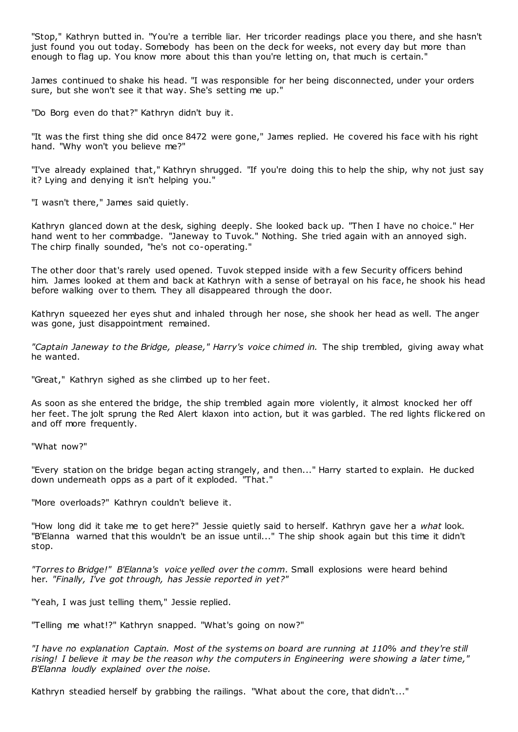"Stop," Kathryn butted in. "You're a terrible liar. Her tricorder readings place you there, and she hasn't just found you out today. Somebody has been on the deck for weeks, not every day but more than enough to flag up. You know more about this than you're letting on, that much is certain."

James continued to shake his head. "I was responsible for her being disconnected, under your orders sure, but she won't see it that way. She's setting me up."

"Do Borg even do that?" Kathryn didn't buy it.

"It was the first thing she did once 8472 were gone," James replied. He covered his face with his right hand. "Why won't you believe me?"

"I've already explained that," Kathryn shrugged. "If you're doing this to help the ship, why not just say it? Lying and denying it isn't helping you."

"I wasn't there," James said quietly.

Kathryn glanced down at the desk, sighing deeply. She looked back up. "Then I have no choice." Her hand went to her commbadge. "Janeway to Tuvok." Nothing. She tried again with an annoyed sigh. The chirp finally sounded, "he's not co-operating."

The other door that's rarely used opened. Tuvok stepped inside with a few Security officers behind him. James looked at them and back at Kathryn with a sense of betrayal on his face, he shook his head before walking over to them. They all disappeared through the door.

Kathryn squeezed her eyes shut and inhaled through her nose, she shook her head as well. The anger was gone, just disappointment remained.

*"Captain Janeway to the Bridge, please," Harry's voice chimed in.* The ship trembled, giving away what he wanted.

"Great," Kathryn sighed as she climbed up to her feet.

As soon as she entered the bridge, the ship trembled again more violently, it almost knocked her off her feet. The jolt sprung the Red Alert klaxon into action, but it was garbled. The red lights flickered on and off more frequently.

"What now?"

"Every station on the bridge began acting strangely, and then..." Harry started to explain. He ducked down underneath opps as a part of it exploded. "That."

"More overloads?" Kathryn couldn't believe it.

"How long did it take me to get here?" Jessie quietly said to herself. Kathryn gave her a *what* look. "B'Elanna warned that this wouldn't be an issue until..." The ship shook again but this time it didn't stop.

*"Torres to Bridge!" B'Elanna's voice yelled over the comm.* Small explosions were heard behind her. *"Finally, I've got through, has Jessie reported in yet?"*

"Yeah, I was just telling them," Jessie replied.

"Telling me what!?" Kathryn snapped. "What's going on now?"

*"I have no explanation Captain. Most of the systems on board are running at 110% and they're still rising! I believe it may be the reason why the computers in Engineering were showing a later time," B'Elanna loudly explained over the noise.*

Kathryn steadied herself by grabbing the railings. "What about the core, that didn't..."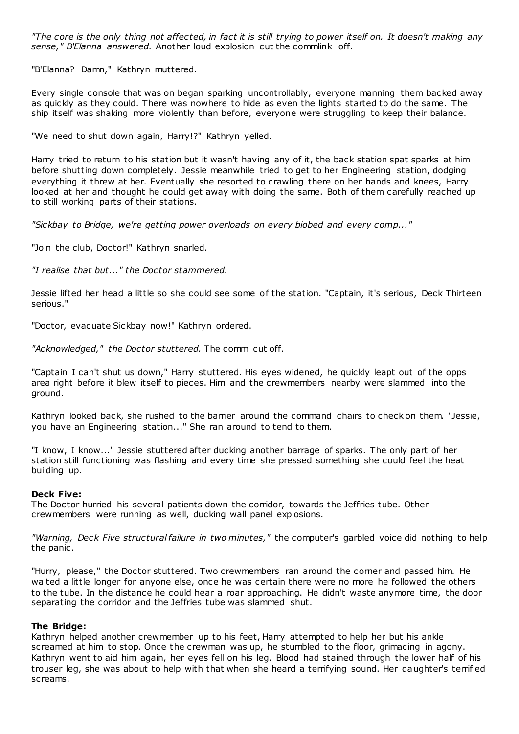*"The core is the only thing not affected, in fact it is still trying to power itself on. It doesn't making any sense," B'Elanna answered.* Another loud explosion cut the commlink off.

"B'Elanna? Damn," Kathryn muttered.

Every single console that was on began sparking uncontrollably, everyone manning them backed away as quickly as they could. There was nowhere to hide as even the lights started to do the same. The ship itself was shaking more violently than before, everyone were struggling to keep their balance.

"We need to shut down again, Harry!?" Kathryn yelled.

Harry tried to return to his station but it wasn't having any of it, the back station spat sparks at him before shutting down completely. Jessie meanwhile tried to get to her Engineering station, dodging everything it threw at her. Eventually she resorted to crawling there on her hands and knees, Harry looked at her and thought he could get away with doing the same. Both of them carefully reached up to still working parts of their stations.

*"Sickbay to Bridge, we're getting power overloads on every biobed and every comp..."*

"Join the club, Doctor!" Kathryn snarled.

*"I realise that but..." the Doctor stammered.*

Jessie lifted her head a little so she could see some of the station. "Captain, it's serious, Deck Thirteen serious."

"Doctor, evacuate Sickbay now!" Kathryn ordered.

*"Acknowledged," the Doctor stuttered.* The comm cut off.

"Captain I can't shut us down," Harry stuttered. His eyes widened, he quickly leapt out of the opps area right before it blew itself to pieces. Him and the crewmembers nearby were slammed into the ground.

Kathryn looked back, she rushed to the barrier around the command chairs to check on them. "Jessie, you have an Engineering station..." She ran around to tend to them.

"I know, I know..." Jessie stuttered after ducking another barrage of sparks. The only part of her station still functioning was flashing and every time she pressed something she could feel the heat building up.

**Deck Five:**
The Doctor hurried his several patients down the corridor, towards the Jeffries tube. Other crewmembers were running as well, ducking wall panel explosions.

*"Warning, Deck Five structural failure in two minutes,"* the computer's garbled voice did nothing to help the panic.

"Hurry, please," the Doctor stuttered. Two crewmembers ran around the corner and passed him. He waited a little longer for anyone else, once he was certain there were no more he followed the others to the tube. In the distance he could hear a roar approaching. He didn't waste anymore time, the door separating the corridor and the Jeffries tube was slammed shut.

**The Bridge:**
Kathryn helped another crewmember up to his feet, Harry attempted to help her but his ankle screamed at him to stop. Once the crewman was up, he stumbled to the floor, grimacing in agony. Kathryn went to aid him again, her eyes fell on his leg. Blood had stained through the lower half of his trouser leg, she was about to help with that when she heard a terrifying sound. Her daughter's terrified screams.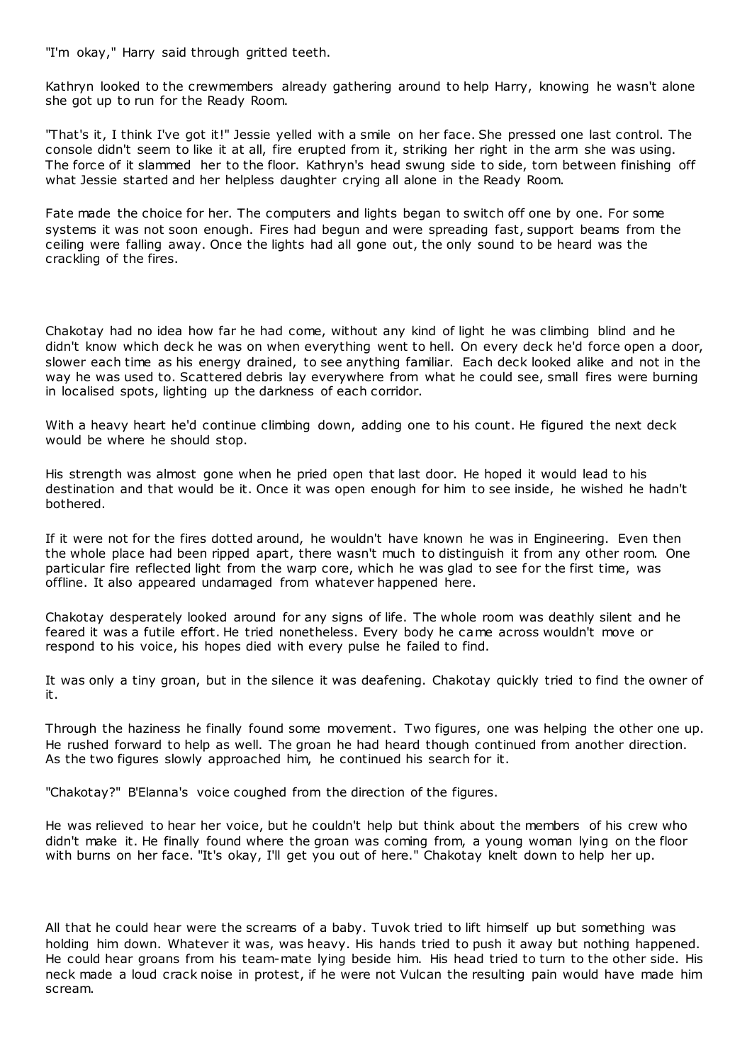"I'm okay," Harry said through gritted teeth.

Kathryn looked to the crewmembers already gathering around to help Harry, knowing he wasn't alone she got up to run for the Ready Room.

"That's it, I think I've got it!" Jessie yelled with a smile on her face. She pressed one last control. The console didn't seem to like it at all, fire erupted from it, striking her right in the arm she was using. The force of it slammed her to the floor. Kathryn's head swung side to side, torn between finishing off what Jessie started and her helpless daughter crying all alone in the Ready Room.

Fate made the choice for her. The computers and lights began to switch off one by one. For some systems it was not soon enough. Fires had begun and were spreading fast, support beams from the ceiling were falling away. Once the lights had all gone out, the only sound to be heard was the crackling of the fires.

Chakotay had no idea how far he had come, without any kind of light he was climbing blind and he didn't know which deck he was on when everything went to hell. On every deck he'd force open a door, slower each time as his energy drained, to see anything familiar. Each deck looked alike and not in the way he was used to. Scattered debris lay everywhere from what he could see, small fires were burning in localised spots, lighting up the darkness of each corridor.

With a heavy heart he'd continue climbing down, adding one to his count. He figured the next deck would be where he should stop.

His strength was almost gone when he pried open that last door. He hoped it would lead to his destination and that would be it. Once it was open enough for him to see inside, he wished he hadn't bothered.

If it were not for the fires dotted around, he wouldn't have known he was in Engineering. Even then the whole place had been ripped apart, there wasn't much to distinguish it from any other room. One particular fire reflected light from the warp core, which he was glad to see for the first time, was offline. It also appeared undamaged from whatever happened here.

Chakotay desperately looked around for any signs of life. The whole room was deathly silent and he feared it was a futile effort. He tried nonetheless. Every body he came across wouldn't move or respond to his voice, his hopes died with every pulse he failed to find.

It was only a tiny groan, but in the silence it was deafening. Chakotay quickly tried to find the owner of it.

Through the haziness he finally found some movement. Two figures, one was helping the other one up. He rushed forward to help as well. The groan he had heard though continued from another direction. As the two figures slowly approached him, he continued his search for it.

"Chakotay?" B'Elanna's voice coughed from the direction of the figures.

He was relieved to hear her voice, but he couldn't help but think about the members of his crew who didn't make it. He finally found where the groan was coming from, a young woman lying on the floor with burns on her face. "It's okay, I'll get you out of here." Chakotay knelt down to help her up.

All that he could hear were the screams of a baby. Tuvok tried to lift himself up but something was holding him down. Whatever it was, was heavy. His hands tried to push it away but nothing happened. He could hear groans from his team-mate lying beside him. His head tried to turn to the other side. His neck made a loud crack noise in protest, if he were not Vulcan the resulting pain would have made him scream.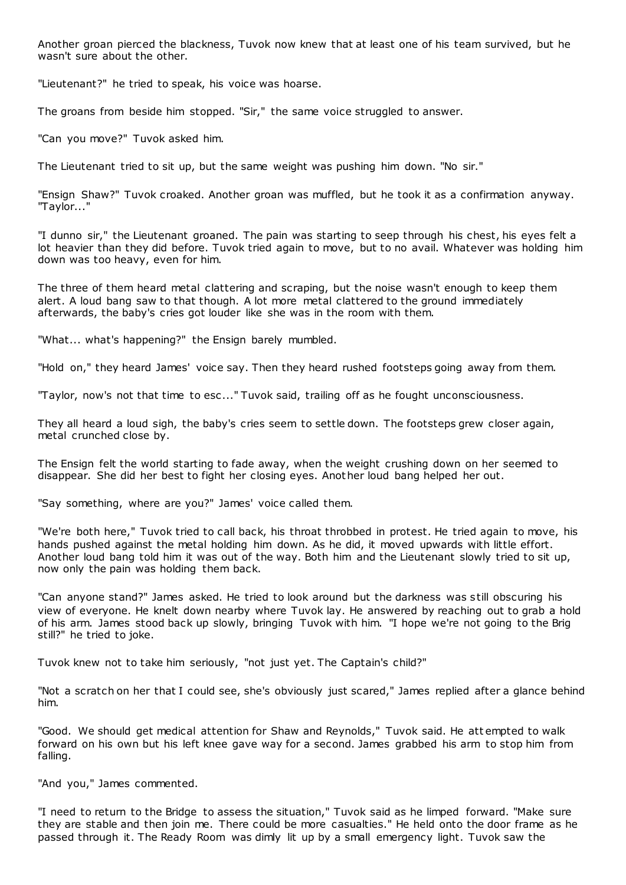Another groan pierced the blackness, Tuvok now knew that at least one of his team survived, but he wasn't sure about the other.

"Lieutenant?" he tried to speak, his voice was hoarse.

The groans from beside him stopped. "Sir," the same voice struggled to answer.

"Can you move?" Tuvok asked him.

The Lieutenant tried to sit up, but the same weight was pushing him down. "No sir."

"Ensign Shaw?" Tuvok croaked. Another groan was muffled, but he took it as a confirmation anyway. "Taylor..."

"I dunno sir," the Lieutenant groaned. The pain was starting to seep through his chest, his eyes felt a lot heavier than they did before. Tuvok tried again to move, but to no avail. Whatever was holding him down was too heavy, even for him.

The three of them heard metal clattering and scraping, but the noise wasn't enough to keep them alert. A loud bang saw to that though. A lot more metal clattered to the ground immediately afterwards, the baby's cries got louder like she was in the room with them.

"What... what's happening?" the Ensign barely mumbled.

"Hold on," they heard James' voice say. Then they heard rushed footsteps going away from them.

"Taylor, now's not that time to esc..." Tuvok said, trailing off as he fought unconsciousness.

They all heard a loud sigh, the baby's cries seem to settle down. The footsteps grew closer again, metal crunched close by.

The Ensign felt the world starting to fade away, when the weight crushing down on her seemed to disappear. She did her best to fight her closing eyes. Another loud bang helped her out.

"Say something, where are you?" James' voice called them.

"We're both here," Tuvok tried to call back, his throat throbbed in protest. He tried again to move, his hands pushed against the metal holding him down. As he did, it moved upwards with little effort. Another loud bang told him it was out of the way. Both him and the Lieutenant slowly tried to sit up, now only the pain was holding them back.

"Can anyone stand?" James asked. He tried to look around but the darkness was still obscuring his view of everyone. He knelt down nearby where Tuvok lay. He answered by reaching out to grab a hold of his arm. James stood back up slowly, bringing Tuvok with him. "I hope we're not going to the Brig still?" he tried to joke.

Tuvok knew not to take him seriously, "not just yet. The Captain's child?"

"Not a scratch on her that I could see, she's obviously just scared," James replied after a glance behind him.

"Good. We should get medical attention for Shaw and Reynolds," Tuvok said. He attempted to walk forward on his own but his left knee gave way for a second. James grabbed his arm to stop him from falling.

"And you," James commented.

"I need to return to the Bridge to assess the situation," Tuvok said as he limped forward. "Make sure they are stable and then join me. There could be more casualties." He held onto the door frame as he passed through it. The Ready Room was dimly lit up by a small emergency light. Tuvok saw the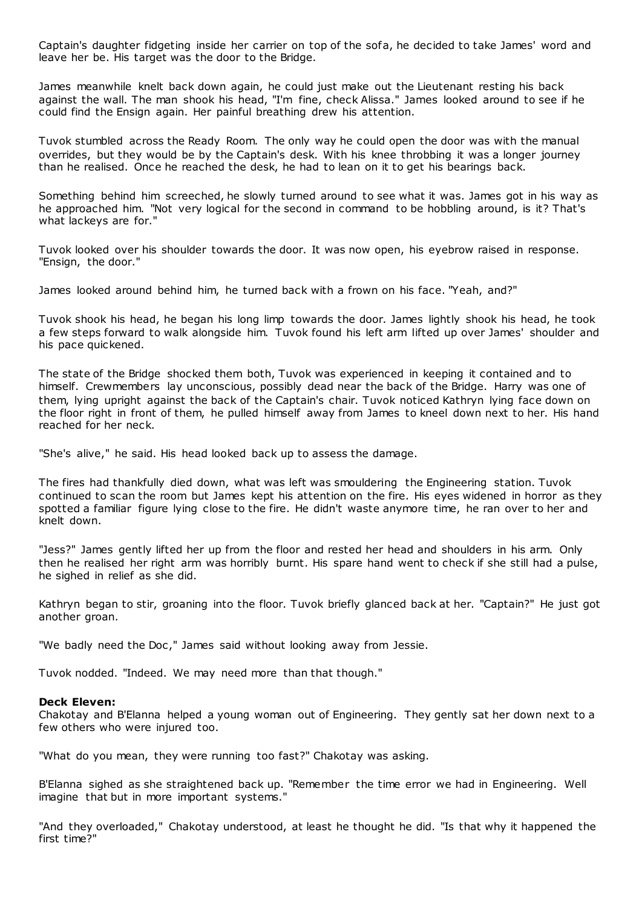Captain's daughter fidgeting inside her carrier on top of the sofa, he decided to take James' word and leave her be. His target was the door to the Bridge.

James meanwhile knelt back down again, he could just make out the Lieutenant resting his back against the wall. The man shook his head, "I'm fine, check Alissa." James looked around to see if he could find the Ensign again. Her painful breathing drew his attention.

Tuvok stumbled across the Ready Room. The only way he could open the door was with the manual overrides, but they would be by the Captain's desk. With his knee throbbing it was a longer journey than he realised. Once he reached the desk, he had to lean on it to get his bearings back.

Something behind him screeched, he slowly turned around to see what it was. James got in his way as he approached him. "Not very logical for the second in command to be hobbling around, is it? That's what lackeys are for."

Tuvok looked over his shoulder towards the door. It was now open, his eyebrow raised in response. "Ensign, the door."

James looked around behind him, he turned back with a frown on his face. "Yeah, and?"

Tuvok shook his head, he began his long limp towards the door. James lightly shook his head, he took a few steps forward to walk alongside him. Tuvok found his left arm lifted up over James' shoulder and his pace quickened.

The state of the Bridge shocked them both, Tuvok was experienced in keeping it contained and to himself. Crewmembers lay unconscious, possibly dead near the back of the Bridge. Harry was one of them, lying upright against the back of the Captain's chair. Tuvok noticed Kathryn lying face down on the floor right in front of them, he pulled himself away from James to kneel down next to her. His hand reached for her neck.

"She's alive," he said. His head looked back up to assess the damage.

The fires had thankfully died down, what was left was smouldering the Engineering station. Tuvok continued to scan the room but James kept his attention on the fire. His eyes widened in horror as they spotted a familiar figure lying close to the fire. He didn't waste anymore time, he ran over to her and knelt down.

"Jess?" James gently lifted her up from the floor and rested her head and shoulders in his arm. Only then he realised her right arm was horribly burnt. His spare hand went to check if she still had a pulse, he sighed in relief as she did.

Kathryn began to stir, groaning into the floor. Tuvok briefly glanced back at her. "Captain?" He just got another groan.

"We badly need the Doc," James said without looking away from Jessie.

Tuvok nodded. "Indeed. We may need more than that though."

**Deck Eleven:**
Chakotay and B'Elanna helped a young woman out of Engineering. They gently sat her down next to a few others who were injured too.

"What do you mean, they were running too fast?" Chakotay was asking.

B'Elanna sighed as she straightened back up. "Remember the time error we had in Engineering. Well imagine that but in more important systems."

"And they overloaded," Chakotay understood, at least he thought he did. "Is that why it happened the first time?"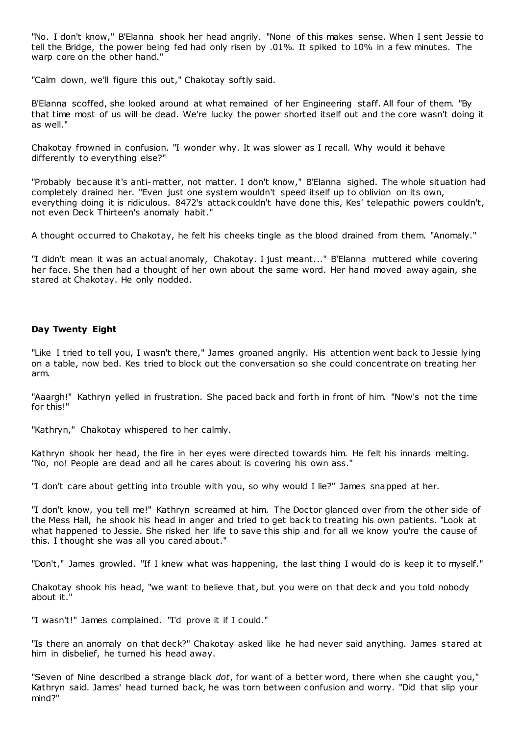"No. I don't know," B'Elanna shook her head angrily. "None of this makes sense. When I sent Jessie to tell the Bridge, the power being fed had only risen by .01%. It spiked to 10% in a few minutes. The warp core on the other hand."

"Calm down, we'll figure this out," Chakotay softly said.

B'Elanna scoffed, she looked around at what remained of her Engineering staff. All four of them. "By that time most of us will be dead. We're lucky the power shorted itself out and the core wasn't doing it as well."

Chakotay frowned in confusion. "I wonder why. It was slower as I recall. Why would it behave differently to everything else?"

"Probably because it's anti-matter, not matter. I don't know," B'Elanna sighed. The whole situation had completely drained her. "Even just one system wouldn't speed itself up to oblivion on its own, everything doing it is ridiculous. 8472's attack couldn't have done this, Kes' telepathic powers couldn't, not even Deck Thirteen's anomaly habit."

A thought occurred to Chakotay, he felt his cheeks tingle as the blood drained from them. "Anomaly."

"I didn't mean it was an actual anomaly, Chakotay. I just meant..." B'Elanna muttered while covering her face. She then had a thought of her own about the same word. Her hand moved away again, she stared at Chakotay. He only nodded.

**Day Twenty Eight**

"Like I tried to tell you, I wasn't there," James groaned angrily. His attention went back to Jessie lying on a table, now bed. Kes tried to block out the conversation so she could concentrate on treating her arm.

"Aaargh!" Kathryn yelled in frustration. She paced back and forth in front of him. "Now's not the time for this!"

"Kathryn," Chakotay whispered to her calmly.

Kathryn shook her head, the fire in her eyes were directed towards him. He felt his innards melting. "No, no! People are dead and all he cares about is covering his own ass."

"I don't care about getting into trouble with you, so why would I lie?" James snapped at her.

"I don't know, you tell me!" Kathryn screamed at him. The Doctor glanced over from the other side of the Mess Hall, he shook his head in anger and tried to get back to treating his own patients. "Look at what happened to Jessie. She risked her life to save this ship and for all we know you're the cause of this. I thought she was all you cared about."

"Don't," James growled. "If I knew what was happening, the last thing I would do is keep it to myself."

Chakotay shook his head, "we want to believe that, but you were on that deck and you told nobody about it."

"I wasn't!" James complained. "I'd prove it if I could."

"Is there an anomaly on that deck?" Chakotay asked like he had never said anything. James stared at him in disbelief, he turned his head away.

"Seven of Nine described a strange black *dot*, for want of a better word, there when she caught you," Kathryn said. James' head turned back, he was torn between confusion and worry. "Did that slip your mind?"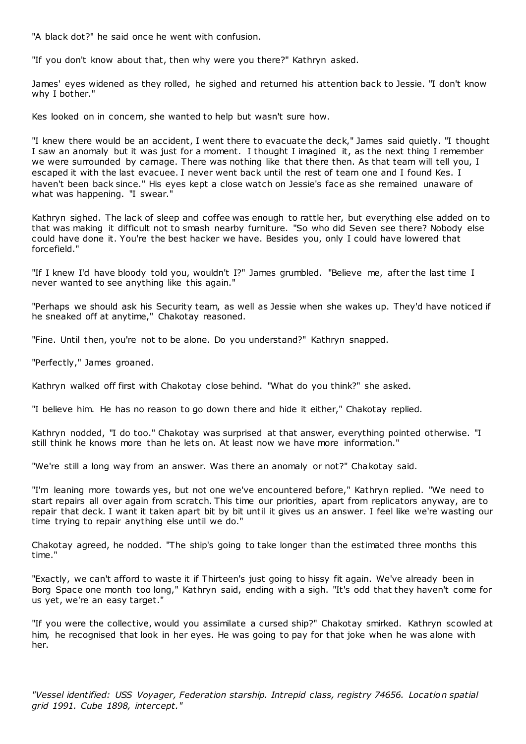"A black dot?" he said once he went with confusion.

"If you don't know about that, then why were you there?" Kathryn asked.

James' eyes widened as they rolled, he sighed and returned his attention back to Jessie. "I don't know why I bother."

Kes looked on in concern, she wanted to help but wasn't sure how.

"I knew there would be an accident, I went there to evacuate the deck," James said quietly. "I thought I saw an anomaly but it was just for a moment. I thought I imagined it, as the next thing I remember we were surrounded by carnage. There was nothing like that there then. As that team will tell you, I escaped it with the last evacuee. I never went back until the rest of team one and I found Kes. I haven't been back since." His eyes kept a close watch on Jessie's face as she remained unaware of what was happening. "I swear."

Kathryn sighed. The lack of sleep and coffee was enough to rattle her, but everything else added on to that was making it difficult not to smash nearby furniture. "So who did Seven see there? Nobody else could have done it. You're the best hacker we have. Besides you, only I could have lowered that forcefield."

"If I knew I'd have bloody told you, wouldn't I?" James grumbled. "Believe me, after the last time I never wanted to see anything like this again."

"Perhaps we should ask his Security team, as well as Jessie when she wakes up. They'd have noticed if he sneaked off at anytime," Chakotay reasoned.

"Fine. Until then, you're not to be alone. Do you understand?" Kathryn snapped.

"Perfectly," James groaned.

Kathryn walked off first with Chakotay close behind. "What do you think?" she asked.

"I believe him. He has no reason to go down there and hide it either," Chakotay replied.

Kathryn nodded, "I do too." Chakotay was surprised at that answer, everything pointed otherwise. "I still think he knows more than he lets on. At least now we have more information."

"We're still a long way from an answer. Was there an anomaly or not?" Chakotay said.

"I'm leaning more towards yes, but not one we've encountered before," Kathryn replied. "We need to start repairs all over again from scratch. This time our priorities, apart from replicators anyway, are to repair that deck. I want it taken apart bit by bit until it gives us an answer. I feel like we're wasting our time trying to repair anything else until we do."

Chakotay agreed, he nodded. "The ship's going to take longer than the estimated three months this time."

"Exactly, we can't afford to waste it if Thirteen's just going to hissy fit again. We've already been in Borg Space one month too long," Kathryn said, ending with a sigh. "It's odd that they haven't come for us yet, we're an easy target."

"If you were the collective, would you assimilate a cursed ship?" Chakotay smirked. Kathryn scowled at him, he recognised that look in her eyes. He was going to pay for that joke when he was alone with her.

*"Vessel identified: USS Voyager, Federation starship. Intrepid class, registry 74656. Location spatial grid 1991. Cube 1898, intercept."*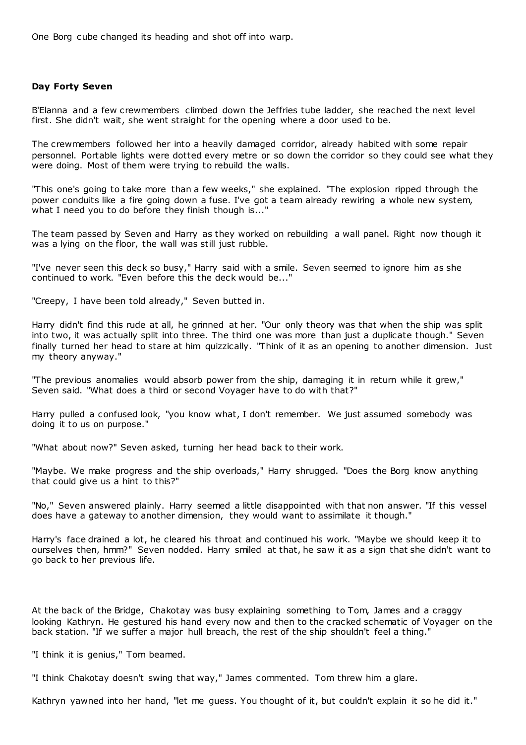One Borg cube changed its heading and shot off into warp.

**Day Forty Seven**

B'Elanna and a few crewmembers climbed down the Jeffries tube ladder, she reached the next level first. She didn't wait, she went straight for the opening where a door used to be.

The crewmembers followed her into a heavily damaged corridor, already habited with some repair personnel. Portable lights were dotted every metre or so down the corridor so they could see what they were doing. Most of them were trying to rebuild the walls.

"This one's going to take more than a few weeks," she explained. "The explosion ripped through the power conduits like a fire going down a fuse. I've got a team already rewiring a whole new system, what I need you to do before they finish though is..."

The team passed by Seven and Harry as they worked on rebuilding a wall panel. Right now though it was a lying on the floor, the wall was still just rubble.

"I've never seen this deck so busy," Harry said with a smile. Seven seemed to ignore him as she continued to work. "Even before this the deck would be..."

"Creepy, I have been told already," Seven butted in.

Harry didn't find this rude at all, he grinned at her. "Our only theory was that when the ship was split into two, it was actually split into three. The third one was more than just a duplicate though." Seven finally turned her head to stare at him quizzically. "Think of it as an opening to another dimension. Just my theory anyway."

"The previous anomalies would absorb power from the ship, damaging it in return while it grew," Seven said. "What does a third or second Voyager have to do with that?"

Harry pulled a confused look, "you know what, I don't remember. We just assumed somebody was doing it to us on purpose."

"What about now?" Seven asked, turning her head back to their work.

"Maybe. We make progress and the ship overloads," Harry shrugged. "Does the Borg know anything that could give us a hint to this?"

"No," Seven answered plainly. Harry seemed a little disappointed with that non answer. "If this vessel does have a gateway to another dimension, they would want to assimilate it though."

Harry's face drained a lot, he cleared his throat and continued his work. "Maybe we should keep it to ourselves then, hmm?" Seven nodded. Harry smiled at that, he saw it as a sign that she didn't want to go back to her previous life.

At the back of the Bridge, Chakotay was busy explaining something to Tom, James and a craggy looking Kathryn. He gestured his hand every now and then to the cracked schematic of Voyager on the back station. "If we suffer a major hull breach, the rest of the ship shouldn't feel a thing."

"I think it is genius," Tom beamed.

"I think Chakotay doesn't swing that way," James commented. Tom threw him a glare.

Kathryn yawned into her hand, "let me guess. You thought of it, but couldn't explain it so he did it."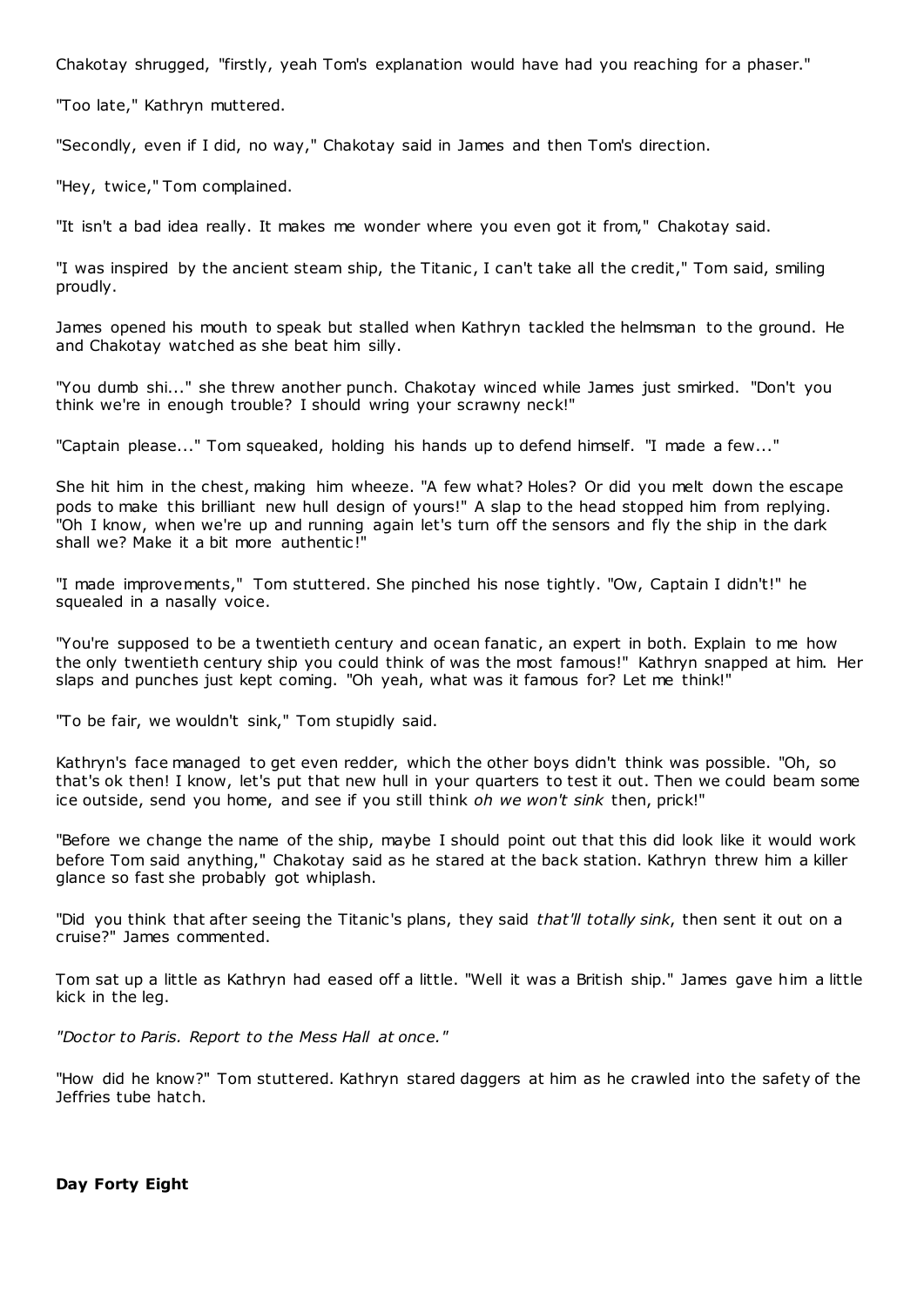Chakotay shrugged, "firstly, yeah Tom's explanation would have had you reaching for a phaser."

"Too late," Kathryn muttered.

"Secondly, even if I did, no way," Chakotay said in James and then Tom's direction.

"Hey, twice," Tom complained.

"It isn't a bad idea really. It makes me wonder where you even got it from," Chakotay said.

"I was inspired by the ancient steam ship, the Titanic, I can't take all the credit," Tom said, smiling proudly.

James opened his mouth to speak but stalled when Kathryn tackled the helmsman to the ground. He and Chakotay watched as she beat him silly.

"You dumb shi..." she threw another punch. Chakotay winced while James just smirked. "Don't you think we're in enough trouble? I should wring your scrawny neck!"

"Captain please..." Tom squeaked, holding his hands up to defend himself. "I made a few..."

She hit him in the chest, making him wheeze. "A few what? Holes? Or did you melt down the escape pods to make this brilliant new hull design of yours!" A slap to the head stopped him from replying. "Oh I know, when we're up and running again let's turn off the sensors and fly the ship in the dark shall we? Make it a bit more authentic!"

"I made improvements," Tom stuttered. She pinched his nose tightly. "Ow, Captain I didn't!" he squealed in a nasally voice.

"You're supposed to be a twentieth century and ocean fanatic, an expert in both. Explain to me how the only twentieth century ship you could think of was the most famous!" Kathryn snapped at him. Her slaps and punches just kept coming. "Oh yeah, what was it famous for? Let me think!"

"To be fair, we wouldn't sink," Tom stupidly said.

Kathryn's face managed to get even redder, which the other boys didn't think was possible. "Oh, so that's ok then! I know, let's put that new hull in your quarters to test it out. Then we could beam some ice outside, send you home, and see if you still think *oh we won't sink* then, prick!"

"Before we change the name of the ship, maybe I should point out that this did look like it would work before Tom said anything," Chakotay said as he stared at the back station. Kathryn threw him a killer glance so fast she probably got whiplash.

"Did you think that after seeing the Titanic's plans, they said *that'll totally sink*, then sent it out on a cruise?" James commented.

Tom sat up a little as Kathryn had eased off a little. "Well it was a British ship." James gave him a little kick in the leg.

*"Doctor to Paris. Report to the Mess Hall at once."*

"How did he know?" Tom stuttered. Kathryn stared daggers at him as he crawled into the safety of the Jeffries tube hatch.

**Day Forty Eight**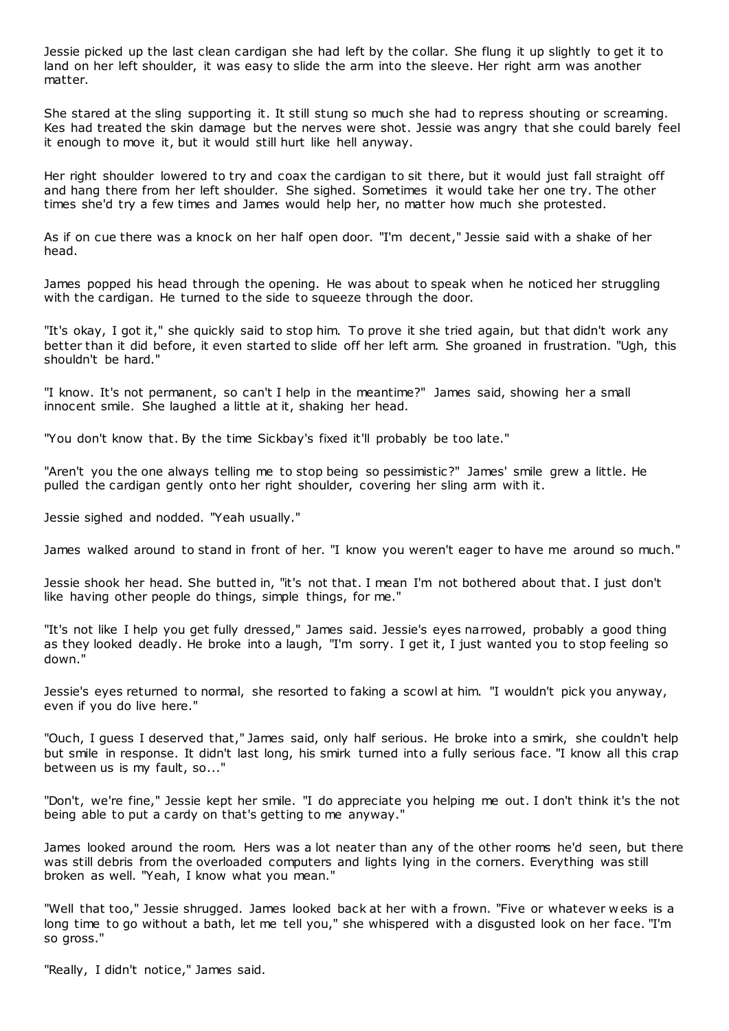Jessie picked up the last clean cardigan she had left by the collar. She flung it up slightly to get it to land on her left shoulder, it was easy to slide the arm into the sleeve. Her right arm was another matter.

She stared at the sling supporting it. It still stung so much she had to repress shouting or screaming. Kes had treated the skin damage but the nerves were shot. Jessie was angry that she could barely feel it enough to move it, but it would still hurt like hell anyway.

Her right shoulder lowered to try and coax the cardigan to sit there, but it would just fall straight off and hang there from her left shoulder. She sighed. Sometimes it would take her one try. The other times she'd try a few times and James would help her, no matter how much she protested.

As if on cue there was a knock on her half open door. "I'm decent," Jessie said with a shake of her head.

James popped his head through the opening. He was about to speak when he noticed her struggling with the cardigan. He turned to the side to squeeze through the door.

"It's okay, I got it," she quickly said to stop him. To prove it she tried again, but that didn't work any better than it did before, it even started to slide off her left arm. She groaned in frustration. "Ugh, this shouldn't be hard."

"I know. It's not permanent, so can't I help in the meantime?" James said, showing her a small innocent smile. She laughed a little at it, shaking her head.

"You don't know that. By the time Sickbay's fixed it'll probably be too late."

"Aren't you the one always telling me to stop being so pessimistic?" James' smile grew a little. He pulled the cardigan gently onto her right shoulder, covering her sling arm with it.

Jessie sighed and nodded. "Yeah usually."

James walked around to stand in front of her. "I know you weren't eager to have me around so much."

Jessie shook her head. She butted in, "it's not that. I mean I'm not bothered about that. I just don't like having other people do things, simple things, for me."

"It's not like I help you get fully dressed," James said. Jessie's eyes narrowed, probably a good thing as they looked deadly. He broke into a laugh, "I'm sorry. I get it, I just wanted you to stop feeling so down."

Jessie's eyes returned to normal, she resorted to faking a scowl at him. "I wouldn't pick you anyway, even if you do live here."

"Ouch, I guess I deserved that," James said, only half serious. He broke into a smirk, she couldn't help but smile in response. It didn't last long, his smirk turned into a fully serious face. "I know all this crap between us is my fault, so..."

"Don't, we're fine," Jessie kept her smile. "I do appreciate you helping me out. I don't think it's the not being able to put a cardy on that's getting to me anyway."

James looked around the room. Hers was a lot neater than any of the other rooms he'd seen, but there was still debris from the overloaded computers and lights lying in the corners. Everything was still broken as well. "Yeah, I know what you mean."

"Well that too," Jessie shrugged. James looked back at her with a frown. "Five or whatever weeks is a long time to go without a bath, let me tell you," she whispered with a disgusted look on her face. "I'm so gross."

"Really, I didn't notice," James said.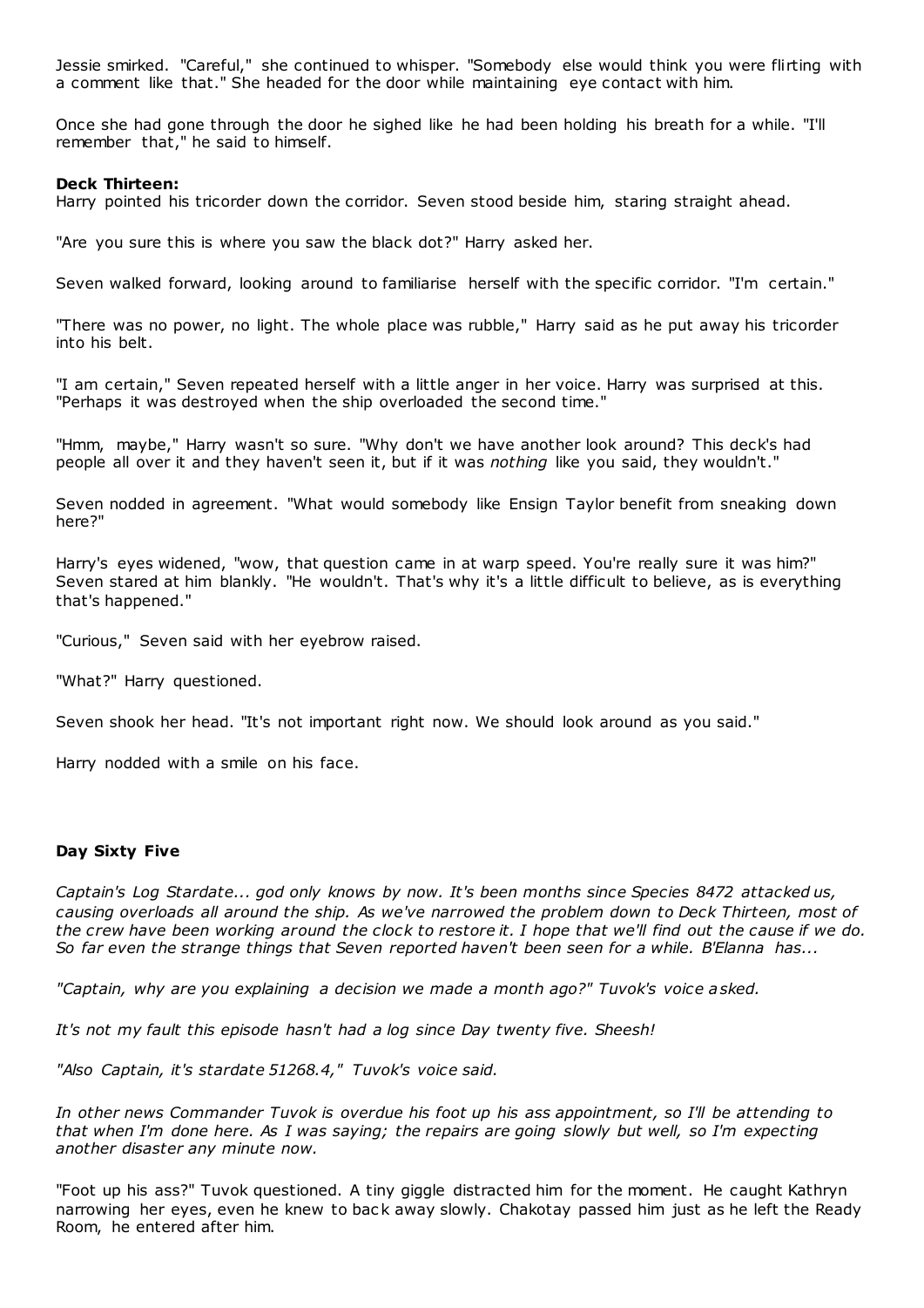Jessie smirked. "Careful," she continued to whisper. "Somebody else would think you were flirting with a comment like that." She headed for the door while maintaining eye contact with him.

Once she had gone through the door he sighed like he had been holding his breath for a while. "I'll remember that," he said to himself.

**Deck Thirteen:**
Harry pointed his tricorder down the corridor. Seven stood beside him, staring straight ahead.

"Are you sure this is where you saw the black dot?" Harry asked her.

Seven walked forward, looking around to familiarise herself with the specific corridor. "I'm certain."

"There was no power, no light. The whole place was rubble," Harry said as he put away his tricorder into his belt.

"I am certain," Seven repeated herself with a little anger in her voice. Harry was surprised at this. "Perhaps it was destroyed when the ship overloaded the second time."

"Hmm, maybe," Harry wasn't so sure. "Why don't we have another look around? This deck's had people all over it and they haven't seen it, but if it was *nothing* like you said, they wouldn't."

Seven nodded in agreement. "What would somebody like Ensign Taylor benefit from sneaking down here?"

Harry's eyes widened, "wow, that question came in at warp speed. You're really sure it was him?" Seven stared at him blankly. "He wouldn't. That's why it's a little difficult to believe, as is everything that's happened."

"Curious," Seven said with her eyebrow raised.

"What?" Harry questioned.

Seven shook her head. "It's not important right now. We should look around as you said."

Harry nodded with a smile on his face.

**Day Sixty Five**

*Captain's Log Stardate... god only knows by now. It's been months since Species 8472 attacked us, causing overloads all around the ship. As we've narrowed the problem down to Deck Thirteen, most of the crew have been working around the clock to restore it. I hope that we'll find out the cause if we do. So far even the strange things that Seven reported haven't been seen for a while. B'Elanna has...*

*"Captain, why are you explaining a decision we made a month ago?" Tuvok's voice asked.*

*It's not my fault this episode hasn't had a log since Day twenty five. Sheesh!*

*"Also Captain, it's stardate 51268.4," Tuvok's voice said.*

*In other news Commander Tuvok is overdue his foot up his ass appointment, so I'll be attending to that when I'm done here. As I was saying; the repairs are going slowly but well, so I'm expecting another disaster any minute now.*

"Foot up his ass?" Tuvok questioned. A tiny giggle distracted him for the moment. He caught Kathryn narrowing her eyes, even he knew to back away slowly. Chakotay passed him just as he left the Ready Room, he entered after him.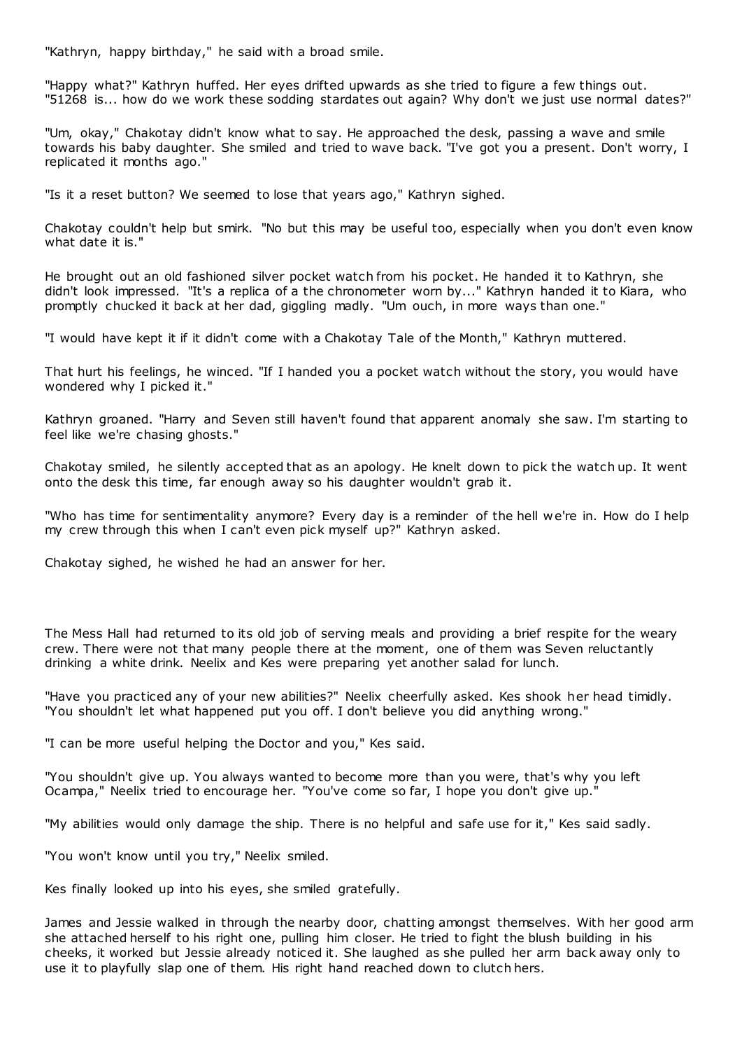"Kathryn, happy birthday," he said with a broad smile.

"Happy what?" Kathryn huffed. Her eyes drifted upwards as she tried to figure a few things out. "51268 is... how do we work these sodding stardates out again? Why don't we just use normal dates?"

"Um, okay," Chakotay didn't know what to say. He approached the desk, passing a wave and smile towards his baby daughter. She smiled and tried to wave back. "I've got you a present. Don't worry, I replicated it months ago."

"Is it a reset button? We seemed to lose that years ago," Kathryn sighed.

Chakotay couldn't help but smirk. "No but this may be useful too, especially when you don't even know what date it is."

He brought out an old fashioned silver pocket watch from his pocket. He handed it to Kathryn, she didn't look impressed. "It's a replica of a the chronometer worn by..." Kathryn handed it to Kiara, who promptly chucked it back at her dad, giggling madly. "Um ouch, in more ways than one."

"I would have kept it if it didn't come with a Chakotay Tale of the Month," Kathryn muttered.

That hurt his feelings, he winced. "If I handed you a pocket watch without the story, you would have wondered why I picked it."

Kathryn groaned. "Harry and Seven still haven't found that apparent anomaly she saw. I'm starting to feel like we're chasing ghosts."

Chakotay smiled, he silently accepted that as an apology. He knelt down to pick the watch up. It went onto the desk this time, far enough away so his daughter wouldn't grab it.

"Who has time for sentimentality anymore? Every day is a reminder of the hell we're in. How do I help my crew through this when I can't even pick myself up?" Kathryn asked.

Chakotay sighed, he wished he had an answer for her.

The Mess Hall had returned to its old job of serving meals and providing a brief respite for the weary crew. There were not that many people there at the moment, one of them was Seven reluctantly drinking a white drink. Neelix and Kes were preparing yet another salad for lunch.

"Have you practiced any of your new abilities?" Neelix cheerfully asked. Kes shook her head timidly. "You shouldn't let what happened put you off. I don't believe you did anything wrong."

"I can be more useful helping the Doctor and you," Kes said.

"You shouldn't give up. You always wanted to become more than you were, that's why you left Ocampa," Neelix tried to encourage her. "You've come so far, I hope you don't give up."

"My abilities would only damage the ship. There is no helpful and safe use for it," Kes said sadly.

"You won't know until you try," Neelix smiled.

Kes finally looked up into his eyes, she smiled gratefully.

James and Jessie walked in through the nearby door, chatting amongst themselves. With her good arm she attached herself to his right one, pulling him closer. He tried to fight the blush building in his cheeks, it worked but Jessie already noticed it. She laughed as she pulled her arm back away only to use it to playfully slap one of them. His right hand reached down to clutch hers.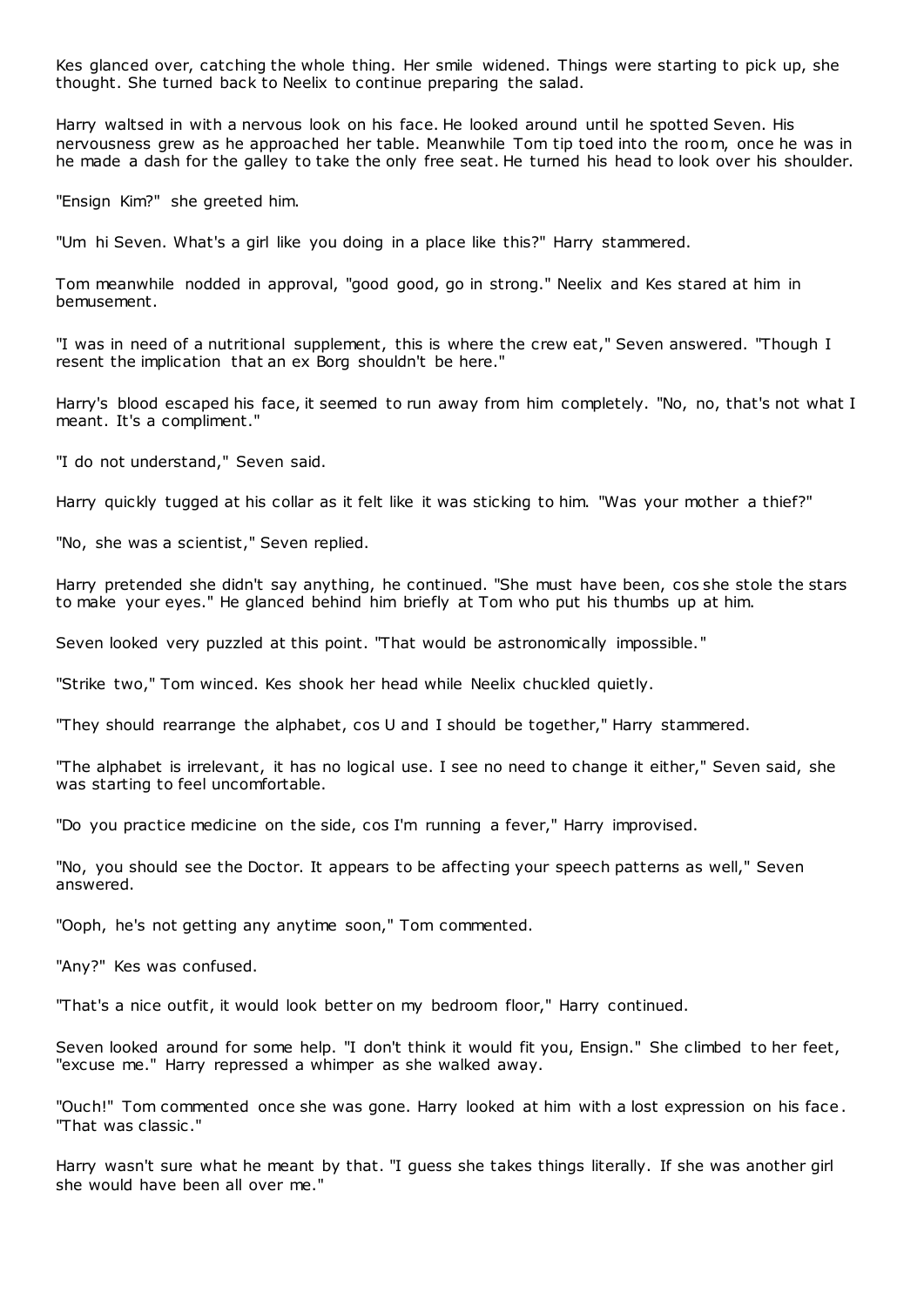Kes glanced over, catching the whole thing. Her smile widened. Things were starting to pick up, she thought. She turned back to Neelix to continue preparing the salad.

Harry waltsed in with a nervous look on his face. He looked around until he spotted Seven. His nervousness grew as he approached her table. Meanwhile Tom tip toed into the room, once he was in he made a dash for the galley to take the only free seat. He turned his head to look over his shoulder.

"Ensign Kim?" she greeted him.

"Um hi Seven. What's a girl like you doing in a place like this?" Harry stammered.

Tom meanwhile nodded in approval, "good good, go in strong." Neelix and Kes stared at him in bemusement.

"I was in need of a nutritional supplement, this is where the crew eat," Seven answered. "Though I resent the implication that an ex Borg shouldn't be here."

Harry's blood escaped his face, it seemed to run away from him completely. "No, no, that's not what I meant. It's a compliment."

"I do not understand," Seven said.

Harry quickly tugged at his collar as it felt like it was sticking to him. "Was your mother a thief?"

"No, she was a scientist," Seven replied.

Harry pretended she didn't say anything, he continued. "She must have been, cos she stole the stars to make your eyes." He glanced behind him briefly at Tom who put his thumbs up at him.

Seven looked very puzzled at this point. "That would be astronomically impossible."

"Strike two," Tom winced. Kes shook her head while Neelix chuckled quietly.

"They should rearrange the alphabet, cos U and I should be together," Harry stammered.

"The alphabet is irrelevant, it has no logical use. I see no need to change it either," Seven said, she was starting to feel uncomfortable.

"Do you practice medicine on the side, cos I'm running a fever," Harry improvised.

"No, you should see the Doctor. It appears to be affecting your speech patterns as well," Seven answered.

"Ooph, he's not getting any anytime soon," Tom commented.

"Any?" Kes was confused.

"That's a nice outfit, it would look better on my bedroom floor," Harry continued.

Seven looked around for some help. "I don't think it would fit you, Ensign." She climbed to her feet, "excuse me." Harry repressed a whimper as she walked away.

"Ouch!" Tom commented once she was gone. Harry looked at him with a lost expression on his face. "That was classic."

Harry wasn't sure what he meant by that. "I guess she takes things literally. If she was another girl she would have been all over me."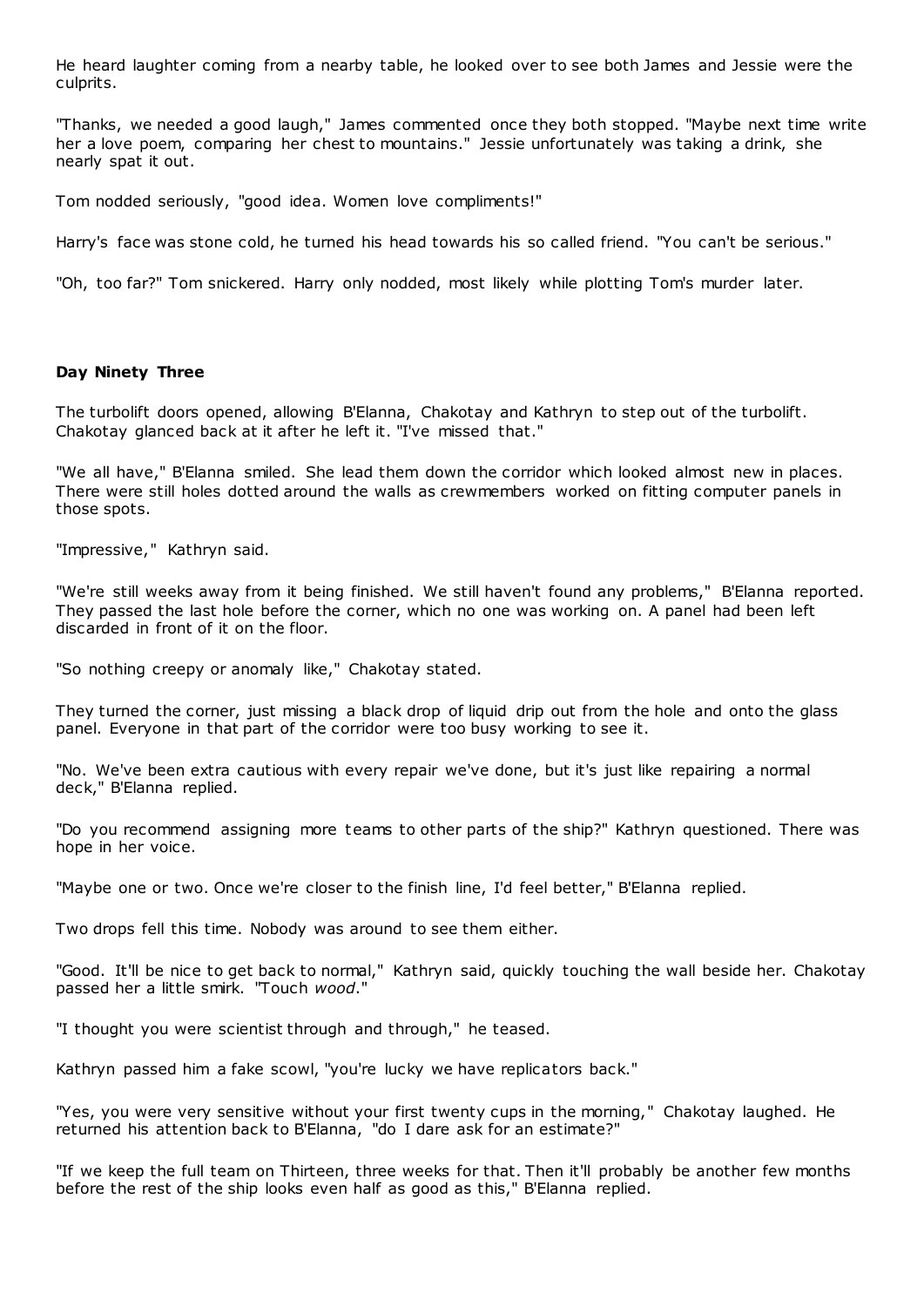He heard laughter coming from a nearby table, he looked over to see both James and Jessie were the culprits.

"Thanks, we needed a good laugh," James commented once they both stopped. "Maybe next time write her a love poem, comparing her chest to mountains." Jessie unfortunately was taking a drink, she nearly spat it out.

Tom nodded seriously, "good idea. Women love compliments!"

Harry's face was stone cold, he turned his head towards his so called friend. "You can't be serious."

"Oh, too far?" Tom snickered. Harry only nodded, most likely while plotting Tom's murder later.

**Day Ninety Three**

The turbolift doors opened, allowing B'Elanna, Chakotay and Kathryn to step out of the turbolift. Chakotay glanced back at it after he left it. "I've missed that."

"We all have," B'Elanna smiled. She lead them down the corridor which looked almost new in places. There were still holes dotted around the walls as crewmembers worked on fitting computer panels in those spots.

"Impressive," Kathryn said.

"We're still weeks away from it being finished. We still haven't found any problems," B'Elanna reported. They passed the last hole before the corner, which no one was working on. A panel had been left discarded in front of it on the floor.

"So nothing creepy or anomaly like," Chakotay stated.

They turned the corner, just missing a black drop of liquid drip out from the hole and onto the glass panel. Everyone in that part of the corridor were too busy working to see it.

"No. We've been extra cautious with every repair we've done, but it's just like repairing a normal deck," B'Elanna replied.

"Do you recommend assigning more teams to other parts of the ship?" Kathryn questioned. There was hope in her voice.

"Maybe one or two. Once we're closer to the finish line, I'd feel better," B'Elanna replied.

Two drops fell this time. Nobody was around to see them either.

"Good. It'll be nice to get back to normal," Kathryn said, quickly touching the wall beside her. Chakotay passed her a little smirk. "Touch *wood*."

"I thought you were scientist through and through," he teased.

Kathryn passed him a fake scowl, "you're lucky we have replicators back."

"Yes, you were very sensitive without your first twenty cups in the morning," Chakotay laughed. He returned his attention back to B'Elanna, "do I dare ask for an estimate?"

"If we keep the full team on Thirteen, three weeks for that. Then it'll probably be another few months before the rest of the ship looks even half as good as this," B'Elanna replied.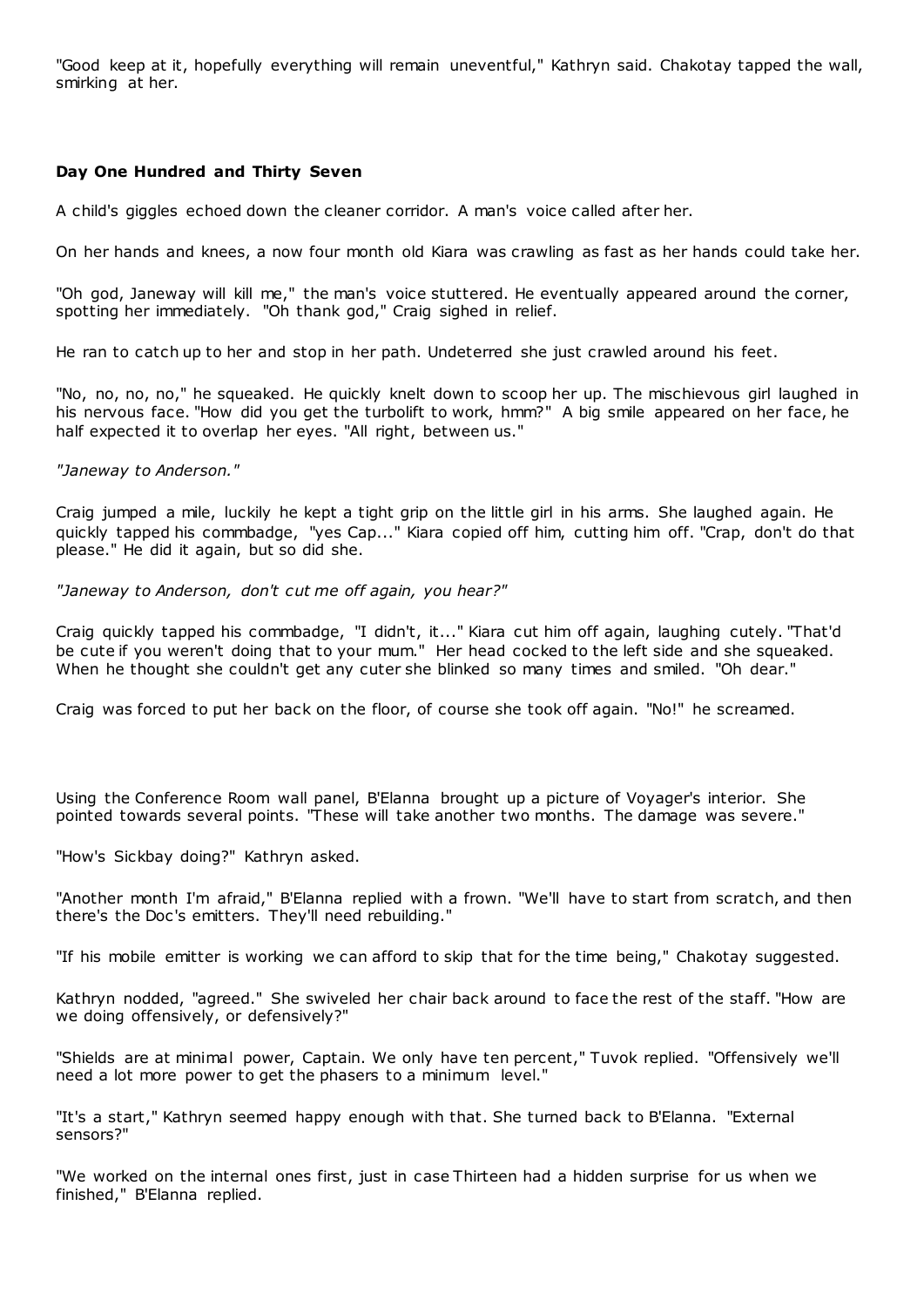"Good keep at it, hopefully everything will remain uneventful," Kathryn said. Chakotay tapped the wall, smirking at her.

### Day One Hundred and Thirty Seven

A child's giggles echoed down the cleaner corridor. A man's voice called after her.

On her hands and knees, a now four month old Kiara was crawling as fast as her hands could take her.

"Oh god, Janeway will kill me," the man's voice stuttered. He eventually appeared around the corner, spotting her immediately. "Oh thank god," Craig sighed in relief.

He ran to catch up to her and stop in her path. Undeterred she just crawled around his feet.

"No, no, no, no," he squeaked. He quickly knelt down to scoop her up. The mischievous girl laughed in his nervous face. "How did you get the turbolift to work, hmm?" A big smile appeared on her face, he half expected it to overlap her eyes. "All right, between us."

*"Janeway to Anderson."*

Craig jumped a mile, luckily he kept a tight grip on the little girl in his arms. She laughed again. He quickly tapped his commbadge, "yes Cap..." Kiara copied off him, cutting him off. "Crap, don't do that please." He did it again, but so did she.

*"Janeway to Anderson, don't cut me off again, you hear?"*

Craig quickly tapped his commbadge, "I didn't, it..." Kiara cut him off again, laughing cutely. "That'd be cute if you weren't doing that to your mum." Her head cocked to the left side and she squeaked. When he thought she couldn't get any cuter she blinked so many times and smiled. "Oh dear."

Craig was forced to put her back on the floor, of course she took off again. "No!" he screamed.

Using the Conference Room wall panel, B'Elanna brought up a picture of Voyager's interior. She pointed towards several points. "These will take another two months. The damage was severe."

"How's Sickbay doing?" Kathryn asked.

"Another month I'm afraid," B'Elanna replied with a frown. "We'll have to start from scratch, and then there's the Doc's emitters. They'll need rebuilding."

"If his mobile emitter is working we can afford to skip that for the time being," Chakotay suggested.

Kathryn nodded, "agreed." She swiveled her chair back around to face the rest of the staff. "How are we doing offensively, or defensively?"

"Shields are at minimal power, Captain. We only have ten percent," Tuvok replied. "Offensively we'll need a lot more power to get the phasers to a minimum level."

"It's a start," Kathryn seemed happy enough with that. She turned back to B'Elanna. "External sensors?"

"We worked on the internal ones first, just in case Thirteen had a hidden surprise for us when we finished," B'Elanna replied.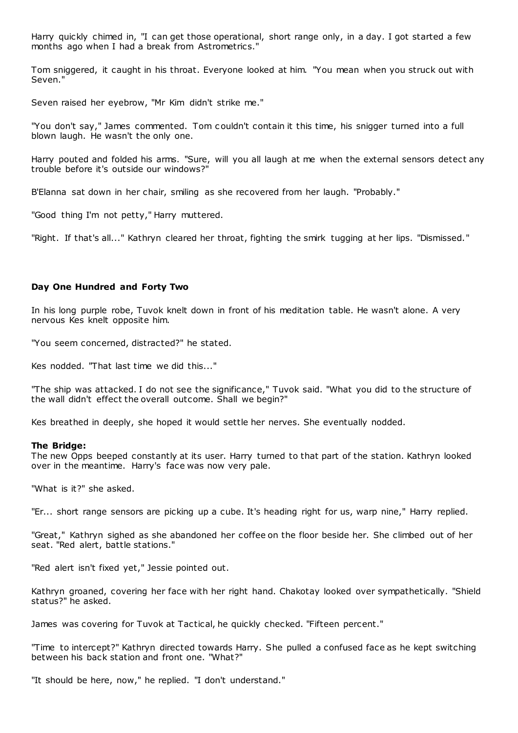Harry quickly chimed in, "I can get those operational, short range only, in a day. I got started a few months ago when I had a break from Astrometrics."

Tom sniggered, it caught in his throat. Everyone looked at him. "You mean when you struck out with Seven."

Seven raised her eyebrow, "Mr Kim didn't strike me."

"You don't say," James commented. Tom couldn't contain it this time, his snigger turned into a full blown laugh. He wasn't the only one.

Harry pouted and folded his arms. "Sure, will you all laugh at me when the external sensors detect any trouble before it's outside our windows?"

B'Elanna sat down in her chair, smiling as she recovered from her laugh. "Probably."

"Good thing I'm not petty," Harry muttered.

"Right. If that's all..." Kathryn cleared her throat, fighting the smirk tugging at her lips. "Dismissed."

**Day One Hundred and Forty Two**

In his long purple robe, Tuvok knelt down in front of his meditation table. He wasn't alone. A very nervous Kes knelt opposite him.

"You seem concerned, distracted?" he stated.

Kes nodded. "That last time we did this..."

"The ship was attacked. I do not see the significance," Tuvok said. "What you did to the structure of the wall didn't effect the overall outcome. Shall we begin?"

Kes breathed in deeply, she hoped it would settle her nerves. She eventually nodded.

**The Bridge:**

The new Opps beeped constantly at its user. Harry turned to that part of the station. Kathryn looked over in the meantime. Harry's face was now very pale.

"What is it?" she asked.

"Er... short range sensors are picking up a cube. It's heading right for us, warp nine," Harry replied.

"Great," Kathryn sighed as she abandoned her coffee on the floor beside her. She climbed out of her seat. "Red alert, battle stations."

"Red alert isn't fixed yet," Jessie pointed out.

Kathryn groaned, covering her face with her right hand. Chakotay looked over sympathetically. "Shield status?" he asked.

James was covering for Tuvok at Tactical, he quickly checked. "Fifteen percent."

"Time to intercept?" Kathryn directed towards Harry. She pulled a confused face as he kept switching between his back station and front one. "What?"

"It should be here, now," he replied. "I don't understand."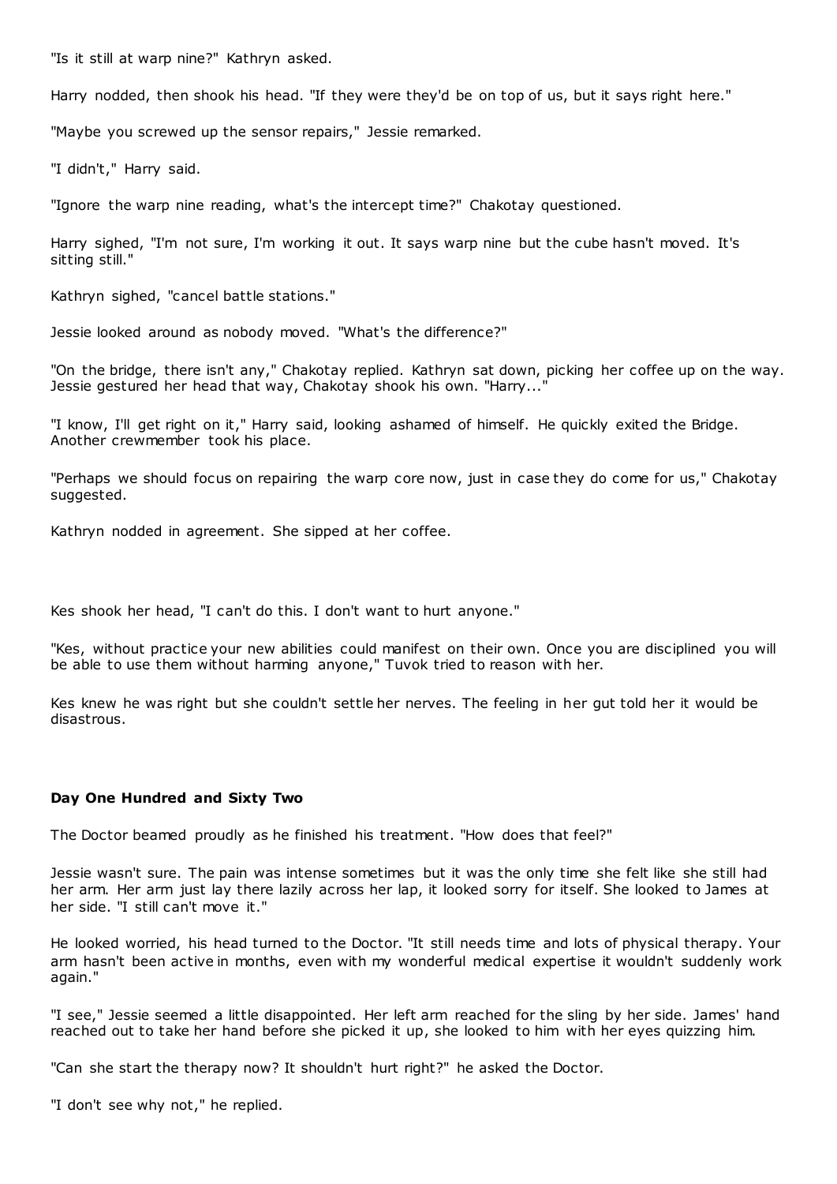"Is it still at warp nine?" Kathryn asked.

Harry nodded, then shook his head. "If they were they'd be on top of us, but it says right here."

"Maybe you screwed up the sensor repairs," Jessie remarked.

"I didn't," Harry said.

"Ignore the warp nine reading, what's the intercept time?" Chakotay questioned.

Harry sighed, "I'm not sure, I'm working it out. It says warp nine but the cube hasn't moved. It's sitting still."

Kathryn sighed, "cancel battle stations."

Jessie looked around as nobody moved. "What's the difference?"

"On the bridge, there isn't any," Chakotay replied. Kathryn sat down, picking her coffee up on the way. Jessie gestured her head that way, Chakotay shook his own. "Harry..."

"I know, I'll get right on it," Harry said, looking ashamed of himself. He quickly exited the Bridge. Another crewmember took his place.

"Perhaps we should focus on repairing the warp core now, just in case they do come for us," Chakotay suggested.

Kathryn nodded in agreement. She sipped at her coffee.

Kes shook her head, "I can't do this. I don't want to hurt anyone."

"Kes, without practice your new abilities could manifest on their own. Once you are disciplined you will be able to use them without harming anyone," Tuvok tried to reason with her.

Kes knew he was right but she couldn't settle her nerves. The feeling in her gut told her it would be disastrous.

**Day One Hundred and Sixty Two**

The Doctor beamed proudly as he finished his treatment. "How does that feel?"

Jessie wasn't sure. The pain was intense sometimes but it was the only time she felt like she still had her arm. Her arm just lay there lazily across her lap, it looked sorry for itself. She looked to James at her side. "I still can't move it."

He looked worried, his head turned to the Doctor. "It still needs time and lots of physical therapy. Your arm hasn't been active in months, even with my wonderful medical expertise it wouldn't suddenly work again."

"I see," Jessie seemed a little disappointed. Her left arm reached for the sling by her side. James' hand reached out to take her hand before she picked it up, she looked to him with her eyes quizzing him.

"Can she start the therapy now? It shouldn't hurt right?" he asked the Doctor.

"I don't see why not," he replied.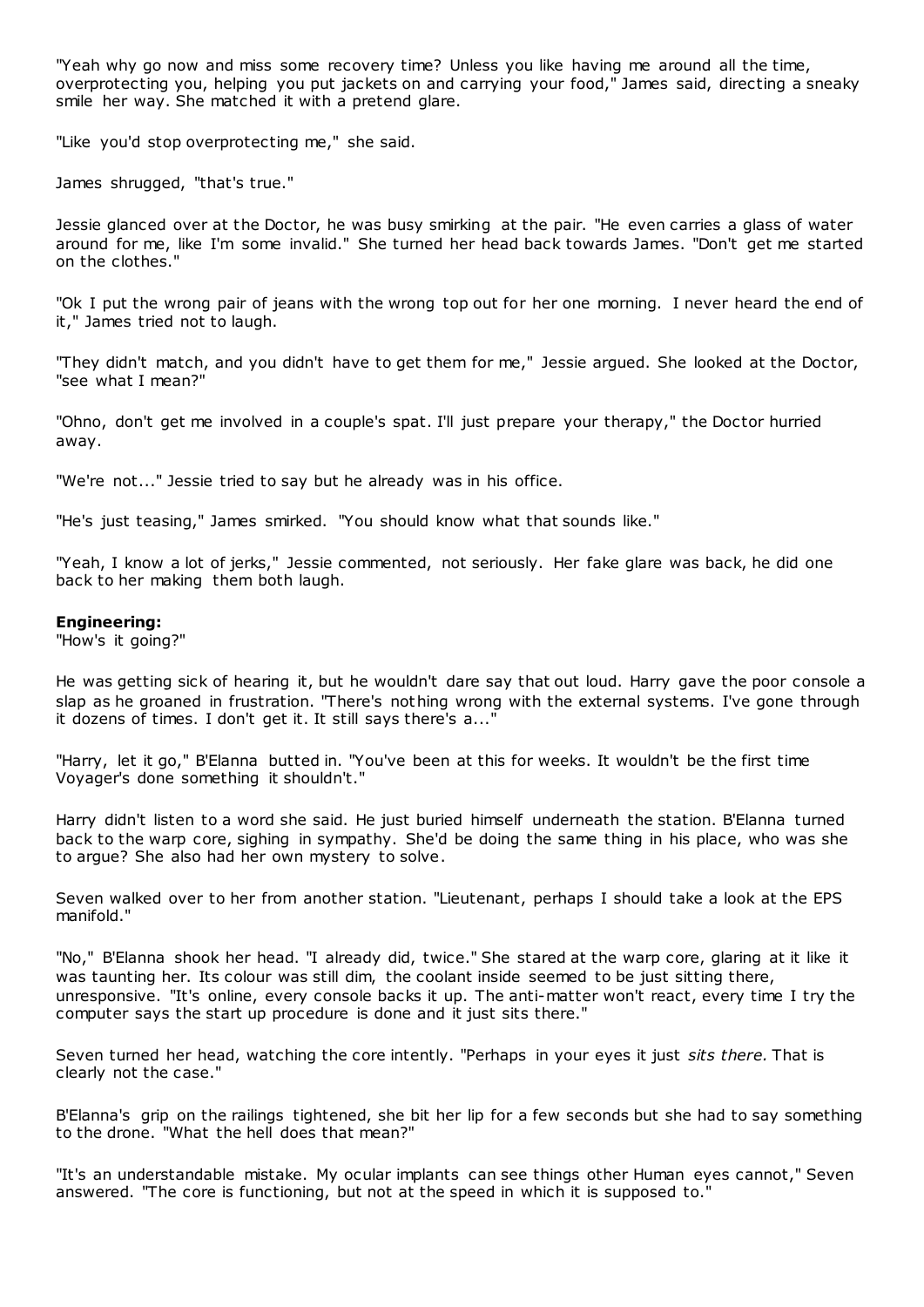"Yeah why go now and miss some recovery time? Unless you like having me around all the time, overprotecting you, helping you put jackets on and carrying your food," James said, directing a sneaky smile her way. She matched it with a pretend glare.

"Like you'd stop overprotecting me," she said.

James shrugged, "that's true."

Jessie glanced over at the Doctor, he was busy smirking at the pair. "He even carries a glass of water around for me, like I'm some invalid." She turned her head back towards James. "Don't get me started on the clothes."

"Ok I put the wrong pair of jeans with the wrong top out for her one morning. I never heard the end of it," James tried not to laugh.

"They didn't match, and you didn't have to get them for me," Jessie argued. She looked at the Doctor, "see what I mean?"

"Ohno, don't get me involved in a couple's spat. I'll just prepare your therapy," the Doctor hurried away.

"We're not..." Jessie tried to say but he already was in his office.

"He's just teasing," James smirked. "You should know what that sounds like."

"Yeah, I know a lot of jerks," Jessie commented, not seriously. Her fake glare was back, he did one back to her making them both laugh.

**Engineering:**
"How's it going?"

He was getting sick of hearing it, but he wouldn't dare say that out loud. Harry gave the poor console a slap as he groaned in frustration. "There's nothing wrong with the external systems. I've gone through it dozens of times. I don't get it. It still says there's a..."

"Harry, let it go," B'Elanna butted in. "You've been at this for weeks. It wouldn't be the first time Voyager's done something it shouldn't."

Harry didn't listen to a word she said. He just buried himself underneath the station. B'Elanna turned back to the warp core, sighing in sympathy. She'd be doing the same thing in his place, who was she to argue? She also had her own mystery to solve.

Seven walked over to her from another station. "Lieutenant, perhaps I should take a look at the EPS manifold."

"No," B'Elanna shook her head. "I already did, twice." She stared at the warp core, glaring at it like it was taunting her. Its colour was still dim, the coolant inside seemed to be just sitting there, unresponsive. "It's online, every console backs it up. The anti-matter won't react, every time I try the computer says the start up procedure is done and it just sits there."

Seven turned her head, watching the core intently. "Perhaps in your eyes it just *sits there*. That is clearly not the case."

B'Elanna's grip on the railings tightened, she bit her lip for a few seconds but she had to say something to the drone. "What the hell does that mean?"

"It's an understandable mistake. My ocular implants can see things other Human eyes cannot," Seven answered. "The core is functioning, but not at the speed in which it is supposed to."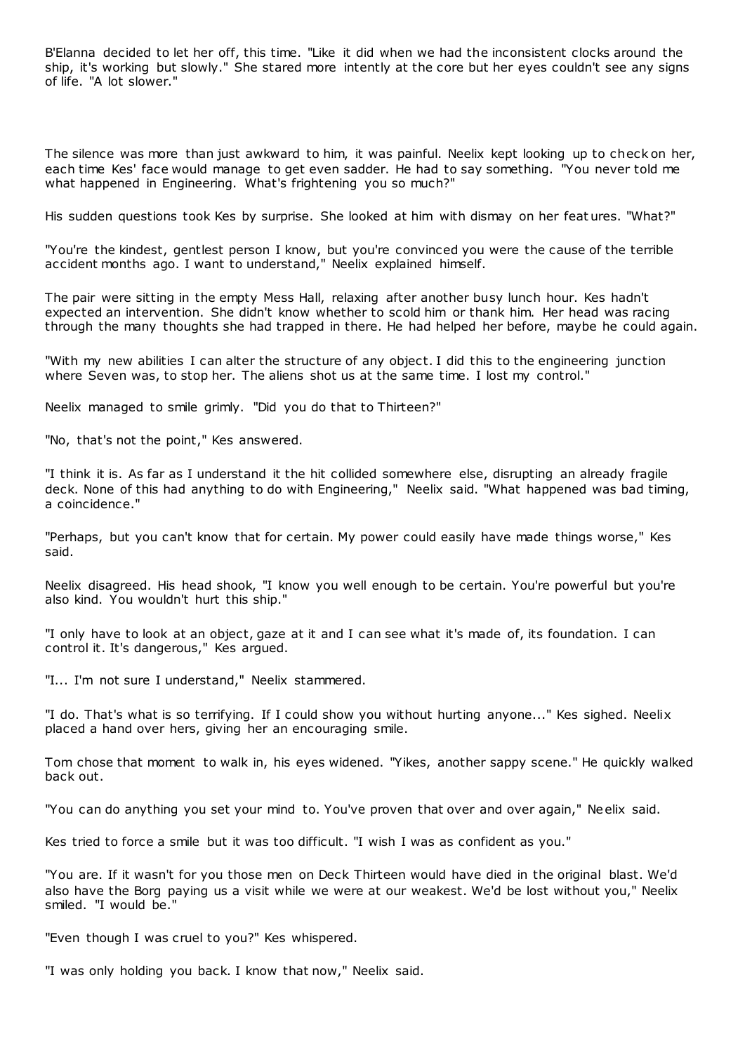B'Elanna decided to let her off, this time. "Like it did when we had the inconsistent clocks around the ship, it's working but slowly." She stared more intently at the core but her eyes couldn't see any signs of life. "A lot slower."

The silence was more than just awkward to him, it was painful. Neelix kept looking up to check on her, each time Kes' face would manage to get even sadder. He had to say something. "You never told me what happened in Engineering. What's frightening you so much?"

His sudden questions took Kes by surprise. She looked at him with dismay on her features. "What?"

"You're the kindest, gentlest person I know, but you're convinced you were the cause of the terrible accident months ago. I want to understand," Neelix explained himself.

The pair were sitting in the empty Mess Hall, relaxing after another busy lunch hour. Kes hadn't expected an intervention. She didn't know whether to scold him or thank him. Her head was racing through the many thoughts she had trapped in there. He had helped her before, maybe he could again.

"With my new abilities I can alter the structure of any object. I did this to the engineering junction where Seven was, to stop her. The aliens shot us at the same time. I lost my control."

Neelix managed to smile grimly. "Did you do that to Thirteen?"

"No, that's not the point," Kes answered.

"I think it is. As far as I understand it the hit collided somewhere else, disrupting an already fragile deck. None of this had anything to do with Engineering," Neelix said. "What happened was bad timing, a coincidence."

"Perhaps, but you can't know that for certain. My power could easily have made things worse," Kes said.

Neelix disagreed. His head shook, "I know you well enough to be certain. You're powerful but you're also kind. You wouldn't hurt this ship."

"I only have to look at an object, gaze at it and I can see what it's made of, its foundation. I can control it. It's dangerous," Kes argued.

"I... I'm not sure I understand," Neelix stammered.

"I do. That's what is so terrifying. If I could show you without hurting anyone..." Kes sighed. Neelix placed a hand over hers, giving her an encouraging smile.

Tom chose that moment to walk in, his eyes widened. "Yikes, another sappy scene." He quickly walked back out.

"You can do anything you set your mind to. You've proven that over and over again," Neelix said.

Kes tried to force a smile but it was too difficult. "I wish I was as confident as you."

"You are. If it wasn't for you those men on Deck Thirteen would have died in the original blast. We'd also have the Borg paying us a visit while we were at our weakest. We'd be lost without you," Neelix smiled. "I would be."

"Even though I was cruel to you?" Kes whispered.

"I was only holding you back. I know that now," Neelix said.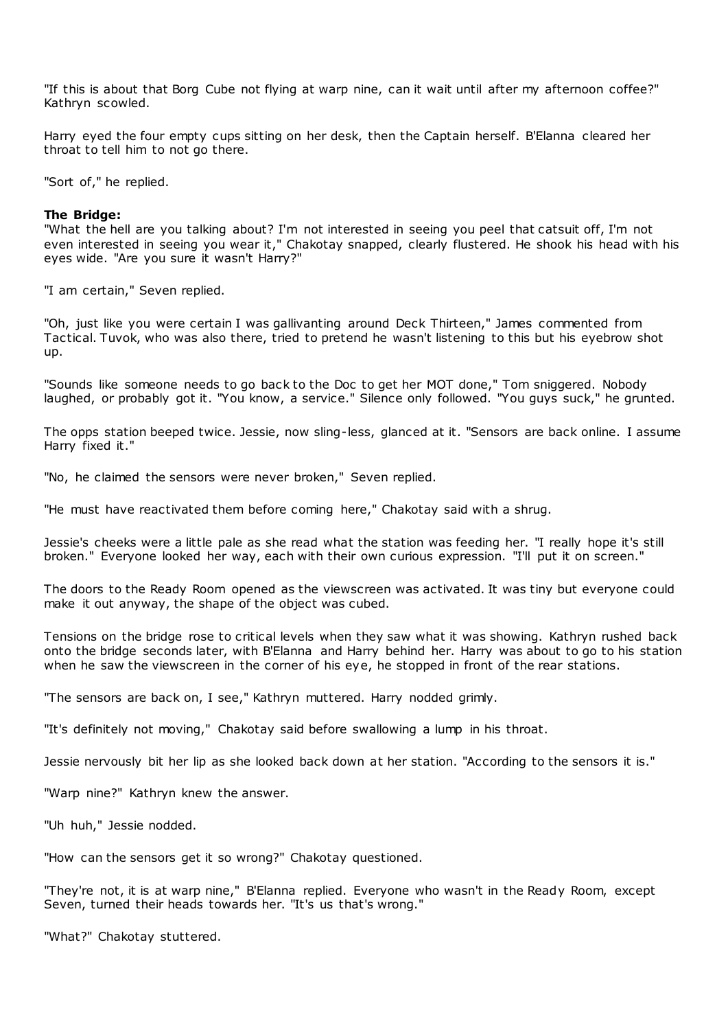"If this is about that Borg Cube not flying at warp nine, can it wait until after my afternoon coffee?" Kathryn scowled.

Harry eyed the four empty cups sitting on her desk, then the Captain herself. B'Elanna cleared her throat to tell him to not go there.

"Sort of," he replied.

**The Bridge:**
"What the hell are you talking about? I'm not interested in seeing you peel that catsuit off, I'm not even interested in seeing you wear it," Chakotay snapped, clearly flustered. He shook his head with his eyes wide. "Are you sure it wasn't Harry?"

"I am certain," Seven replied.

"Oh, just like you were certain I was gallivanting around Deck Thirteen," James commented from Tactical. Tuvok, who was also there, tried to pretend he wasn't listening to this but his eyebrow shot up.

"Sounds like someone needs to go back to the Doc to get her MOT done," Tom sniggered. Nobody laughed, or probably got it. "You know, a service." Silence only followed. "You guys suck," he grunted.

The opps station beeped twice. Jessie, now sling-less, glanced at it. "Sensors are back online. I assume Harry fixed it."

"No, he claimed the sensors were never broken," Seven replied.

"He must have reactivated them before coming here," Chakotay said with a shrug.

Jessie's cheeks were a little pale as she read what the station was feeding her. "I really hope it's still broken." Everyone looked her way, each with their own curious expression. "I'll put it on screen."

The doors to the Ready Room opened as the viewscreen was activated. It was tiny but everyone could make it out anyway, the shape of the object was cubed.

Tensions on the bridge rose to critical levels when they saw what it was showing. Kathryn rushed back onto the bridge seconds later, with B'Elanna and Harry behind her. Harry was about to go to his station when he saw the viewscreen in the corner of his eye, he stopped in front of the rear stations.

"The sensors are back on, I see," Kathryn muttered. Harry nodded grimly.

"It's definitely not moving," Chakotay said before swallowing a lump in his throat.

Jessie nervously bit her lip as she looked back down at her station. "According to the sensors it is."

"Warp nine?" Kathryn knew the answer.

"Uh huh," Jessie nodded.

"How can the sensors get it so wrong?" Chakotay questioned.

"They're not, it is at warp nine," B'Elanna replied. Everyone who wasn't in the Ready Room, except Seven, turned their heads towards her. "It's us that's wrong."

"What?" Chakotay stuttered.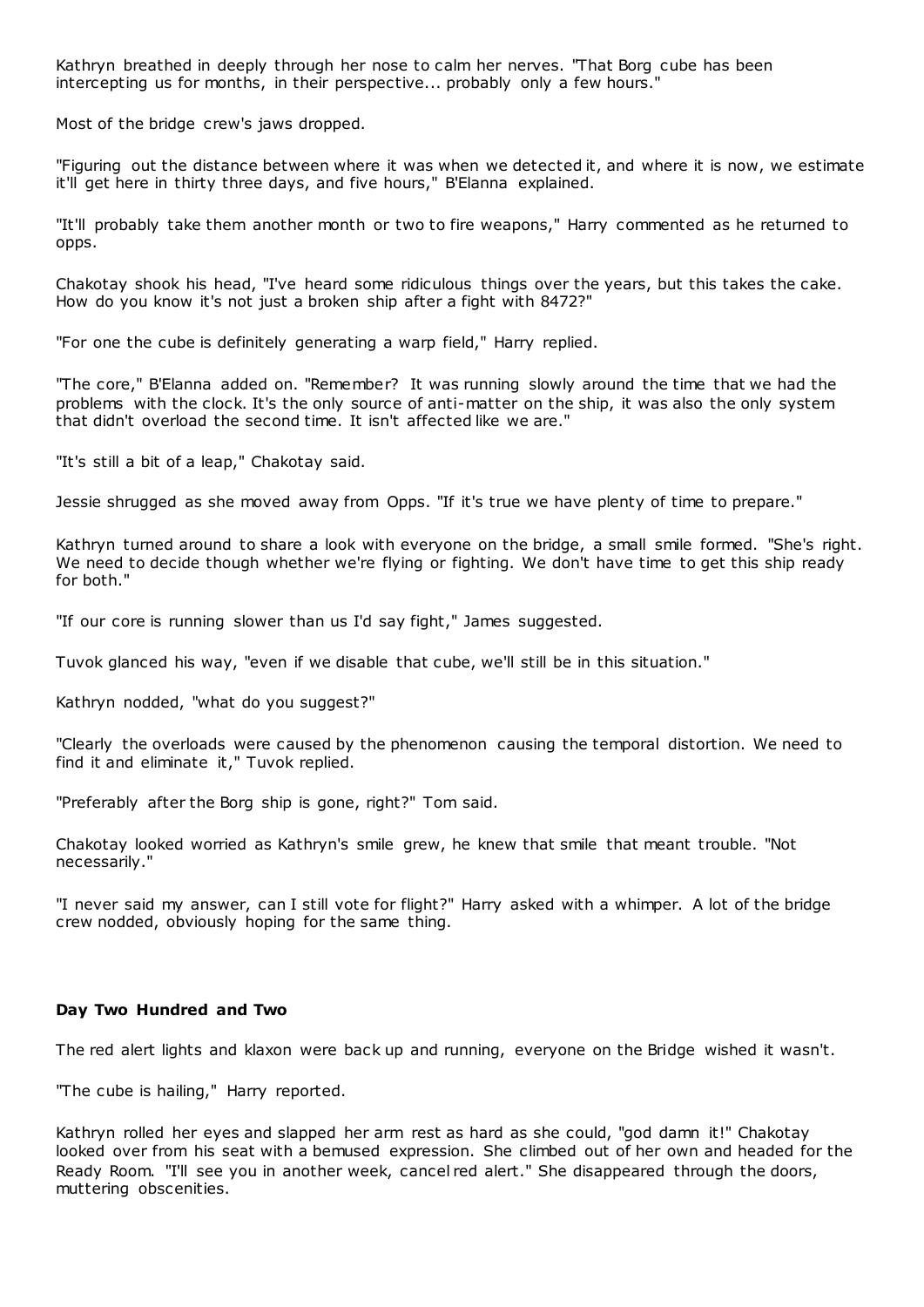Kathryn breathed in deeply through her nose to calm her nerves. "That Borg cube has been intercepting us for months, in their perspective... probably only a few hours."

Most of the bridge crew's jaws dropped.

"Figuring out the distance between where it was when we detected it, and where it is now, we estimate it'll get here in thirty three days, and five hours," B'Elanna explained.

"It'll probably take them another month or two to fire weapons," Harry commented as he returned to opps.

Chakotay shook his head, "I've heard some ridiculous things over the years, but this takes the cake. How do you know it's not just a broken ship after a fight with 8472?"

"For one the cube is definitely generating a warp field," Harry replied.

"The core," B'Elanna added on. "Remember? It was running slowly around the time that we had the problems with the clock. It's the only source of anti-matter on the ship, it was also the only system that didn't overload the second time. It isn't affected like we are."

"It's still a bit of a leap," Chakotay said.

Jessie shrugged as she moved away from Opps. "If it's true we have plenty of time to prepare."

Kathryn turned around to share a look with everyone on the bridge, a small smile formed. "She's right. We need to decide though whether we're flying or fighting. We don't have time to get this ship ready for both."

"If our core is running slower than us I'd say fight," James suggested.

Tuvok glanced his way, "even if we disable that cube, we'll still be in this situation."

Kathryn nodded, "what do you suggest?"

"Clearly the overloads were caused by the phenomenon causing the temporal distortion. We need to find it and eliminate it," Tuvok replied.

"Preferably after the Borg ship is gone, right?" Tom said.

Chakotay looked worried as Kathryn's smile grew, he knew that smile that meant trouble. "Not necessarily."

"I never said my answer, can I still vote for flight?" Harry asked with a whimper. A lot of the bridge crew nodded, obviously hoping for the same thing.

**Day Two Hundred and Two**

The red alert lights and klaxon were back up and running, everyone on the Bridge wished it wasn't.

"The cube is hailing," Harry reported.

Kathryn rolled her eyes and slapped her arm rest as hard as she could, "god damn it!" Chakotay looked over from his seat with a bemused expression. She climbed out of her own and headed for the Ready Room. "I'll see you in another week, cancel red alert." She disappeared through the doors, muttering obscenities.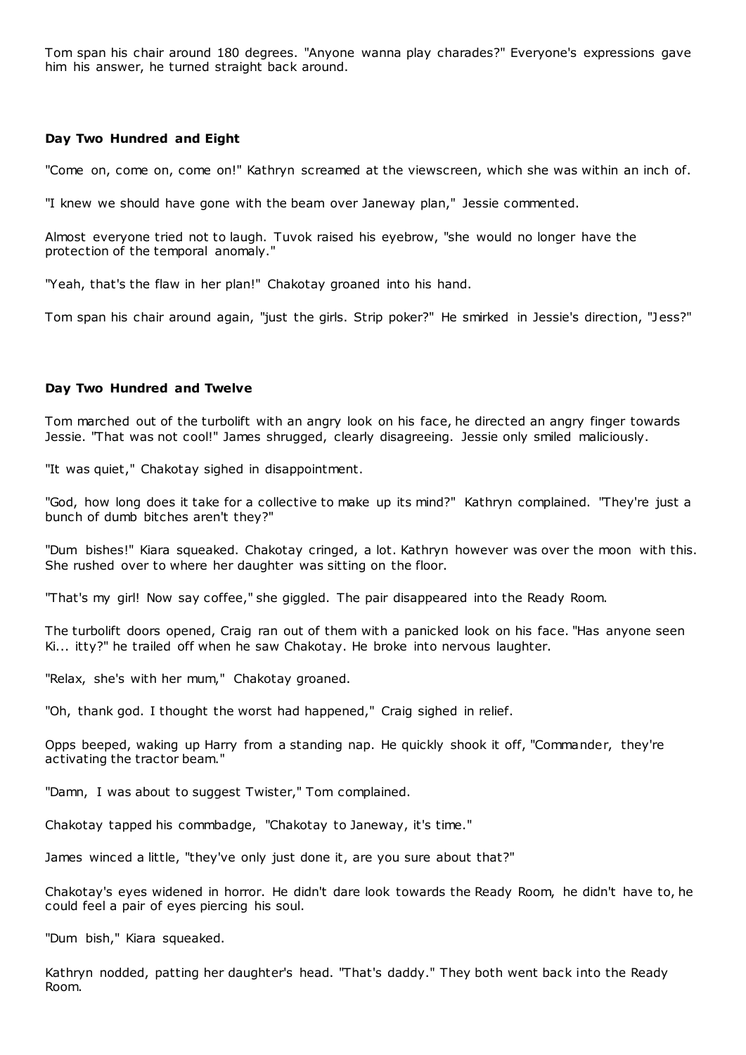Tom span his chair around 180 degrees. "Anyone wanna play charades?" Everyone's expressions gave him his answer, he turned straight back around.

**Day Two Hundred and Eight**

"Come on, come on, come on!" Kathryn screamed at the viewscreen, which she was within an inch of.

"I knew we should have gone with the beam over Janeway plan," Jessie commented.

Almost everyone tried not to laugh. Tuvok raised his eyebrow, "she would no longer have the protection of the temporal anomaly."

"Yeah, that's the flaw in her plan!" Chakotay groaned into his hand.

Tom span his chair around again, "just the girls. Strip poker?" He smirked in Jessie's direction, "Jess?"

**Day Two Hundred and Twelve**

Tom marched out of the turbolift with an angry look on his face, he directed an angry finger towards Jessie. "That was not cool!" James shrugged, clearly disagreeing. Jessie only smiled maliciously.

"It was quiet," Chakotay sighed in disappointment.

"God, how long does it take for a collective to make up its mind?" Kathryn complained. "They're just a bunch of dumb bitches aren't they?"

"Dum bishes!" Kiara squeaked. Chakotay cringed, a lot. Kathryn however was over the moon with this. She rushed over to where her daughter was sitting on the floor.

"That's my girl! Now say coffee," she giggled. The pair disappeared into the Ready Room.

The turbolift doors opened, Craig ran out of them with a panicked look on his face. "Has anyone seen Ki... itty?" he trailed off when he saw Chakotay. He broke into nervous laughter.

"Relax, she's with her mum," Chakotay groaned.

"Oh, thank god. I thought the worst had happened," Craig sighed in relief.

Opps beeped, waking up Harry from a standing nap. He quickly shook it off, "Commander, they're activating the tractor beam."

"Damn, I was about to suggest Twister," Tom complained.

Chakotay tapped his commbadge, "Chakotay to Janeway, it's time."

James winced a little, "they've only just done it, are you sure about that?"

Chakotay's eyes widened in horror. He didn't dare look towards the Ready Room, he didn't have to, he could feel a pair of eyes piercing his soul.

"Dum bish," Kiara squeaked.

Kathryn nodded, patting her daughter's head. "That's daddy." They both went back into the Ready Room.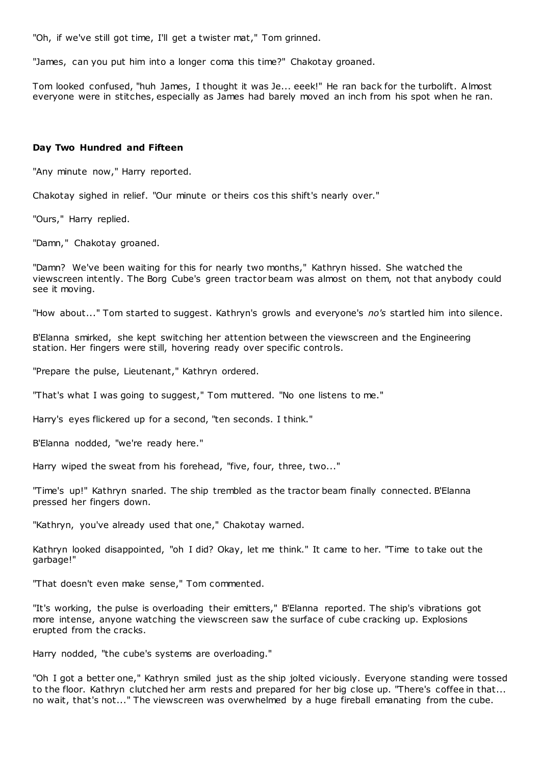"Oh, if we've still got time, I'll get a twister mat," Tom grinned.

"James, can you put him into a longer coma this time?" Chakotay groaned.

Tom looked confused, "huh James, I thought it was Je... eeek!" He ran back for the turbolift. Almost everyone were in stitches, especially as James had barely moved an inch from his spot when he ran.

**Day Two Hundred and Fifteen**

"Any minute now," Harry reported.

Chakotay sighed in relief. "Our minute or theirs cos this shift's nearly over."

"Ours," Harry replied.

"Damn," Chakotay groaned.

"Damn? We've been waiting for this for nearly two months," Kathryn hissed. She watched the viewscreen intently. The Borg Cube's green tractor beam was almost on them, not that anybody could see it moving.

"How about..." Tom started to suggest. Kathryn's growls and everyone's *no's* startled him into silence.

B'Elanna smirked, she kept switching her attention between the viewscreen and the Engineering station. Her fingers were still, hovering ready over specific controls.

"Prepare the pulse, Lieutenant," Kathryn ordered.

"That's what I was going to suggest," Tom muttered. "No one listens to me."

Harry's eyes flickered up for a second, "ten seconds. I think."

B'Elanna nodded, "we're ready here."

Harry wiped the sweat from his forehead, "five, four, three, two..."

"Time's up!" Kathryn snarled. The ship trembled as the tractor beam finally connected. B'Elanna pressed her fingers down.

"Kathryn, you've already used that one," Chakotay warned.

Kathryn looked disappointed, "oh I did? Okay, let me think." It came to her. "Time to take out the garbage!"

"That doesn't even make sense," Tom commented.

"It's working, the pulse is overloading their emitters," B'Elanna reported. The ship's vibrations got more intense, anyone watching the viewscreen saw the surface of cube cracking up. Explosions erupted from the cracks.

Harry nodded, "the cube's systems are overloading."

"Oh I got a better one," Kathryn smiled just as the ship jolted viciously. Everyone standing were tossed to the floor. Kathryn clutched her arm rests and prepared for her big close up. "There's coffee in that... no wait, that's not..." The viewscreen was overwhelmed by a huge fireball emanating from the cube.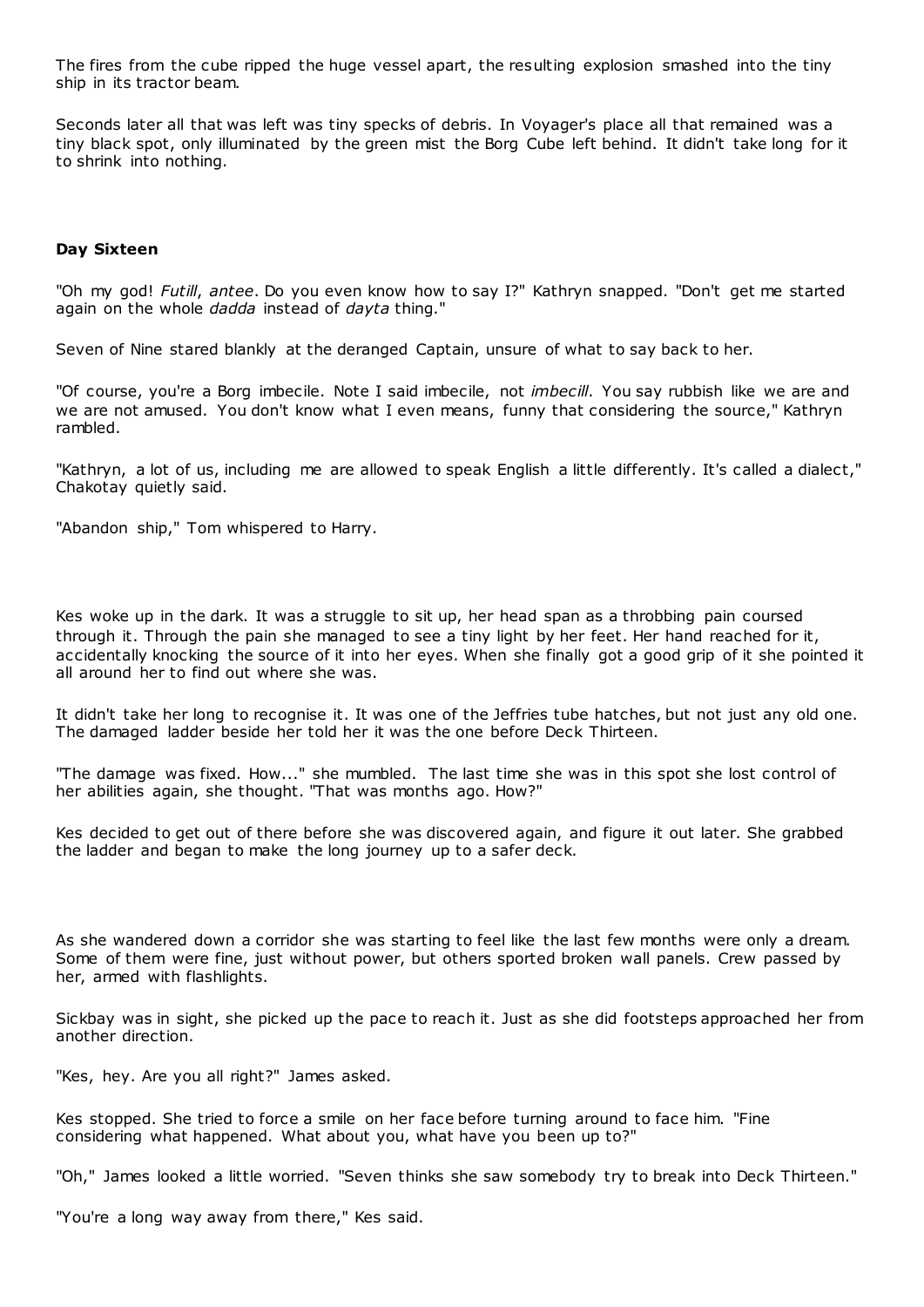The fires from the cube ripped the huge vessel apart, the resulting explosion smashed into the tiny ship in its tractor beam.

Seconds later all that was left was tiny specks of debris. In Voyager's place all that remained was a tiny black spot, only illuminated by the green mist the Borg Cube left behind. It didn't take long for it to shrink into nothing.

**Day Sixteen**

"Oh my god! *Futill*, *antee*. Do you even know how to say I?" Kathryn snapped. "Don't get me started again on the whole *dadda* instead of *dayta* thing."

Seven of Nine stared blankly at the deranged Captain, unsure of what to say back to her.

"Of course, you're a Borg imbecile. Note I said imbecile, not *imbecill*. You say rubbish like we are and we are not amused. You don't know what I even means, funny that considering the source," Kathryn rambled.

"Kathryn, a lot of us, including me are allowed to speak English a little differently. It's called a dialect," Chakotay quietly said.

"Abandon ship," Tom whispered to Harry.

Kes woke up in the dark. It was a struggle to sit up, her head span as a throbbing pain coursed through it. Through the pain she managed to see a tiny light by her feet. Her hand reached for it, accidentally knocking the source of it into her eyes. When she finally got a good grip of it she pointed it all around her to find out where she was.

It didn't take her long to recognise it. It was one of the Jeffries tube hatches, but not just any old one. The damaged ladder beside her told her it was the one before Deck Thirteen.

"The damage was fixed. How..." she mumbled. The last time she was in this spot she lost control of her abilities again, she thought. "That was months ago. How?"

Kes decided to get out of there before she was discovered again, and figure it out later. She grabbed the ladder and began to make the long journey up to a safer deck.

As she wandered down a corridor she was starting to feel like the last few months were only a dream. Some of them were fine, just without power, but others sported broken wall panels. Crew passed by her, armed with flashlights.

Sickbay was in sight, she picked up the pace to reach it. Just as she did footsteps approached her from another direction.

"Kes, hey. Are you all right?" James asked.

Kes stopped. She tried to force a smile on her face before turning around to face him. "Fine considering what happened. What about you, what have you been up to?"

"Oh," James looked a little worried. "Seven thinks she saw somebody try to break into Deck Thirteen."

"You're a long way away from there," Kes said.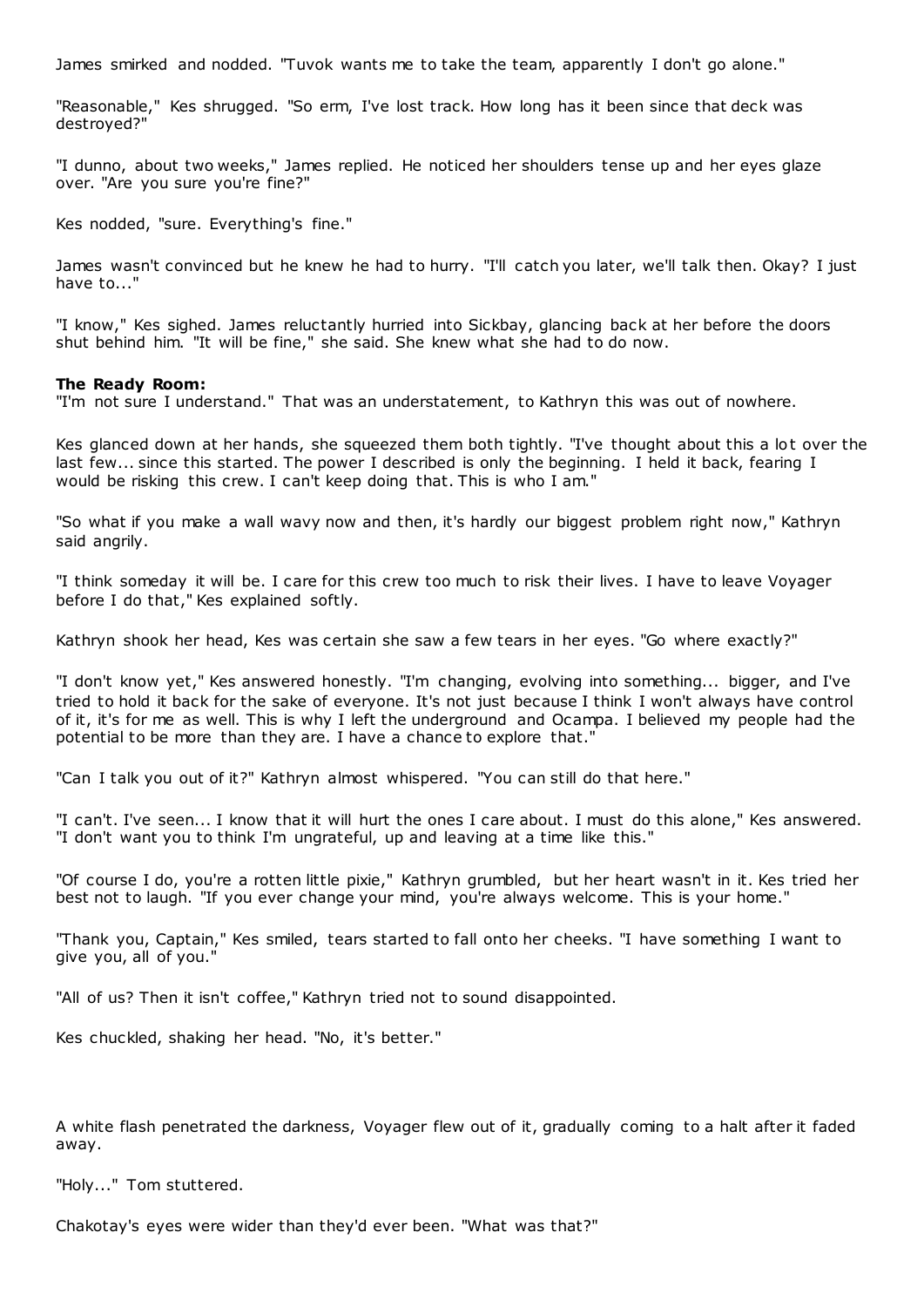James smirked and nodded. "Tuvok wants me to take the team, apparently I don't go alone."

"Reasonable," Kes shrugged. "So erm, I've lost track. How long has it been since that deck was destroyed?"

"I dunno, about two weeks," James replied. He noticed her shoulders tense up and her eyes glaze over. "Are you sure you're fine?"

Kes nodded, "sure. Everything's fine."

James wasn't convinced but he knew he had to hurry. "I'll catch you later, we'll talk then. Okay? I just have to..."

"I know," Kes sighed. James reluctantly hurried into Sickbay, glancing back at her before the doors shut behind him. "It will be fine," she said. She knew what she had to do now.

**The Ready Room:**
"I'm not sure I understand." That was an understatement, to Kathryn this was out of nowhere.

Kes glanced down at her hands, she squeezed them both tightly. "I've thought about this a lot over the last few... since this started. The power I described is only the beginning. I held it back, fearing I would be risking this crew. I can't keep doing that. This is who I am."

"So what if you make a wall wavy now and then, it's hardly our biggest problem right now," Kathryn said angrily.

"I think someday it will be. I care for this crew too much to risk their lives. I have to leave Voyager before I do that," Kes explained softly.

Kathryn shook her head, Kes was certain she saw a few tears in her eyes. "Go where exactly?"

"I don't know yet," Kes answered honestly. "I'm changing, evolving into something... bigger, and I've tried to hold it back for the sake of everyone. It's not just because I think I won't always have control of it, it's for me as well. This is why I left the underground and Ocampa. I believed my people had the potential to be more than they are. I have a chance to explore that."

"Can I talk you out of it?" Kathryn almost whispered. "You can still do that here."

"I can't. I've seen... I know that it will hurt the ones I care about. I must do this alone," Kes answered. "I don't want you to think I'm ungrateful, up and leaving at a time like this."

"Of course I do, you're a rotten little pixie," Kathryn grumbled, but her heart wasn't in it. Kes tried her best not to laugh. "If you ever change your mind, you're always welcome. This is your home."

"Thank you, Captain," Kes smiled, tears started to fall onto her cheeks. "I have something I want to give you, all of you."

"All of us? Then it isn't coffee," Kathryn tried not to sound disappointed.

Kes chuckled, shaking her head. "No, it's better."

A white flash penetrated the darkness, Voyager flew out of it, gradually coming to a halt after it faded away.

"Holy..." Tom stuttered.

Chakotay's eyes were wider than they'd ever been. "What was that?"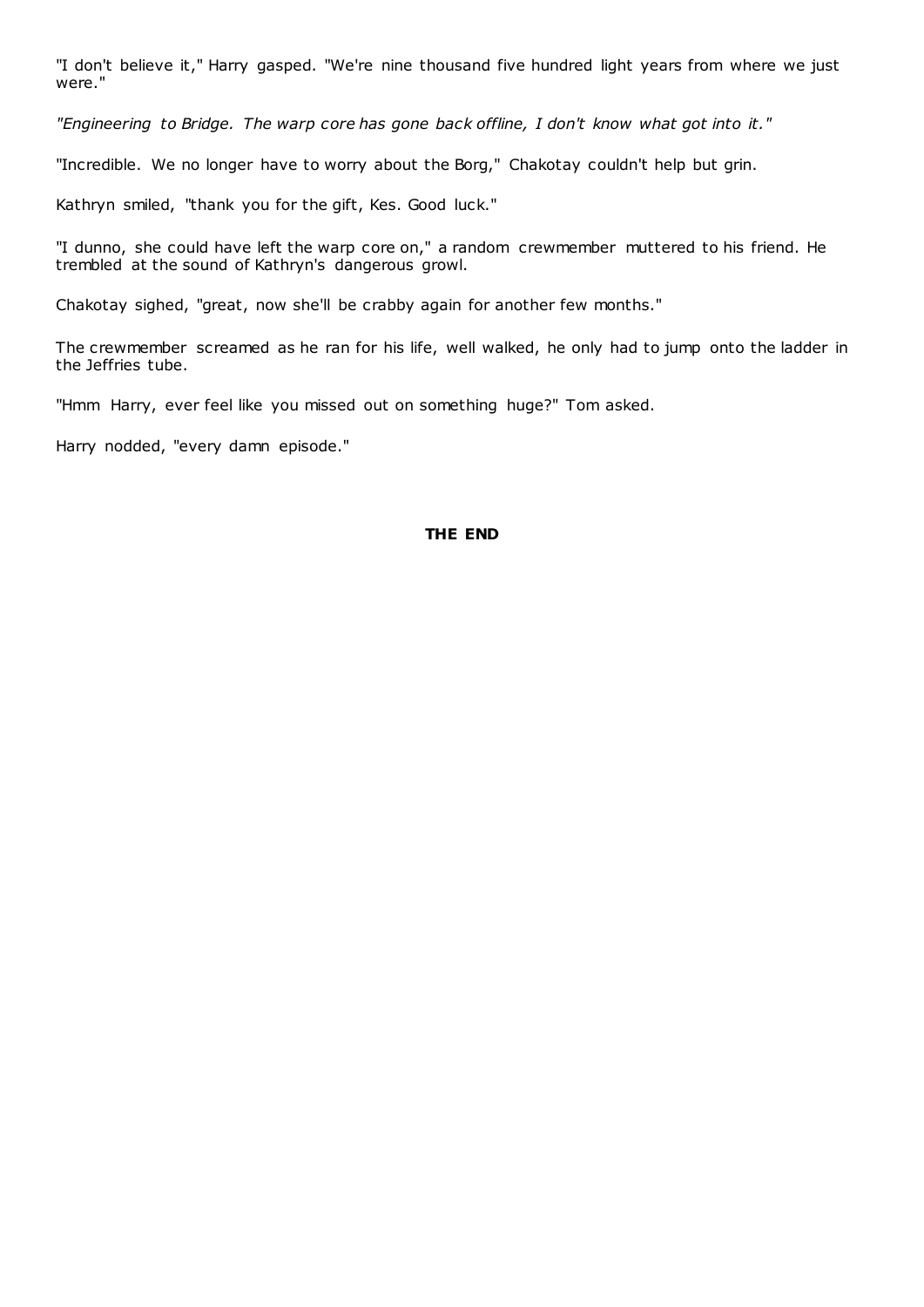"I don't believe it," Harry gasped. "We're nine thousand five hundred light years from where we just were."

*"Engineering to Bridge. The warp core has gone back offline, I don't know what got into it."*

"Incredible. We no longer have to worry about the Borg," Chakotay couldn't help but grin.

Kathryn smiled, "thank you for the gift, Kes. Good luck."

"I dunno, she could have left the warp core on," a random crewmember muttered to his friend. He trembled at the sound of Kathryn's dangerous growl.

Chakotay sighed, "great, now she'll be crabby again for another few months."

The crewmember screamed as he ran for his life, well walked, he only had to jump onto the ladder in the Jeffries tube.

"Hmm Harry, ever feel like you missed out on something huge?" Tom asked.

Harry nodded, "every damn episode."

**THE END**